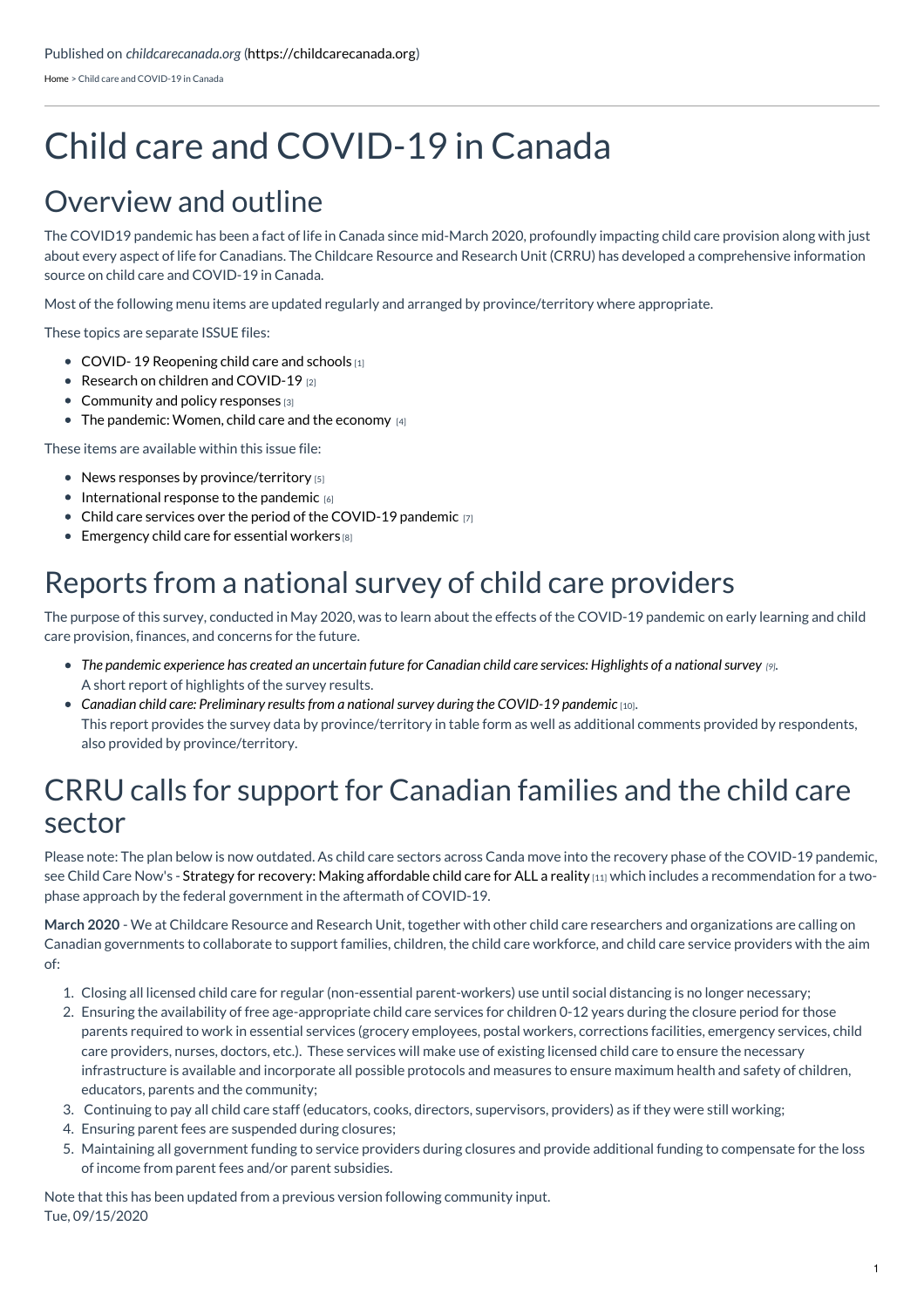Published on *childcarecanada.org* (https://childcarecanada.org)

Home > Child care and COVID-19 in Canada

# Child care and COVID-19 in Canada

## Overview and outline

The COVID19 pandemic has been a fact of life in Canada since mid-March 2020, profoundly impacting child care provision along with just about every aspect of life for Canadians. The Childcare Resource and Research Unit (CRRU) has developed a comprehensive information source on child care and COVID-19 in Canada.

Most of the following menu items are updated regularly and arranged by province/territory where appropriate.

These topics are separate ISSUE files:

- COVID- 19 Reopening child care and schools [1]
- Research on children and COVID-19 [2]
- Community and policy responses [3]
- The pandemic: Women, child care and the economy [4]

These items are available within this issue file:

- News responses by province/territory [5]
- International response to the pandemic [6]
- Child care services over the period of the COVID-19 pandemic [7]
- Emergency child care for essential workers [8]

## Reports from a national survey of child care providers

The purpose of this survey, conducted in May 2020, was to learn about the effects of the COVID-19 pandemic on early learning and child care provision, finances, and concerns for the future.

- *The pandemic experience has created an uncertain future for Canadian child care services: Highlights of a national survey* [9].
  A short report of highlights of the survey results.
- *Canadian child care: Preliminary results from a national survey during the COVID-19 pandemic* [10].
  This report provides the survey data by province/territory in table form as well as additional comments provided by respondents, also provided by province/territory.

## CRRU calls for support for Canadian families and the child care sector

Please note: The plan below is now outdated. As child care sectors across Canda move into the recovery phase of the COVID-19 pandemic, see Child Care Now's - Strategy for recovery: Making affordable child care for ALL a reality [11] which includes a recommendation for a two-phase approach by the federal government in the aftermath of COVID-19.

**March 2020** - We at Childcare Resource and Research Unit, together with other child care researchers and organizations are calling on Canadian governments to collaborate to support families, children, the child care workforce, and child care service providers with the aim of:

1. Closing all licensed child care for regular (non-essential parent-workers) use until social distancing is no longer necessary;
2. Ensuring the availability of free age-appropriate child care services for children 0-12 years during the closure period for those parents required to work in essential services (grocery employees, postal workers, corrections facilities, emergency services, child care providers, nurses, doctors, etc.). These services will make use of existing licensed child care to ensure the necessary infrastructure is available and incorporate all possible protocols and measures to ensure maximum health and safety of children, educators, parents and the community;
3. Continuing to pay all child care staff (educators, cooks, directors, supervisors, providers) as if they were still working;
4. Ensuring parent fees are suspended during closures;
5. Maintaining all government funding to service providers during closures and provide additional funding to compensate for the loss of income from parent fees and/or parent subsidies.

Note that this has been updated from a previous version following community input.
Tue, 09/15/2020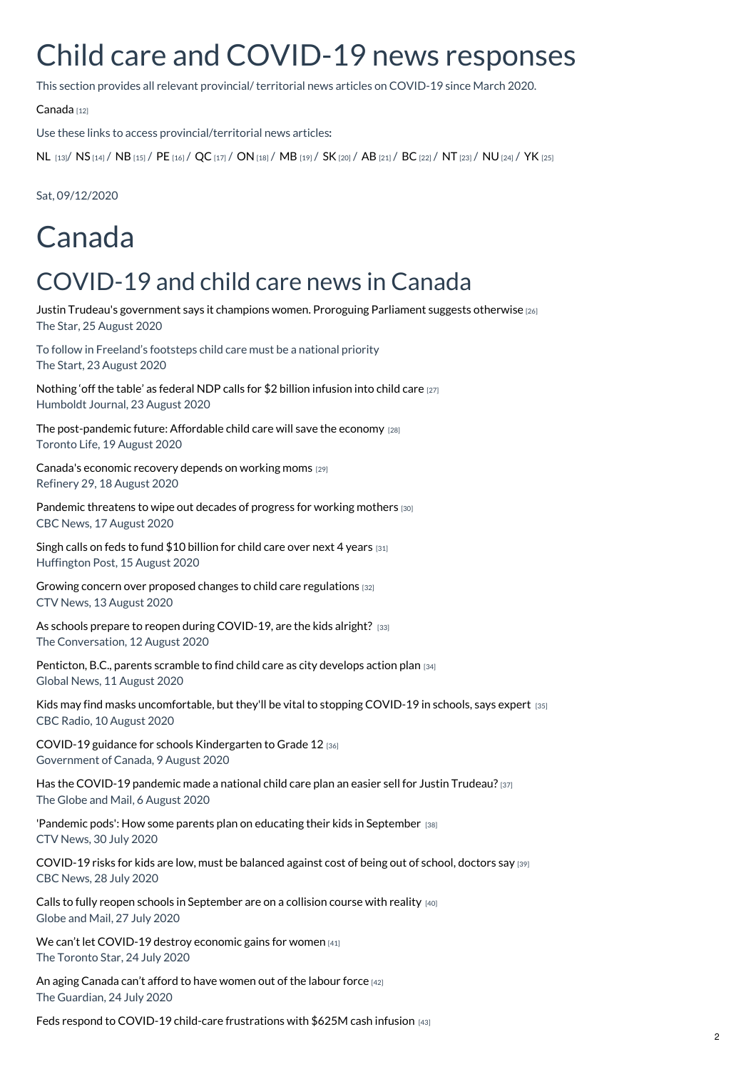# Child care and COVID-19 news responses

This section provides all relevant provincial/ territorial news articles on COVID-19 since March 2020.

Canada [12]

Use these links to access provincial/territorial news articles:

NL [13]/ NS [14] / NB [15] / PE [16] / QC [17] / ON [18] / MB [19] / SK [20] / AB [21] / BC [22] / NT [23] / NU [24] / YK [25]

Sat, 09/12/2020

# Canada

## COVID-19 and child care news in Canada

Justin Trudeau's government says it champions women. Proroguing Parliament suggests otherwise [26]
The Star, 25 August 2020

To follow in Freeland's footsteps child care must be a national priority
The Start, 23 August 2020

Nothing 'off the table' as federal NDP calls for $2 billion infusion into child care [27]
Humboldt Journal, 23 August 2020

The post-pandemic future: Affordable child care will save the economy [28]
Toronto Life, 19 August 2020

Canada's economic recovery depends on working moms [29]
Refinery 29, 18 August 2020

Pandemic threatens to wipe out decades of progress for working mothers [30]
CBC News, 17 August 2020

Singh calls on feds to fund $10 billion for child care over next 4 years [31]
Huffington Post, 15 August 2020

Growing concern over proposed changes to child care regulations [32]
CTV News, 13 August 2020

As schools prepare to reopen during COVID-19, are the kids alright? [33]
The Conversation, 12 August 2020

Penticton, B.C., parents scramble to find child care as city develops action plan [34]
Global News, 11 August 2020

Kids may find masks uncomfortable, but they'll be vital to stopping COVID-19 in schools, says expert [35]
CBC Radio, 10 August 2020

COVID-19 guidance for schools Kindergarten to Grade 12 [36]
Government of Canada, 9 August 2020

Has the COVID-19 pandemic made a national child care plan an easier sell for Justin Trudeau? [37]
The Globe and Mail, 6 August 2020

'Pandemic pods': How some parents plan on educating their kids in September [38]
CTV News, 30 July 2020

COVID-19 risks for kids are low, must be balanced against cost of being out of school, doctors say [39]
CBC News, 28 July 2020

Calls to fully reopen schools in September are on a collision course with reality [40]
Globe and Mail, 27 July 2020

We can't let COVID-19 destroy economic gains for women [41]
The Toronto Star, 24 July 2020

An aging Canada can't afford to have women out of the labour force [42]
The Guardian, 24 July 2020

Feds respond to COVID-19 child-care frustrations with $625M cash infusion [43]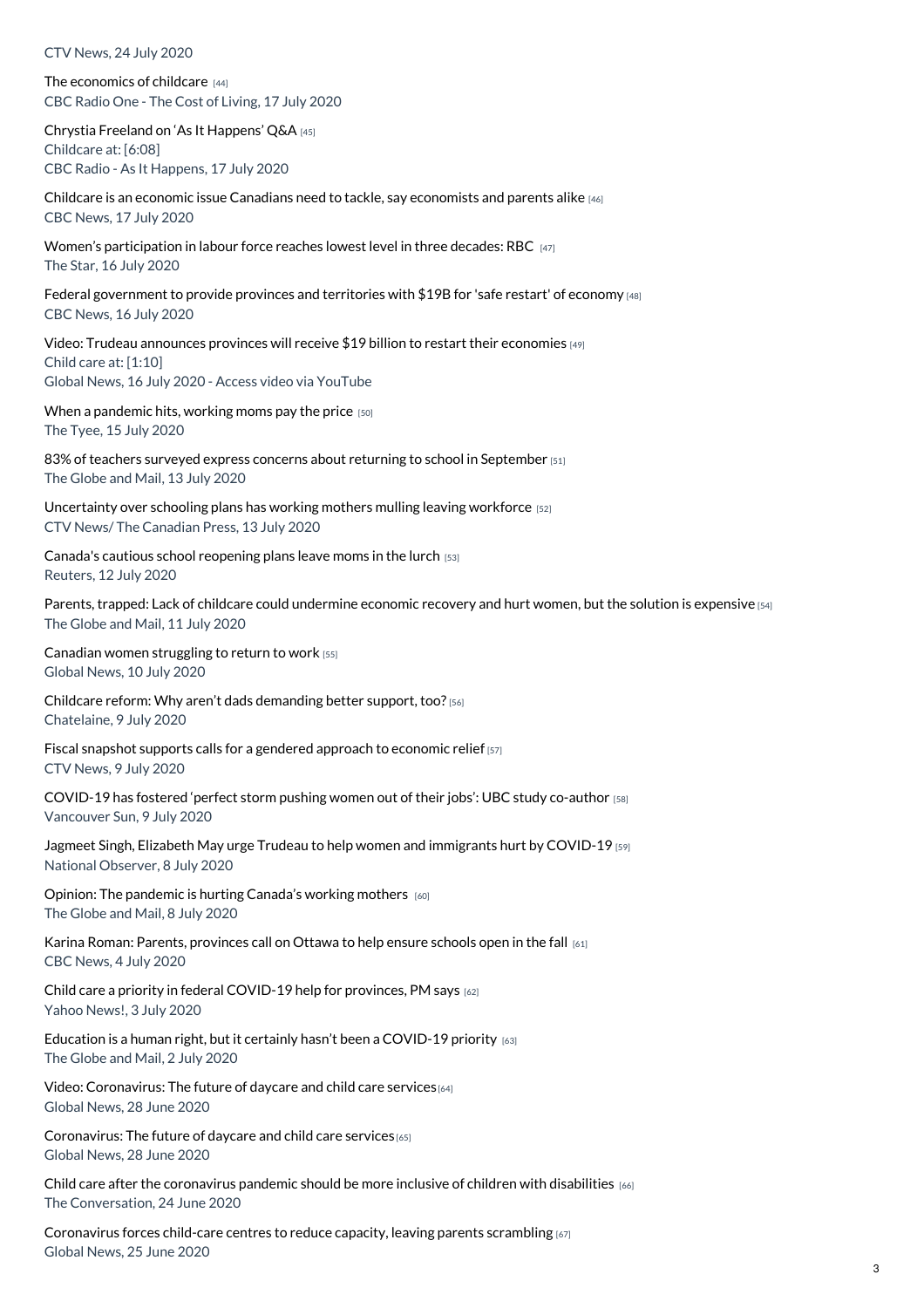CTV News, 24 July 2020

The economics of childcare [44]
CBC Radio One - The Cost of Living, 17 July 2020

Chrystia Freeland on 'As It Happens' Q&A [45]
Childcare at: [6:08]
CBC Radio - As It Happens, 17 July 2020

Childcare is an economic issue Canadians need to tackle, say economists and parents alike [46]
CBC News, 17 July 2020

Women's participation in labour force reaches lowest level in three decades: RBC [47]
The Star, 16 July 2020

Federal government to provide provinces and territories with $19B for 'safe restart' of economy [48]
CBC News, 16 July 2020

Video: Trudeau announces provinces will receive $19 billion to restart their economies [49]
Child care at: [1:10]
Global News, 16 July 2020 - Access video via YouTube

When a pandemic hits, working moms pay the price [50]
The Tyee, 15 July 2020

83% of teachers surveyed express concerns about returning to school in September [51]
The Globe and Mail, 13 July 2020

Uncertainty over schooling plans has working mothers mulling leaving workforce [52]
CTV News/ The Canadian Press, 13 July 2020

Canada's cautious school reopening plans leave moms in the lurch [53]
Reuters, 12 July 2020

Parents, trapped: Lack of childcare could undermine economic recovery and hurt women, but the solution is expensive [54]
The Globe and Mail, 11 July 2020

Canadian women struggling to return to work [55]
Global News, 10 July 2020

Childcare reform: Why aren't dads demanding better support, too? [56]
Chatelaine, 9 July 2020

Fiscal snapshot supports calls for a gendered approach to economic relief [57]
CTV News, 9 July 2020

COVID-19 has fostered 'perfect storm pushing women out of their jobs': UBC study co-author [58]
Vancouver Sun, 9 July 2020

Jagmeet Singh, Elizabeth May urge Trudeau to help women and immigrants hurt by COVID-19 [59]
National Observer, 8 July 2020

Opinion: The pandemic is hurting Canada's working mothers [60]
The Globe and Mail, 8 July 2020

Karina Roman: Parents, provinces call on Ottawa to help ensure schools open in the fall [61]
CBC News, 4 July 2020

Child care a priority in federal COVID-19 help for provinces, PM says [62]
Yahoo News!, 3 July 2020

Education is a human right, but it certainly hasn't been a COVID-19 priority [63]
The Globe and Mail, 2 July 2020

Video: Coronavirus: The future of daycare and child care services [64]
Global News, 28 June 2020

Coronavirus: The future of daycare and child care services [65]
Global News, 28 June 2020

Child care after the coronavirus pandemic should be more inclusive of children with disabilities [66]
The Conversation, 24 June 2020

Coronavirus forces child-care centres to reduce capacity, leaving parents scrambling [67]
Global News, 25 June 2020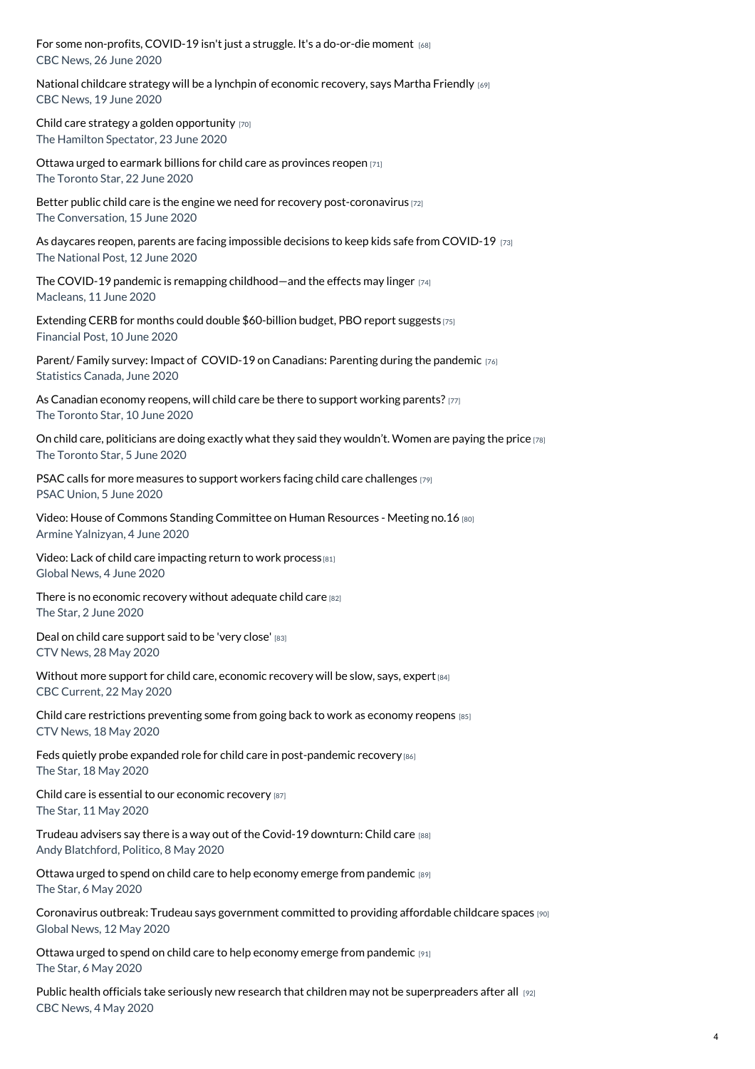For some non-profits, COVID-19 isn't just a struggle. It's a do-or-die moment [68]
CBC News, 26 June 2020

National childcare strategy will be a lynchpin of economic recovery, says Martha Friendly [69]
CBC News, 19 June 2020

Child care strategy a golden opportunity [70]
The Hamilton Spectator, 23 June 2020

Ottawa urged to earmark billions for child care as provinces reopen [71]
The Toronto Star, 22 June 2020

Better public child care is the engine we need for recovery post-coronavirus [72]
The Conversation, 15 June 2020

As daycares reopen, parents are facing impossible decisions to keep kids safe from COVID-19 [73]
The National Post, 12 June 2020

The COVID-19 pandemic is remapping childhood—and the effects may linger [74]
Macleans, 11 June 2020

Extending CERB for months could double $60-billion budget, PBO report suggests [75]
Financial Post, 10 June 2020

Parent/ Family survey: Impact of COVID-19 on Canadians: Parenting during the pandemic [76]
Statistics Canada, June 2020

As Canadian economy reopens, will child care be there to support working parents? [77]
The Toronto Star, 10 June 2020

On child care, politicians are doing exactly what they said they wouldn't. Women are paying the price [78]
The Toronto Star, 5 June 2020

PSAC calls for more measures to support workers facing child care challenges [79]
PSAC Union, 5 June 2020

Video: House of Commons Standing Committee on Human Resources - Meeting no.16 [80]
Armine Yalnizyan, 4 June 2020

Video: Lack of child care impacting return to work process [81]
Global News, 4 June 2020

There is no economic recovery without adequate child care [82]
The Star, 2 June 2020

Deal on child care support said to be 'very close' [83]
CTV News, 28 May 2020

Without more support for child care, economic recovery will be slow, says, expert [84]
CBC Current, 22 May 2020

Child care restrictions preventing some from going back to work as economy reopens [85]
CTV News, 18 May 2020

Feds quietly probe expanded role for child care in post-pandemic recovery [86]
The Star, 18 May 2020

Child care is essential to our economic recovery [87]
The Star, 11 May 2020

Trudeau advisers say there is a way out of the Covid-19 downturn: Child care [88]
Andy Blatchford, Politico, 8 May 2020

Ottawa urged to spend on child care to help economy emerge from pandemic [89]
The Star, 6 May 2020

Coronavirus outbreak: Trudeau says government committed to providing affordable childcare spaces [90]
Global News, 12 May 2020

Ottawa urged to spend on child care to help economy emerge from pandemic [91]
The Star, 6 May 2020

Public health officials take seriously new research that children may not be superpreaders after all [92]
CBC News, 4 May 2020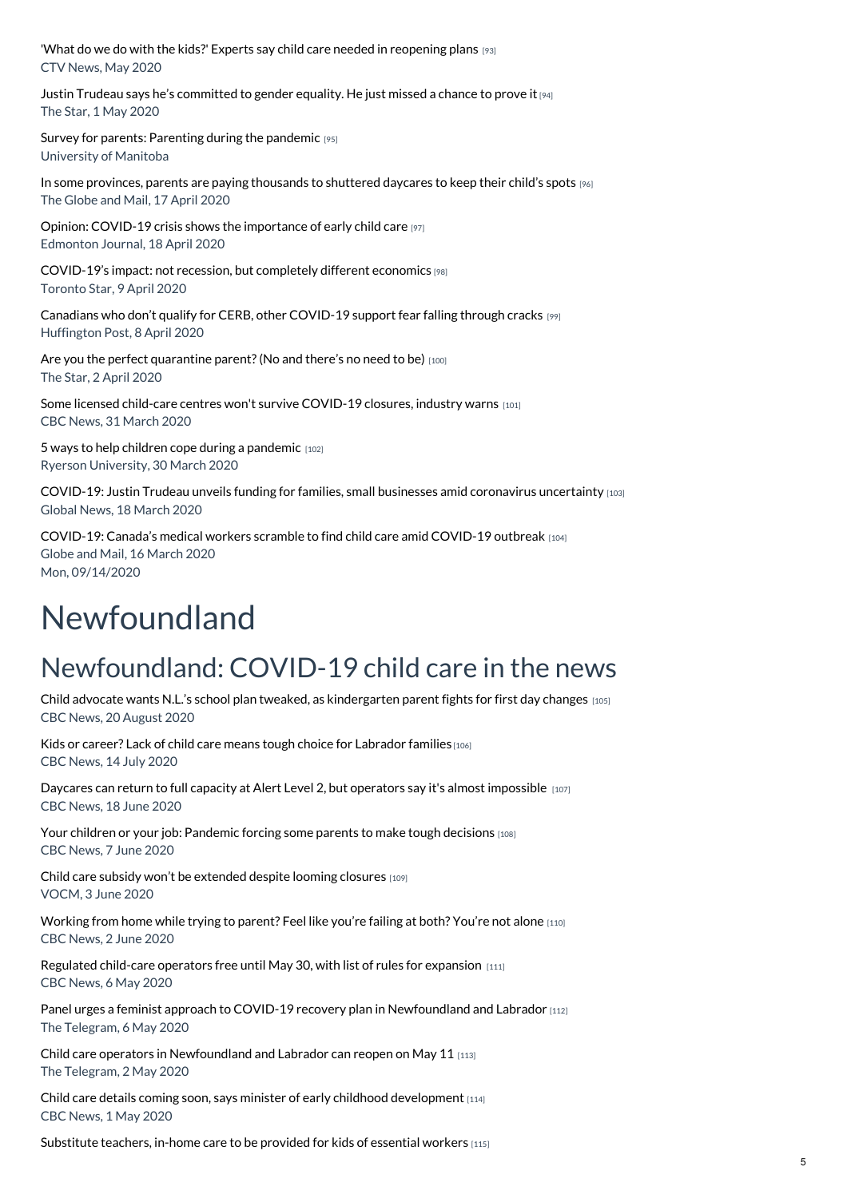'What do we do with the kids?' Experts say child care needed in reopening plans [93]
CTV News, May 2020

Justin Trudeau says he's committed to gender equality. He just missed a chance to prove it [94]
The Star, 1 May 2020

Survey for parents: Parenting during the pandemic [95]
University of Manitoba

In some provinces, parents are paying thousands to shuttered daycares to keep their child's spots [96]
The Globe and Mail, 17 April 2020

Opinion: COVID-19 crisis shows the importance of early child care [97]
Edmonton Journal, 18 April 2020

COVID-19's impact: not recession, but completely different economics [98]
Toronto Star, 9 April 2020

Canadians who don't qualify for CERB, other COVID-19 support fear falling through cracks [99]
Huffington Post, 8 April 2020

Are you the perfect quarantine parent? (No and there's no need to be) [100]
The Star, 2 April 2020

Some licensed child-care centres won't survive COVID-19 closures, industry warns [101]
CBC News, 31 March 2020

5 ways to help children cope during a pandemic [102]
Ryerson University, 30 March 2020

COVID-19: Justin Trudeau unveils funding for families, small businesses amid coronavirus uncertainty [103]
Global News, 18 March 2020

COVID-19: Canada's medical workers scramble to find child care amid COVID-19 outbreak [104]
Globe and Mail, 16 March 2020
Mon, 09/14/2020

# Newfoundland

## Newfoundland: COVID-19 child care in the news

Child advocate wants N.L.'s school plan tweaked, as kindergarten parent fights for first day changes [105]
CBC News, 20 August 2020

Kids or career? Lack of child care means tough choice for Labrador families [106]
CBC News, 14 July 2020

Daycares can return to full capacity at Alert Level 2, but operators say it's almost impossible [107]
CBC News, 18 June 2020

Your children or your job: Pandemic forcing some parents to make tough decisions [108]
CBC News, 7 June 2020

Child care subsidy won't be extended despite looming closures [109]
VOCM, 3 June 2020

Working from home while trying to parent? Feel like you're failing at both? You're not alone [110]
CBC News, 2 June 2020

Regulated child-care operators free until May 30, with list of rules for expansion [111]
CBC News, 6 May 2020

Panel urges a feminist approach to COVID-19 recovery plan in Newfoundland and Labrador [112]
The Telegram, 6 May 2020

Child care operators in Newfoundland and Labrador can reopen on May 11 [113]
The Telegram, 2 May 2020

Child care details coming soon, says minister of early childhood development [114]
CBC News, 1 May 2020

Substitute teachers, in-home care to be provided for kids of essential workers [115]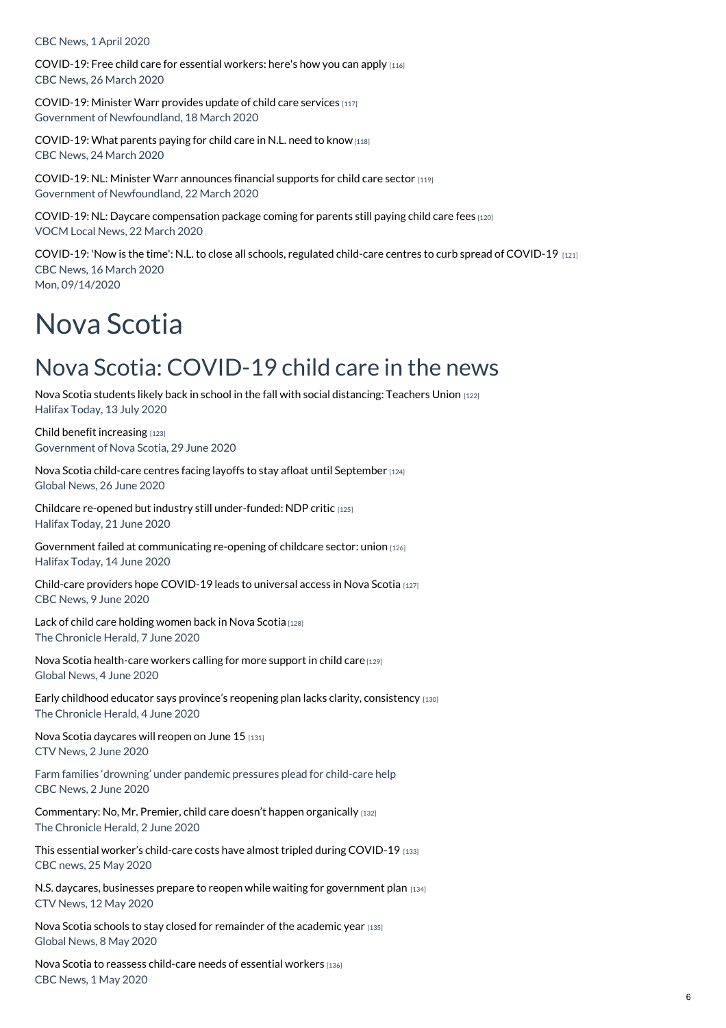CBC News, 1 April 2020

COVID-19: Free child care for essential workers: here's how you can apply [116]
CBC News, 26 March 2020

COVID-19: Minister Warr provides update of child care services [117]
Government of Newfoundland, 18 March 2020

COVID-19: What parents paying for child care in N.L. need to know [118]
CBC News, 24 March 2020

COVID-19: NL: Minister Warr announces financial supports for child care sector [119]
Government of Newfoundland, 22 March 2020

COVID-19: NL: Daycare compensation package coming for parents still paying child care fees [120]
VOCM Local News, 22 March 2020

COVID-19: 'Now is the time': N.L. to close all schools, regulated child-care centres to curb spread of COVID-19 [121]
CBC News, 16 March 2020
Mon, 09/14/2020

# Nova Scotia

## Nova Scotia: COVID-19 child care in the news

Nova Scotia students likely back in school in the fall with social distancing: Teachers Union [122]
Halifax Today, 13 July 2020

Child benefit increasing [123]
Government of Nova Scotia, 29 June 2020

Nova Scotia child-care centres facing layoffs to stay afloat until September [124]
Global News, 26 June 2020

Childcare re-opened but industry still under-funded: NDP critic [125]
Halifax Today, 21 June 2020

Government failed at communicating re-opening of childcare sector: union [126]
Halifax Today, 14 June 2020

Child-care providers hope COVID-19 leads to universal access in Nova Scotia [127]
CBC News, 9 June 2020

Lack of child care holding women back in Nova Scotia [128]
The Chronicle Herald, 7 June 2020

Nova Scotia health-care workers calling for more support in child care [129]
Global News, 4 June 2020

Early childhood educator says province's reopening plan lacks clarity, consistency [130]
The Chronicle Herald, 4 June 2020

Nova Scotia daycares will reopen on June 15 [131]
CTV News, 2 June 2020

Farm families 'drowning' under pandemic pressures plead for child-care help
CBC News, 2 June 2020

Commentary: No, Mr. Premier, child care doesn't happen organically [132]
The Chronicle Herald, 2 June 2020

This essential worker's child-care costs have almost tripled during COVID-19 [133]
CBC news, 25 May 2020

N.S. daycares, businesses prepare to reopen while waiting for government plan [134]
CTV News, 12 May 2020

Nova Scotia schools to stay closed for remainder of the academic year [135]
Global News, 8 May 2020

Nova Scotia to reassess child-care needs of essential workers [136]
CBC News, 1 May 2020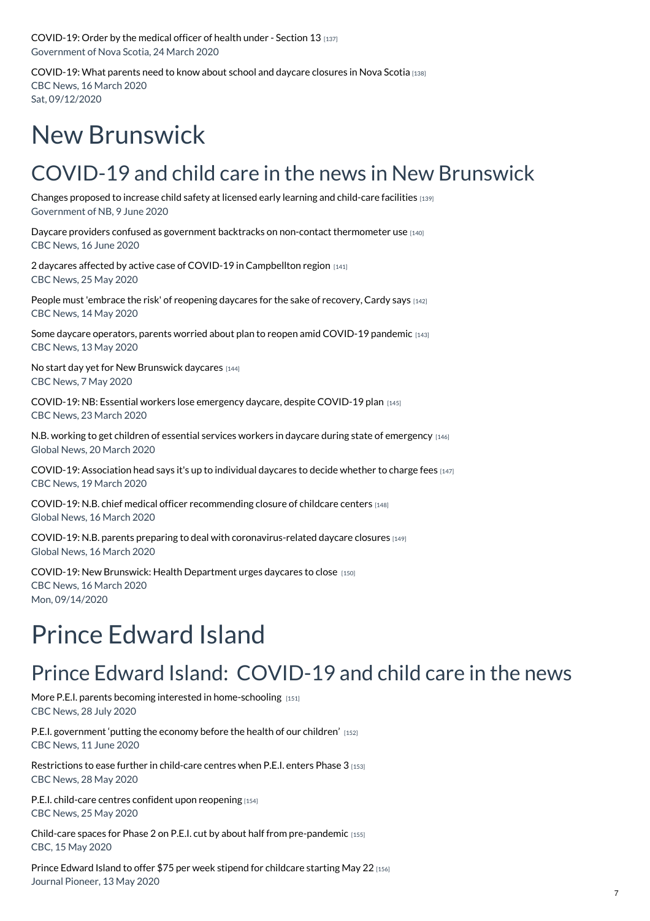COVID-19: Order by the medical officer of health under - Section 13 [137]
Government of Nova Scotia, 24 March 2020

COVID-19: What parents need to know about school and daycare closures in Nova Scotia [138]
CBC News, 16 March 2020
Sat, 09/12/2020

# New Brunswick

## COVID-19 and child care in the news in New Brunswick

Changes proposed to increase child safety at licensed early learning and child-care facilities [139]
Government of NB, 9 June 2020

Daycare providers confused as government backtracks on non-contact thermometer use [140]
CBC News, 16 June 2020

2 daycares affected by active case of COVID-19 in Campbellton region [141]
CBC News, 25 May 2020

People must 'embrace the risk' of reopening daycares for the sake of recovery, Cardy says [142]
CBC News, 14 May 2020

Some daycare operators, parents worried about plan to reopen amid COVID-19 pandemic [143]
CBC News, 13 May 2020

No start day yet for New Brunswick daycares [144]
CBC News, 7 May 2020

COVID-19: NB: Essential workers lose emergency daycare, despite COVID-19 plan [145]
CBC News, 23 March 2020

N.B. working to get children of essential services workers in daycare during state of emergency [146]
Global News, 20 March 2020

COVID-19: Association head says it's up to individual daycares to decide whether to charge fees [147]
CBC News, 19 March 2020

COVID-19: N.B. chief medical officer recommending closure of childcare centers [148]
Global News, 16 March 2020

COVID-19: N.B. parents preparing to deal with coronavirus-related daycare closures [149]
Global News, 16 March 2020

COVID-19: New Brunswick: Health Department urges daycares to close [150]
CBC News, 16 March 2020
Mon, 09/14/2020

# Prince Edward Island

## Prince Edward Island: COVID-19 and child care in the news

More P.E.I. parents becoming interested in home-schooling [151]
CBC News, 28 July 2020

P.E.I. government 'putting the economy before the health of our children' [152]
CBC News, 11 June 2020

Restrictions to ease further in child-care centres when P.E.I. enters Phase 3 [153]
CBC News, 28 May 2020

P.E.I. child-care centres confident upon reopening [154]
CBC News, 25 May 2020

Child-care spaces for Phase 2 on P.E.I. cut by about half from pre-pandemic [155]
CBC, 15 May 2020

Prince Edward Island to offer $75 per week stipend for childcare starting May 22 [156]
Journal Pioneer, 13 May 2020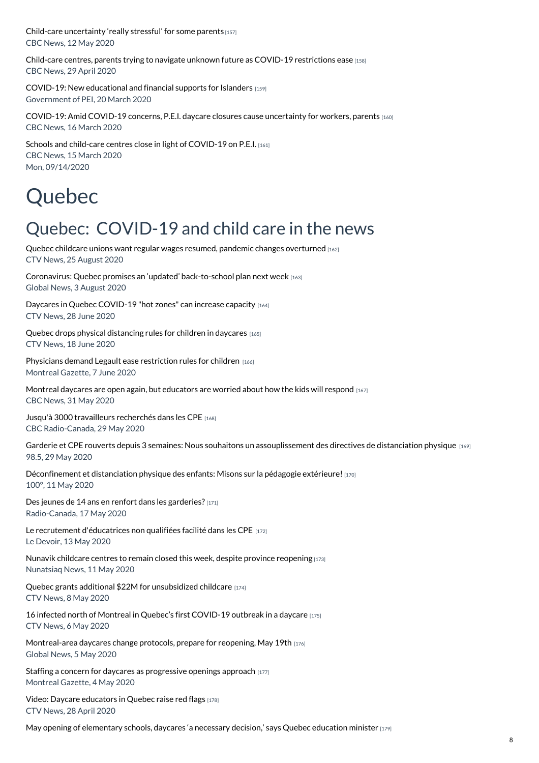Child-care uncertainty 'really stressful' for some parents [157]
CBC News, 12 May 2020

Child-care centres, parents trying to navigate unknown future as COVID-19 restrictions ease [158]
CBC News, 29 April 2020

COVID-19: New educational and financial supports for Islanders [159]
Government of PEI, 20 March 2020

COVID-19: Amid COVID-19 concerns, P.E.I. daycare closures cause uncertainty for workers, parents [160]
CBC News, 16 March 2020

Schools and child-care centres close in light of COVID-19 on P.E.I. [161]
CBC News, 15 March 2020
Mon, 09/14/2020

# Quebec

## Quebec: COVID-19 and child care in the news

Quebec childcare unions want regular wages resumed, pandemic changes overturned [162]
CTV News, 25 August 2020

Coronavirus: Quebec promises an 'updated' back-to-school plan next week [163]
Global News, 3 August 2020

Daycares in Quebec COVID-19 "hot zones" can increase capacity [164]
CTV News, 28 June 2020

Quebec drops physical distancing rules for children in daycares [165]
CTV News, 18 June 2020

Physicians demand Legault ease restriction rules for children [166]
Montreal Gazette, 7 June 2020

Montreal daycares are open again, but educators are worried about how the kids will respond [167]
CBC News, 31 May 2020

Jusqu'à 3000 travailleurs recherchés dans les CPE [168]
CBC Radio-Canada, 29 May 2020

Garderie et CPE rouverts depuis 3 semaines: Nous souhaitons un assouplissement des directives de distanciation physique [169]
98.5, 29 May 2020

Déconfinement et distanciation physique des enfants: Misons sur la pédagogie extérieure! [170]
100°, 11 May 2020

Des jeunes de 14 ans en renfort dans les garderies? [171]
Radio-Canada, 17 May 2020

Le recrutement d'éducatrices non qualifiées facilité dans les CPE [172]
Le Devoir, 13 May 2020

Nunavik childcare centres to remain closed this week, despite province reopening [173]
Nunatsiaq News, 11 May 2020

Quebec grants additional $22M for unsubsidized childcare [174]
CTV News, 8 May 2020

16 infected north of Montreal in Quebec's first COVID-19 outbreak in a daycare [175]
CTV News, 6 May 2020

Montreal-area daycares change protocols, prepare for reopening, May 19th [176]
Global News, 5 May 2020

Staffing a concern for daycares as progressive openings approach [177]
Montreal Gazette, 4 May 2020

Video: Daycare educators in Quebec raise red flags [178]
CTV News, 28 April 2020

May opening of elementary schools, daycares 'a necessary decision,' says Quebec education minister [179]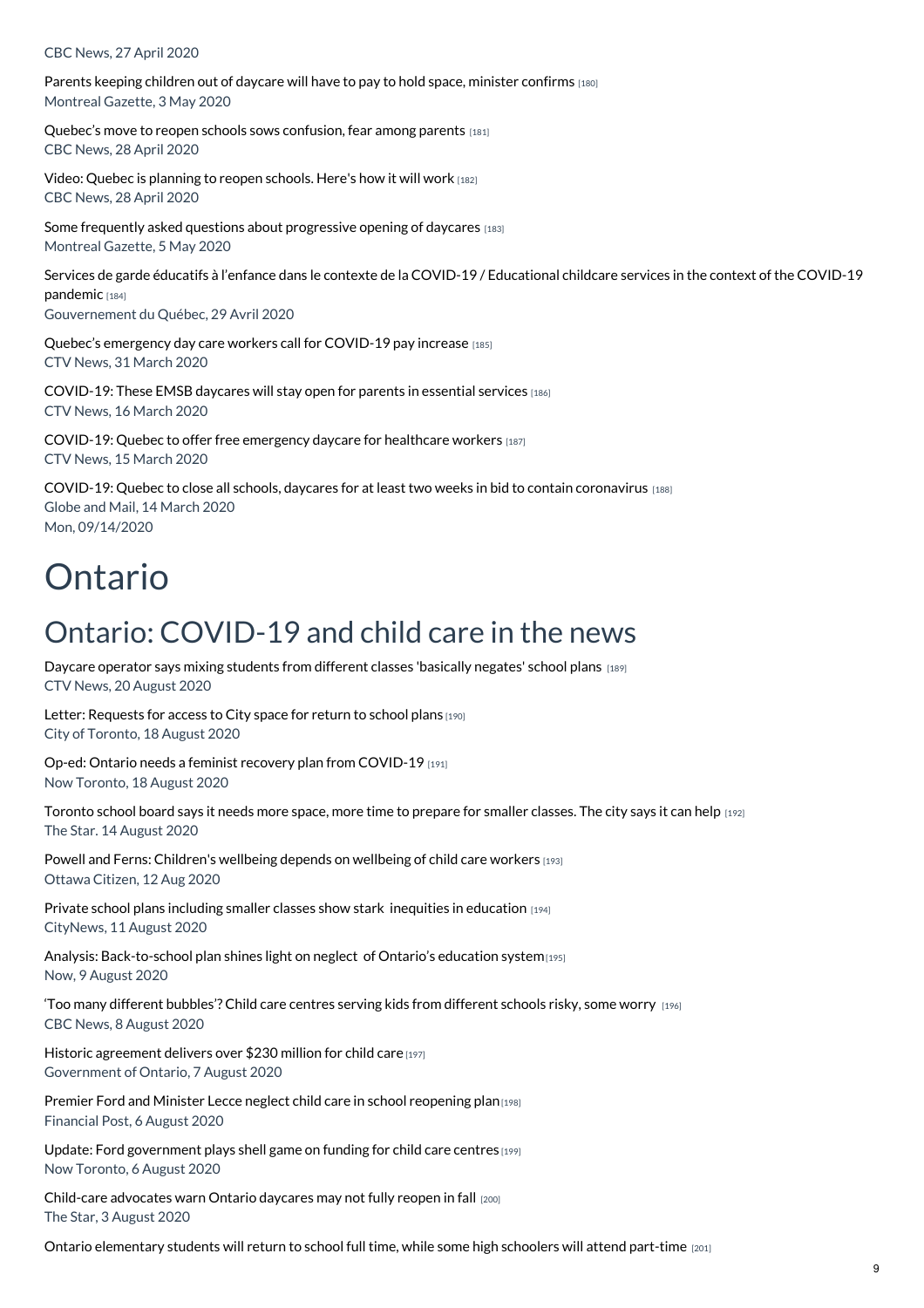CBC News, 27 April 2020

Parents keeping children out of daycare will have to pay to hold space, minister confirms [180]
Montreal Gazette, 3 May 2020

Quebec's move to reopen schools sows confusion, fear among parents [181]
CBC News, 28 April 2020

Video: Quebec is planning to reopen schools. Here's how it will work [182]
CBC News, 28 April 2020

Some frequently asked questions about progressive opening of daycares [183]
Montreal Gazette, 5 May 2020

Services de garde éducatifs à l'enfance dans le contexte de la COVID-19 / Educational childcare services in the context of the COVID-19 pandemic [184]
Gouvernement du Québec, 29 Avril 2020

Quebec's emergency day care workers call for COVID-19 pay increase [185]
CTV News, 31 March 2020

COVID-19: These EMSB daycares will stay open for parents in essential services [186]
CTV News, 16 March 2020

COVID-19: Quebec to offer free emergency daycare for healthcare workers [187]
CTV News, 15 March 2020

COVID-19: Quebec to close all schools, daycares for at least two weeks in bid to contain coronavirus [188]
Globe and Mail, 14 March 2020
Mon, 09/14/2020

# Ontario

## Ontario: COVID-19 and child care in the news

Daycare operator says mixing students from different classes 'basically negates' school plans [189]
CTV News, 20 August 2020

Letter: Requests for access to City space for return to school plans [190]
City of Toronto, 18 August 2020

Op-ed: Ontario needs a feminist recovery plan from COVID-19 [191]
Now Toronto, 18 August 2020

Toronto school board says it needs more space, more time to prepare for smaller classes. The city says it can help [192]
The Star. 14 August 2020

Powell and Ferns: Children's wellbeing depends on wellbeing of child care workers [193]
Ottawa Citizen, 12 Aug 2020

Private school plans including smaller classes show stark inequities in education [194]
CityNews, 11 August 2020

Analysis: Back-to-school plan shines light on neglect of Ontario's education system [195]
Now, 9 August 2020

'Too many different bubbles'? Child care centres serving kids from different schools risky, some worry [196]
CBC News, 8 August 2020

Historic agreement delivers over $230 million for child care [197]
Government of Ontario, 7 August 2020

Premier Ford and Minister Lecce neglect child care in school reopening plan [198]
Financial Post, 6 August 2020

Update: Ford government plays shell game on funding for child care centres [199]
Now Toronto, 6 August 2020

Child-care advocates warn Ontario daycares may not fully reopen in fall [200]
The Star, 3 August 2020

Ontario elementary students will return to school full time, while some high schoolers will attend part-time [201]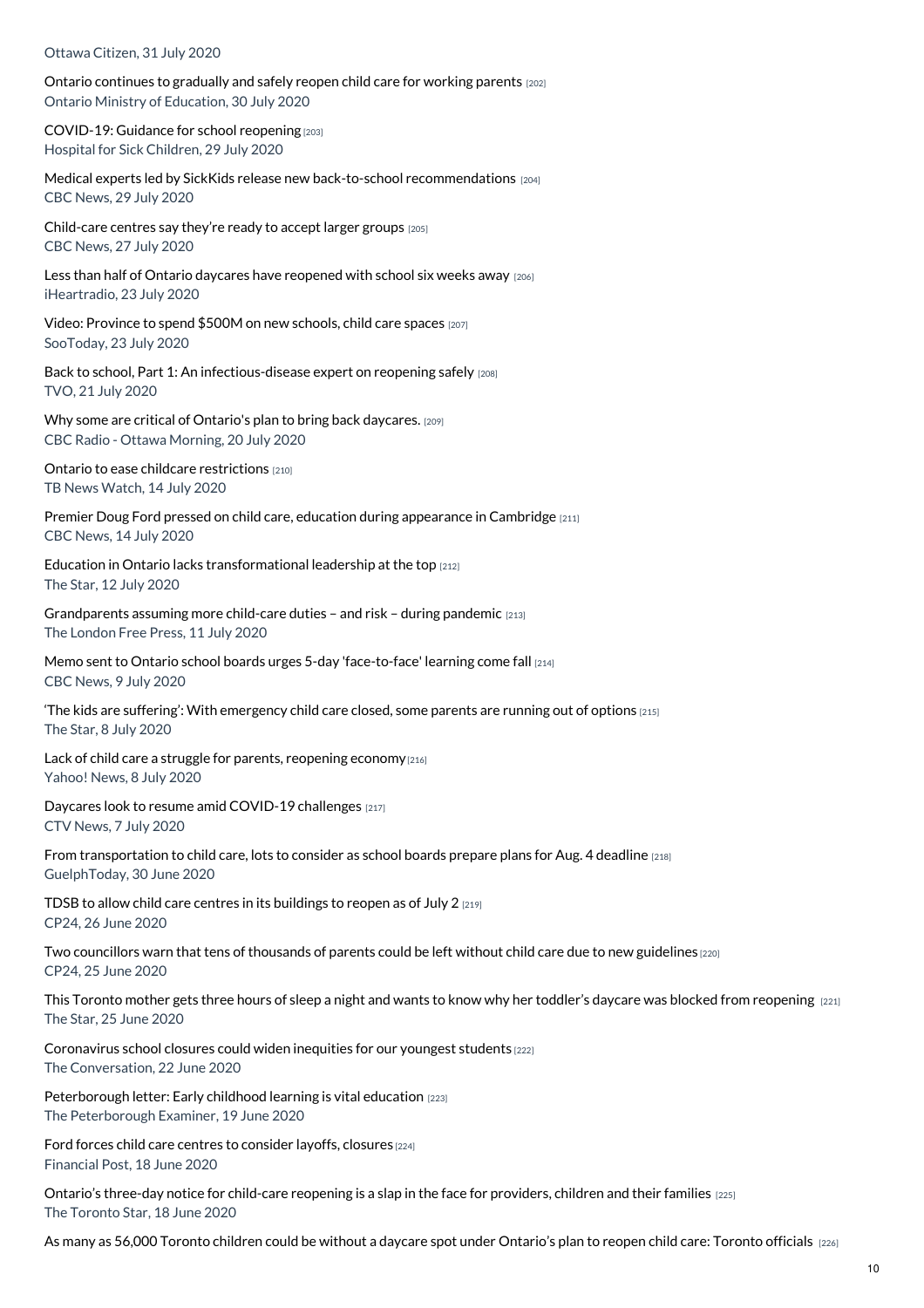Ottawa Citizen, 31 July 2020

Ontario continues to gradually and safely reopen child care for working parents [202]
Ontario Ministry of Education, 30 July 2020

COVID-19: Guidance for school reopening [203]
Hospital for Sick Children, 29 July 2020

Medical experts led by SickKids release new back-to-school recommendations [204]
CBC News, 29 July 2020

Child-care centres say they're ready to accept larger groups [205]
CBC News, 27 July 2020

Less than half of Ontario daycares have reopened with school six weeks away [206]
iHeartradio, 23 July 2020

Video: Province to spend $500M on new schools, child care spaces [207]
SooToday, 23 July 2020

Back to school, Part 1: An infectious-disease expert on reopening safely [208]
TVO, 21 July 2020

Why some are critical of Ontario's plan to bring back daycares. [209]
CBC Radio - Ottawa Morning, 20 July 2020

Ontario to ease childcare restrictions [210]
TB News Watch, 14 July 2020

Premier Doug Ford pressed on child care, education during appearance in Cambridge [211]
CBC News, 14 July 2020

Education in Ontario lacks transformational leadership at the top [212]
The Star, 12 July 2020

Grandparents assuming more child-care duties – and risk – during pandemic [213]
The London Free Press, 11 July 2020

Memo sent to Ontario school boards urges 5-day 'face-to-face' learning come fall [214]
CBC News, 9 July 2020

'The kids are suffering': With emergency child care closed, some parents are running out of options [215]
The Star, 8 July 2020

Lack of child care a struggle for parents, reopening economy [216]
Yahoo! News, 8 July 2020

Daycares look to resume amid COVID-19 challenges [217]
CTV News, 7 July 2020

From transportation to child care, lots to consider as school boards prepare plans for Aug. 4 deadline [218]
GuelphToday, 30 June 2020

TDSB to allow child care centres in its buildings to reopen as of July 2 [219]
CP24, 26 June 2020

Two councillors warn that tens of thousands of parents could be left without child care due to new guidelines [220]
CP24, 25 June 2020

This Toronto mother gets three hours of sleep a night and wants to know why her toddler's daycare was blocked from reopening [221]
The Star, 25 June 2020

Coronavirus school closures could widen inequities for our youngest students [222]
The Conversation, 22 June 2020

Peterborough letter: Early childhood learning is vital education [223]
The Peterborough Examiner, 19 June 2020

Ford forces child care centres to consider layoffs, closures [224]
Financial Post, 18 June 2020

Ontario's three-day notice for child-care reopening is a slap in the face for providers, children and their families [225]
The Toronto Star, 18 June 2020

As many as 56,000 Toronto children could be without a daycare spot under Ontario's plan to reopen child care: Toronto officials [226]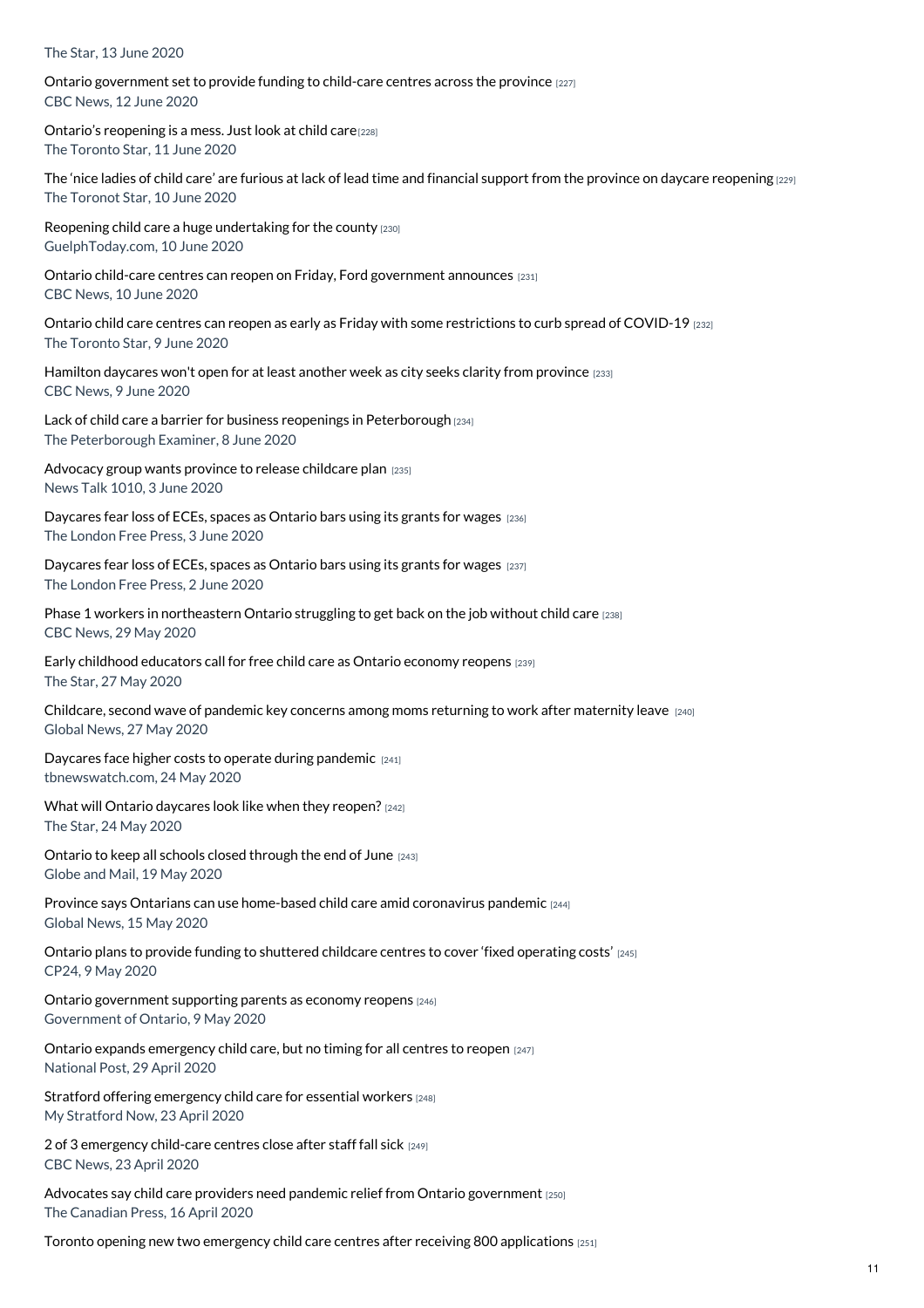The Star, 13 June 2020

Ontario government set to provide funding to child-care centres across the province [227]
CBC News, 12 June 2020

Ontario's reopening is a mess. Just look at child care[228]
The Toronto Star, 11 June 2020

The 'nice ladies of child care' are furious at lack of lead time and financial support from the province on daycare reopening [229]
The Toronot Star, 10 June 2020

Reopening child care a huge undertaking for the county [230]
GuelphToday.com, 10 June 2020

Ontario child-care centres can reopen on Friday, Ford government announces [231]
CBC News, 10 June 2020

Ontario child care centres can reopen as early as Friday with some restrictions to curb spread of COVID-19 [232]
The Toronto Star, 9 June 2020

Hamilton daycares won't open for at least another week as city seeks clarity from province [233]
CBC News, 9 June 2020

Lack of child care a barrier for business reopenings in Peterborough [234]
The Peterborough Examiner, 8 June 2020

Advocacy group wants province to release childcare plan [235]
News Talk 1010, 3 June 2020

Daycares fear loss of ECEs, spaces as Ontario bars using its grants for wages [236]
The London Free Press, 3 June 2020

Daycares fear loss of ECEs, spaces as Ontario bars using its grants for wages [237]
The London Free Press, 2 June 2020

Phase 1 workers in northeastern Ontario struggling to get back on the job without child care [238]
CBC News, 29 May 2020

Early childhood educators call for free child care as Ontario economy reopens [239]
The Star, 27 May 2020

Childcare, second wave of pandemic key concerns among moms returning to work after maternity leave [240]
Global News, 27 May 2020

Daycares face higher costs to operate during pandemic [241]
tbnewswatch.com, 24 May 2020

What will Ontario daycares look like when they reopen? [242]
The Star, 24 May 2020

Ontario to keep all schools closed through the end of June [243]
Globe and Mail, 19 May 2020

Province says Ontarians can use home-based child care amid coronavirus pandemic [244]
Global News, 15 May 2020

Ontario plans to provide funding to shuttered childcare centres to cover 'fixed operating costs' [245]
CP24, 9 May 2020

Ontario government supporting parents as economy reopens [246]
Government of Ontario, 9 May 2020

Ontario expands emergency child care, but no timing for all centres to reopen [247]
National Post, 29 April 2020

Stratford offering emergency child care for essential workers [248]
My Stratford Now, 23 April 2020

2 of 3 emergency child-care centres close after staff fall sick [249]
CBC News, 23 April 2020

Advocates say child care providers need pandemic relief from Ontario government [250]
The Canadian Press, 16 April 2020

Toronto opening new two emergency child care centres after receiving 800 applications [251]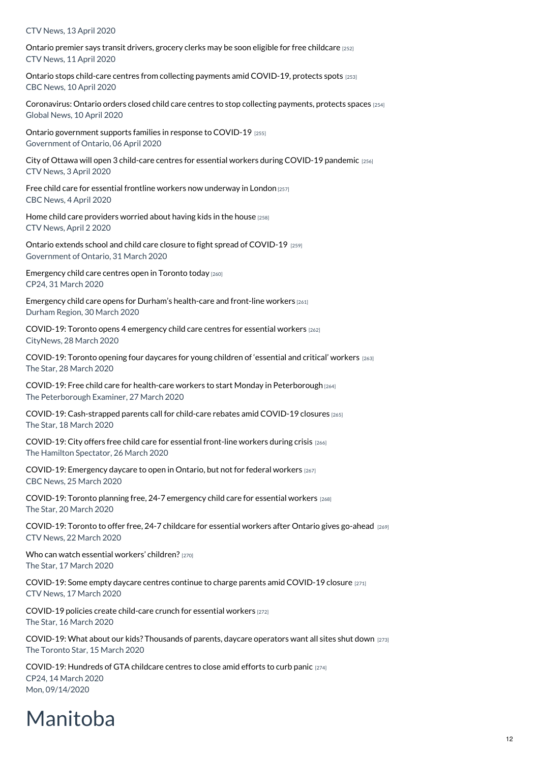CTV News, 13 April 2020

Ontario premier says transit drivers, grocery clerks may be soon eligible for free childcare [252]
CTV News, 11 April 2020

Ontario stops child-care centres from collecting payments amid COVID-19, protects spots [253]
CBC News, 10 April 2020

Coronavirus: Ontario orders closed child care centres to stop collecting payments, protects spaces [254]
Global News, 10 April 2020

Ontario government supports families in response to COVID-19 [255]
Government of Ontario, 06 April 2020

City of Ottawa will open 3 child-care centres for essential workers during COVID-19 pandemic [256]
CTV News, 3 April 2020

Free child care for essential frontline workers now underway in London [257]
CBC News, 4 April 2020

Home child care providers worried about having kids in the house [258]
CTV News, April 2 2020

Ontario extends school and child care closure to fight spread of COVID-19 [259]
Government of Ontario, 31 March 2020

Emergency child care centres open in Toronto today [260]
CP24, 31 March 2020

Emergency child care opens for Durham's health-care and front-line workers [261]
Durham Region, 30 March 2020

COVID-19: Toronto opens 4 emergency child care centres for essential workers [262]
CityNews, 28 March 2020

COVID-19: Toronto opening four daycares for young children of 'essential and critical' workers [263]
The Star, 28 March 2020

COVID-19: Free child care for health-care workers to start Monday in Peterborough [264]
The Peterborough Examiner, 27 March 2020

COVID-19: Cash-strapped parents call for child-care rebates amid COVID-19 closures [265]
The Star, 18 March 2020

COVID-19: City offers free child care for essential front-line workers during crisis [266]
The Hamilton Spectator, 26 March 2020

COVID-19: Emergency daycare to open in Ontario, but not for federal workers [267]
CBC News, 25 March 2020

COVID-19: Toronto planning free, 24-7 emergency child care for essential workers [268]
The Star, 20 March 2020

COVID-19: Toronto to offer free, 24-7 childcare for essential workers after Ontario gives go-ahead [269]
CTV News, 22 March 2020

Who can watch essential workers' children? [270]
The Star, 17 March 2020

COVID-19: Some empty daycare centres continue to charge parents amid COVID-19 closure [271]
CTV News, 17 March 2020

COVID-19 policies create child-care crunch for essential workers [272]
The Star, 16 March 2020

COVID-19: What about our kids? Thousands of parents, daycare operators want all sites shut down [273]
The Toronto Star, 15 March 2020

COVID-19: Hundreds of GTA childcare centres to close amid efforts to curb panic [274]
CP24, 14 March 2020
Mon, 09/14/2020

# Manitoba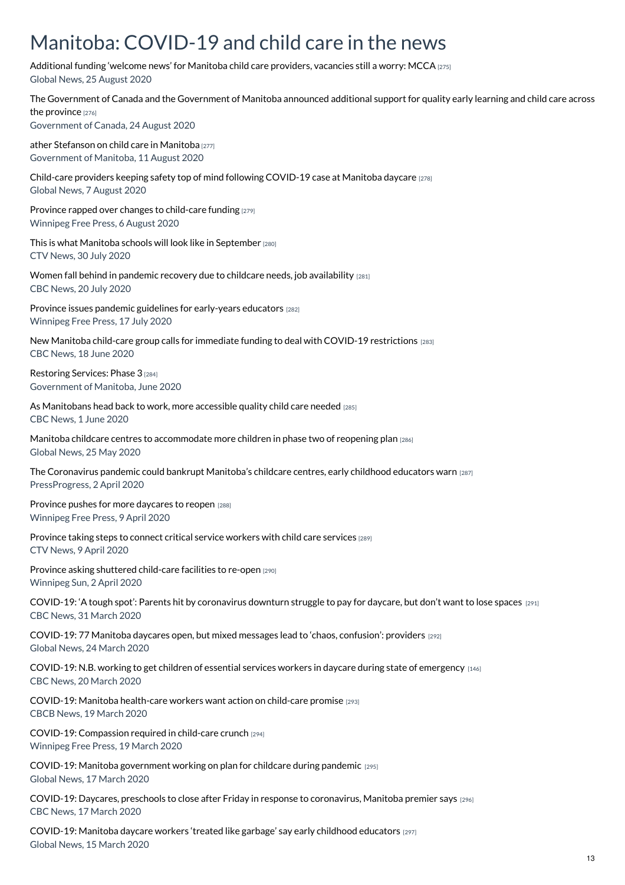# Manitoba: COVID-19 and child care in the news

Additional funding 'welcome news' for Manitoba child care providers, vacancies still a worry: MCCA [275]
Global News, 25 August 2020

The Government of Canada and the Government of Manitoba announced additional support for quality early learning and child care across the province [276]
Government of Canada, 24 August 2020

ather Stefanson on child care in Manitoba [277]
Government of Manitoba, 11 August 2020

Child-care providers keeping safety top of mind following COVID-19 case at Manitoba daycare [278]
Global News, 7 August 2020

Province rapped over changes to child-care funding [279]
Winnipeg Free Press, 6 August 2020

This is what Manitoba schools will look like in September [280]
CTV News, 30 July 2020

Women fall behind in pandemic recovery due to childcare needs, job availability [281]
CBC News, 20 July 2020

Province issues pandemic guidelines for early-years educators [282]
Winnipeg Free Press, 17 July 2020

New Manitoba child-care group calls for immediate funding to deal with COVID-19 restrictions [283]
CBC News, 18 June 2020

Restoring Services: Phase 3 [284]
Government of Manitoba, June 2020

As Manitobans head back to work, more accessible quality child care needed [285]
CBC News, 1 June 2020

Manitoba childcare centres to accommodate more children in phase two of reopening plan [286]
Global News, 25 May 2020

The Coronavirus pandemic could bankrupt Manitoba's childcare centres, early childhood educators warn [287]
PressProgress, 2 April 2020

Province pushes for more daycares to reopen [288]
Winnipeg Free Press, 9 April 2020

Province taking steps to connect critical service workers with child care services [289]
CTV News, 9 April 2020

Province asking shuttered child-care facilities to re-open [290]
Winnipeg Sun, 2 April 2020

COVID-19: 'A tough spot': Parents hit by coronavirus downturn struggle to pay for daycare, but don't want to lose spaces [291]
CBC News, 31 March 2020

COVID-19: 77 Manitoba daycares open, but mixed messages lead to 'chaos, confusion': providers [292]
Global News, 24 March 2020

COVID-19: N.B. working to get children of essential services workers in daycare during state of emergency [146]
CBC News, 20 March 2020

COVID-19: Manitoba health-care workers want action on child-care promise [293]
CBCB News, 19 March 2020

COVID-19: Compassion required in child-care crunch [294]
Winnipeg Free Press, 19 March 2020

COVID-19: Manitoba government working on plan for childcare during pandemic [295]
Global News, 17 March 2020

COVID-19: Daycares, preschools to close after Friday in response to coronavirus, Manitoba premier says [296]
CBC News, 17 March 2020

COVID-19: Manitoba daycare workers 'treated like garbage' say early childhood educators [297]
Global News, 15 March 2020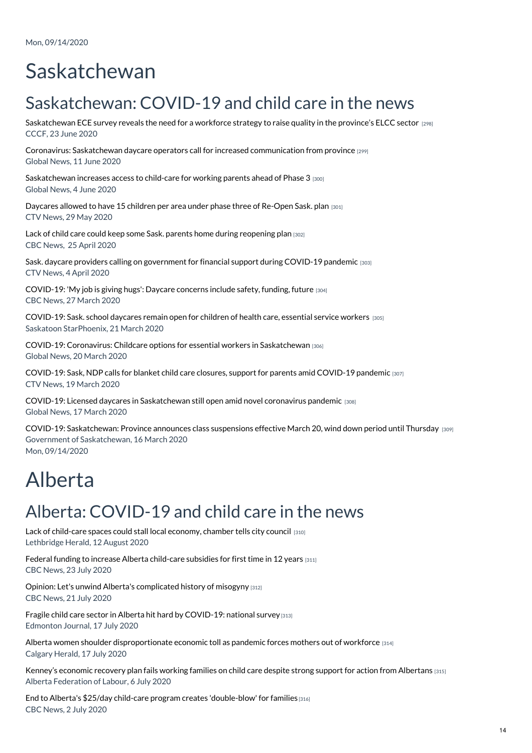Mon, 09/14/2020

# Saskatchewan

## Saskatchewan: COVID-19 and child care in the news

Saskatchewan ECE survey reveals the need for a workforce strategy to raise quality in the province's ELCC sector [298]
CCCF, 23 June 2020

Coronavirus: Saskatchewan daycare operators call for increased communication from province [299]
Global News, 11 June 2020

Saskatchewan increases access to child-care for working parents ahead of Phase 3 [300]
Global News, 4 June 2020

Daycares allowed to have 15 children per area under phase three of Re-Open Sask. plan [301]
CTV News, 29 May 2020

Lack of child care could keep some Sask. parents home during reopening plan [302]
CBC News, 25 April 2020

Sask. daycare providers calling on government for financial support during COVID-19 pandemic [303]
CTV News, 4 April 2020

COVID-19: 'My job is giving hugs': Daycare concerns include safety, funding, future [304]
CBC News, 27 March 2020

COVID-19: Sask. school daycares remain open for children of health care, essential service workers [305]
Saskatoon StarPhoenix, 21 March 2020

COVID-19: Coronavirus: Childcare options for essential workers in Saskatchewan [306]
Global News, 20 March 2020

COVID-19: Sask, NDP calls for blanket child care closures, support for parents amid COVID-19 pandemic [307]
CTV News, 19 March 2020

COVID-19: Licensed daycares in Saskatchewan still open amid novel coronavirus pandemic [308]
Global News, 17 March 2020

COVID-19: Saskatchewan: Province announces class suspensions effective March 20, wind down period until Thursday [309]
Government of Saskatchewan, 16 March 2020
Mon, 09/14/2020

# Alberta

## Alberta: COVID-19 and child care in the news

Lack of child-care spaces could stall local economy, chamber tells city council [310]
Lethbridge Herald, 12 August 2020

Federal funding to increase Alberta child-care subsidies for first time in 12 years [311]
CBC News, 23 July 2020

Opinion: Let's unwind Alberta's complicated history of misogyny [312]
CBC News, 21 July 2020

Fragile child care sector in Alberta hit hard by COVID-19: national survey [313]
Edmonton Journal, 17 July 2020

Alberta women shoulder disproportionate economic toll as pandemic forces mothers out of workforce [314]
Calgary Herald, 17 July 2020

Kenney's economic recovery plan fails working families on child care despite strong support for action from Albertans [315]
Alberta Federation of Labour, 6 July 2020

End to Alberta's $25/day child-care program creates 'double-blow' for families [316]
CBC News, 2 July 2020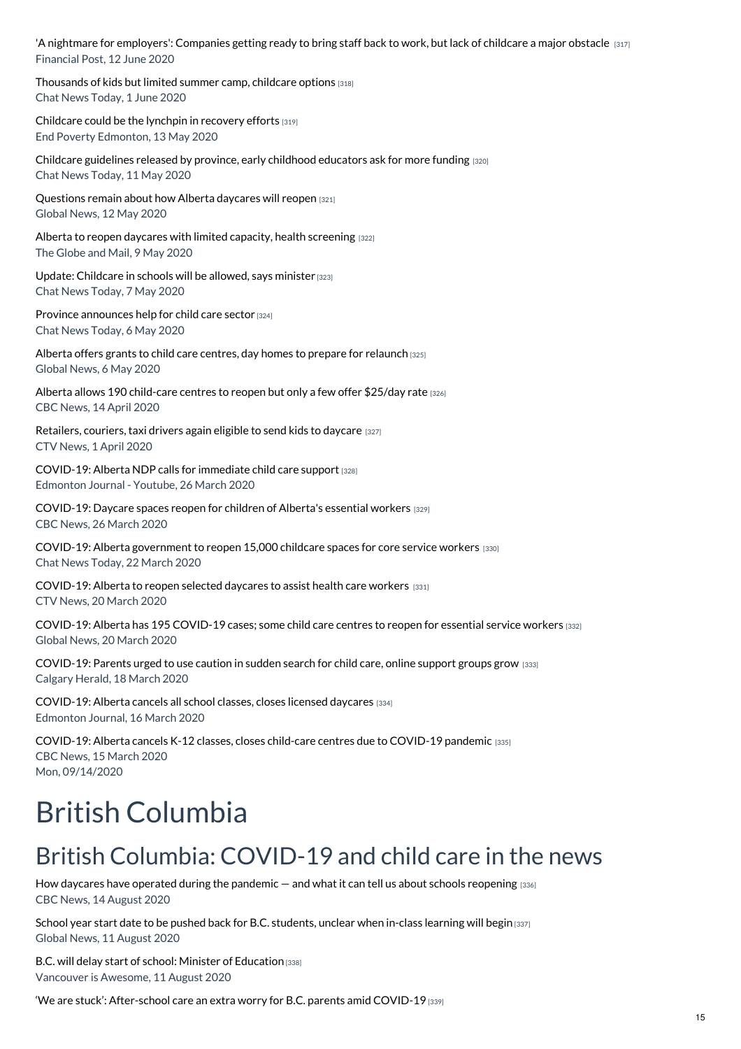'A nightmare for employers': Companies getting ready to bring staff back to work, but lack of childcare a major obstacle [317]
Financial Post, 12 June 2020

Thousands of kids but limited summer camp, childcare options [318]
Chat News Today, 1 June 2020

Childcare could be the lynchpin in recovery efforts [319]
End Poverty Edmonton, 13 May 2020

Childcare guidelines released by province, early childhood educators ask for more funding [320]
Chat News Today, 11 May 2020

Questions remain about how Alberta daycares will reopen [321]
Global News, 12 May 2020

Alberta to reopen daycares with limited capacity, health screening [322]
The Globe and Mail, 9 May 2020

Update: Childcare in schools will be allowed, says minister [323]
Chat News Today, 7 May 2020

Province announces help for child care sector [324]
Chat News Today, 6 May 2020

Alberta offers grants to child care centres, day homes to prepare for relaunch [325]
Global News, 6 May 2020

Alberta allows 190 child-care centres to reopen but only a few offer $25/day rate [326]
CBC News, 14 April 2020

Retailers, couriers, taxi drivers again eligible to send kids to daycare [327]
CTV News, 1 April 2020

COVID-19: Alberta NDP calls for immediate child care support [328]
Edmonton Journal - Youtube, 26 March 2020

COVID-19: Daycare spaces reopen for children of Alberta's essential workers [329]
CBC News, 26 March 2020

COVID-19: Alberta government to reopen 15,000 childcare spaces for core service workers [330]
Chat News Today, 22 March 2020

COVID-19: Alberta to reopen selected daycares to assist health care workers [331]
CTV News, 20 March 2020

COVID-19: Alberta has 195 COVID-19 cases; some child care centres to reopen for essential service workers [332]
Global News, 20 March 2020

COVID-19: Parents urged to use caution in sudden search for child care, online support groups grow [333]
Calgary Herald, 18 March 2020

COVID-19: Alberta cancels all school classes, closes licensed daycares [334]
Edmonton Journal, 16 March 2020

COVID-19: Alberta cancels K-12 classes, closes child-care centres due to COVID-19 pandemic [335]
CBC News, 15 March 2020
Mon, 09/14/2020

# British Columbia

## British Columbia: COVID-19 and child care in the news

How daycares have operated during the pandemic — and what it can tell us about schools reopening [336]
CBC News, 14 August 2020

School year start date to be pushed back for B.C. students, unclear when in-class learning will begin [337]
Global News, 11 August 2020

B.C. will delay start of school: Minister of Education [338]
Vancouver is Awesome, 11 August 2020

'We are stuck': After-school care an extra worry for B.C. parents amid COVID-19 [339]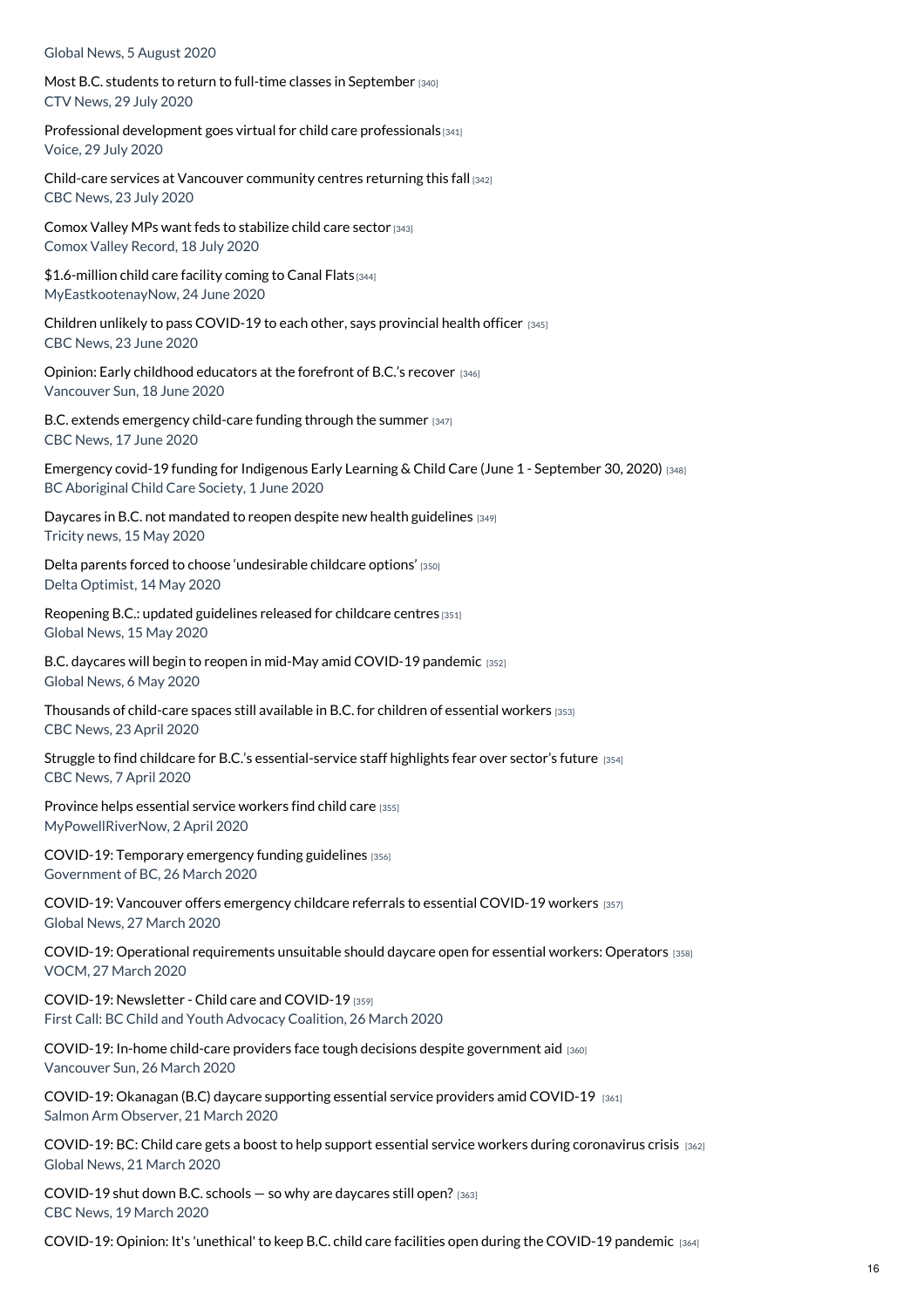Global News, 5 August 2020

Most B.C. students to return to full-time classes in September [340]
CTV News, 29 July 2020

Professional development goes virtual for child care professionals [341]
Voice, 29 July 2020

Child-care services at Vancouver community centres returning this fall [342]
CBC News, 23 July 2020

Comox Valley MPs want feds to stabilize child care sector [343]
Comox Valley Record, 18 July 2020

$1.6-million child care facility coming to Canal Flats [344]
MyEastkootenayNow, 24 June 2020

Children unlikely to pass COVID-19 to each other, says provincial health officer [345]
CBC News, 23 June 2020

Opinion: Early childhood educators at the forefront of B.C.'s recover [346]
Vancouver Sun, 18 June 2020

B.C. extends emergency child-care funding through the summer [347]
CBC News, 17 June 2020

Emergency covid-19 funding for Indigenous Early Learning & Child Care (June 1 - September 30, 2020) [348]
BC Aboriginal Child Care Society, 1 June 2020

Daycares in B.C. not mandated to reopen despite new health guidelines [349]
Tricity news, 15 May 2020

Delta parents forced to choose 'undesirable childcare options' [350]
Delta Optimist, 14 May 2020

Reopening B.C.: updated guidelines released for childcare centres [351]
Global News, 15 May 2020

B.C. daycares will begin to reopen in mid-May amid COVID-19 pandemic [352]
Global News, 6 May 2020

Thousands of child-care spaces still available in B.C. for children of essential workers [353]
CBC News, 23 April 2020

Struggle to find childcare for B.C.'s essential-service staff highlights fear over sector's future [354]
CBC News, 7 April 2020

Province helps essential service workers find child care [355]
MyPowellRiverNow, 2 April 2020

COVID-19: Temporary emergency funding guidelines [356]
Government of BC, 26 March 2020

COVID-19: Vancouver offers emergency childcare referrals to essential COVID-19 workers [357]
Global News, 27 March 2020

COVID-19: Operational requirements unsuitable should daycare open for essential workers: Operators [358]
VOCM, 27 March 2020

COVID-19: Newsletter - Child care and COVID-19 [359]
First Call: BC Child and Youth Advocacy Coalition, 26 March 2020

COVID-19: In-home child-care providers face tough decisions despite government aid [360]
Vancouver Sun, 26 March 2020

COVID-19: Okanagan (B.C) daycare supporting essential service providers amid COVID-19 [361]
Salmon Arm Observer, 21 March 2020

COVID-19: BC: Child care gets a boost to help support essential service workers during coronavirus crisis [362]
Global News, 21 March 2020

COVID-19 shut down B.C. schools — so why are daycares still open? [363]
CBC News, 19 March 2020

COVID-19: Opinion: It's 'unethical' to keep B.C. child care facilities open during the COVID-19 pandemic [364]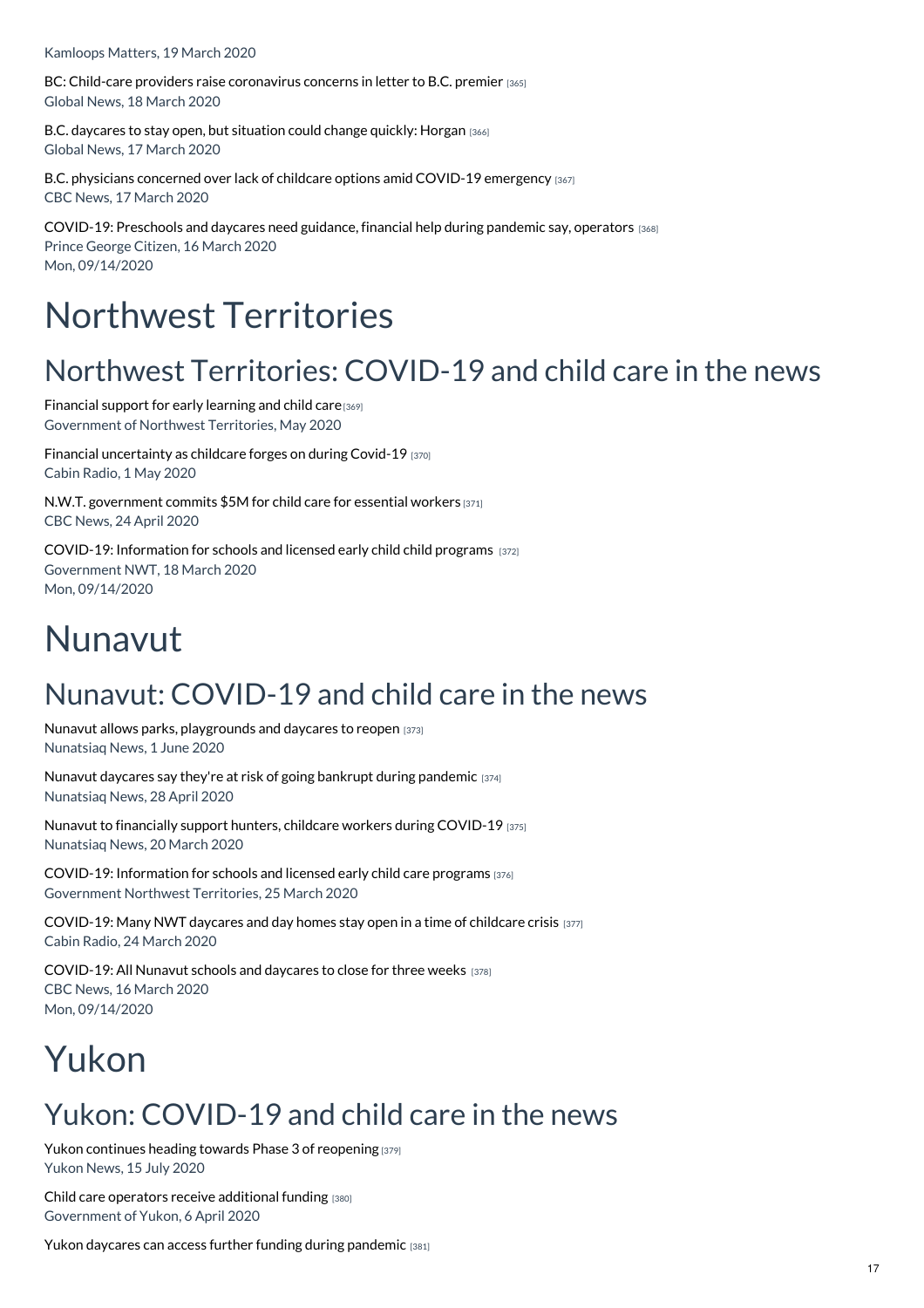Kamloops Matters, 19 March 2020

BC: Child-care providers raise coronavirus concerns in letter to B.C. premier [365]
Global News, 18 March 2020

B.C. daycares to stay open, but situation could change quickly: Horgan [366]
Global News, 17 March 2020

B.C. physicians concerned over lack of childcare options amid COVID-19 emergency [367]
CBC News, 17 March 2020

COVID-19: Preschools and daycares need guidance, financial help during pandemic say, operators [368]
Prince George Citizen, 16 March 2020
Mon, 09/14/2020

# Northwest Territories

## Northwest Territories: COVID-19 and child care in the news

Financial support for early learning and child care [369]
Government of Northwest Territories, May 2020

Financial uncertainty as childcare forges on during Covid-19 [370]
Cabin Radio, 1 May 2020

N.W.T. government commits $5M for child care for essential workers [371]
CBC News, 24 April 2020

COVID-19: Information for schools and licensed early child child programs [372]
Government NWT, 18 March 2020
Mon, 09/14/2020

# Nunavut

## Nunavut: COVID-19 and child care in the news

Nunavut allows parks, playgrounds and daycares to reopen [373]
Nunatsiaq News, 1 June 2020

Nunavut daycares say they're at risk of going bankrupt during pandemic [374]
Nunatsiaq News, 28 April 2020

Nunavut to financially support hunters, childcare workers during COVID-19 [375]
Nunatsiaq News, 20 March 2020

COVID-19: Information for schools and licensed early child care programs [376]
Government Northwest Territories, 25 March 2020

COVID-19: Many NWT daycares and day homes stay open in a time of childcare crisis [377]
Cabin Radio, 24 March 2020

COVID-19: All Nunavut schools and daycares to close for three weeks [378]
CBC News, 16 March 2020
Mon, 09/14/2020

# Yukon

## Yukon: COVID-19 and child care in the news

Yukon continues heading towards Phase 3 of reopening [379]
Yukon News, 15 July 2020

Child care operators receive additional funding [380]
Government of Yukon, 6 April 2020

Yukon daycares can access further funding during pandemic [381]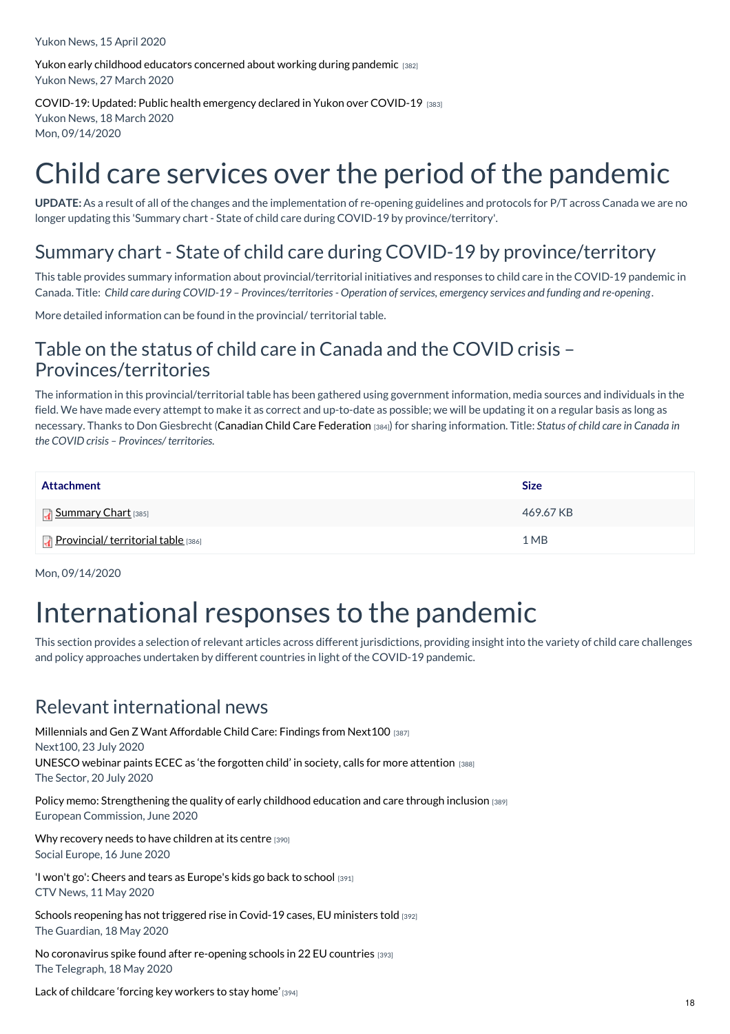Yukon News, 15 April 2020

Yukon early childhood educators concerned about working during pandemic [382]
Yukon News, 27 March 2020

COVID-19: Updated: Public health emergency declared in Yukon over COVID-19 [383]
Yukon News, 18 March 2020
Mon, 09/14/2020

# Child care services over the period of the pandemic

**UPDATE:** As a result of all of the changes and the implementation of re-opening guidelines and protocols for P/T across Canada we are no longer updating this 'Summary chart - State of child care during COVID-19 by province/territory'.

## Summary chart - State of child care during COVID-19 by province/territory

This table provides summary information about provincial/territorial initiatives and responses to child care in the COVID-19 pandemic in Canada. Title: *Child care during COVID-19 – Provinces/territories - Operation of services, emergency services and funding and re-opening*.

More detailed information can be found in the provincial/ territorial table.

## Table on the status of child care in Canada and the COVID crisis – Provinces/territories

The information in this provincial/territorial table has been gathered using government information, media sources and individuals in the field. We have made every attempt to make it as correct and up-to-date as possible; we will be updating it on a regular basis as long as necessary. Thanks to Don Giesbrecht (Canadian Child Care Federation [384]) for sharing information. Title: *Status of child care in Canada in the COVID crisis – Provinces/ territories.*

| Attachment | Size |
| --- | --- |
| Summary Chart [385] | 469.67 KB |
| Provincial/ territorial table [386] | 1 MB |

Mon, 09/14/2020

# International responses to the pandemic

This section provides a selection of relevant articles across different jurisdictions, providing insight into the variety of child care challenges and policy approaches undertaken by different countries in light of the COVID-19 pandemic.

## Relevant international news

Millennials and Gen Z Want Affordable Child Care: Findings from Next100 [387]
Next100, 23 July 2020
UNESCO webinar paints ECEC as 'the forgotten child' in society, calls for more attention [388]
The Sector, 20 July 2020

Policy memo: Strengthening the quality of early childhood education and care through inclusion [389]
European Commission, June 2020

Why recovery needs to have children at its centre [390]
Social Europe, 16 June 2020

'I won't go': Cheers and tears as Europe's kids go back to school [391]
CTV News, 11 May 2020

Schools reopening has not triggered rise in Covid-19 cases, EU ministers told [392]
The Guardian, 18 May 2020

No coronavirus spike found after re-opening schools in 22 EU countries [393]
The Telegraph, 18 May 2020

Lack of childcare 'forcing key workers to stay home' [394]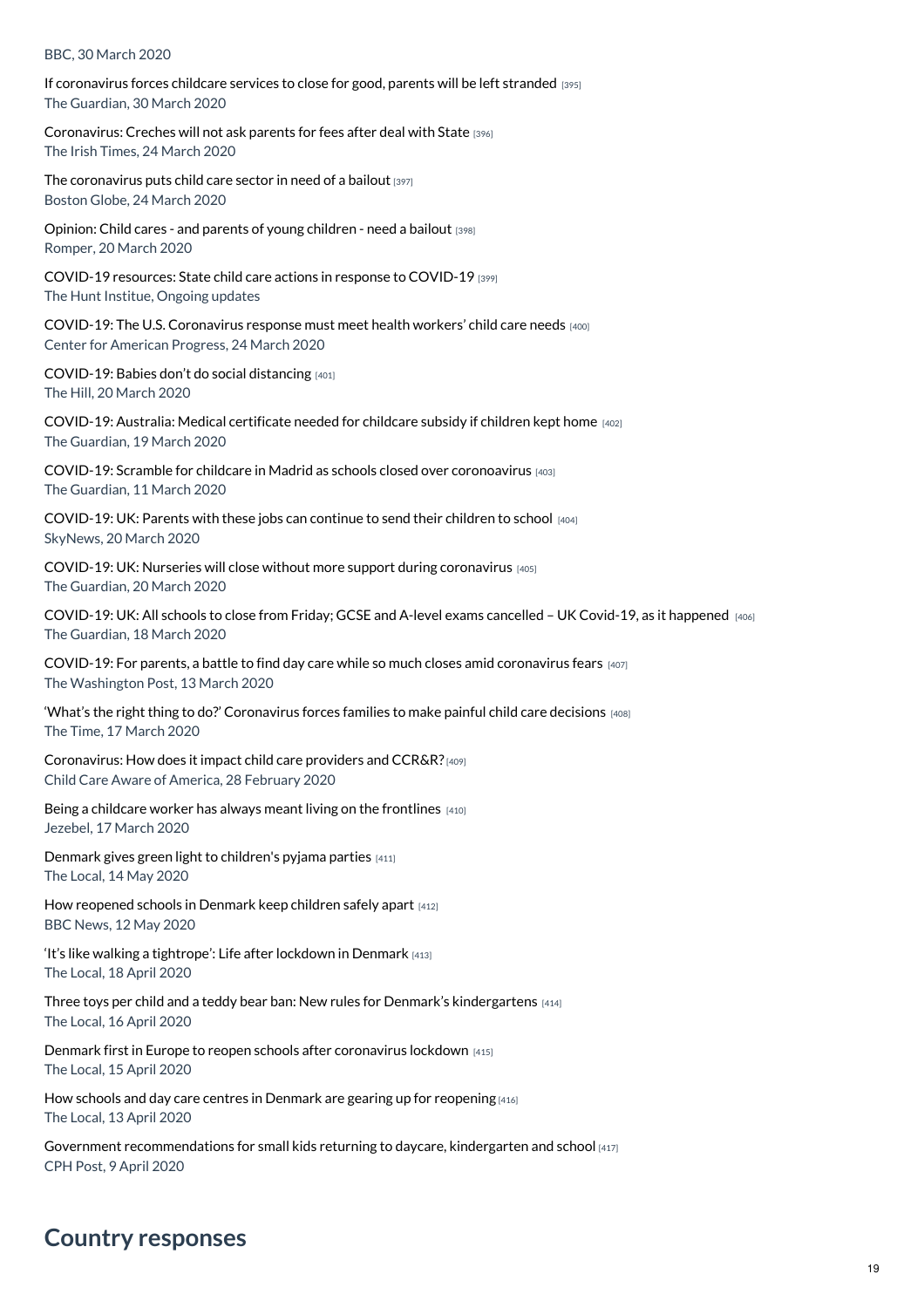BBC, 30 March 2020

If coronavirus forces childcare services to close for good, parents will be left stranded [395]
The Guardian, 30 March 2020

Coronavirus: Creches will not ask parents for fees after deal with State [396]
The Irish Times, 24 March 2020

The coronavirus puts child care sector in need of a bailout [397]
Boston Globe, 24 March 2020

Opinion: Child cares - and parents of young children - need a bailout [398]
Romper, 20 March 2020

COVID-19 resources: State child care actions in response to COVID-19 [399]
The Hunt Institue, Ongoing updates

COVID-19: The U.S. Coronavirus response must meet health workers' child care needs [400]
Center for American Progress, 24 March 2020

COVID-19: Babies don't do social distancing [401]
The Hill, 20 March 2020

COVID-19: Australia: Medical certificate needed for childcare subsidy if children kept home [402]
The Guardian, 19 March 2020

COVID-19: Scramble for childcare in Madrid as schools closed over coronoavirus [403]
The Guardian, 11 March 2020

COVID-19: UK: Parents with these jobs can continue to send their children to school [404]
SkyNews, 20 March 2020

COVID-19: UK: Nurseries will close without more support during coronavirus [405]
The Guardian, 20 March 2020

COVID-19: UK: All schools to close from Friday; GCSE and A-level exams cancelled – UK Covid-19, as it happened [406]
The Guardian, 18 March 2020

COVID-19: For parents, a battle to find day care while so much closes amid coronavirus fears [407]
The Washington Post, 13 March 2020

'What's the right thing to do?' Coronavirus forces families to make painful child care decisions [408]
The Time, 17 March 2020

Coronavirus: How does it impact child care providers and CCR&R? [409]
Child Care Aware of America, 28 February 2020

Being a childcare worker has always meant living on the frontlines [410]
Jezebel, 17 March 2020

Denmark gives green light to children's pyjama parties [411]
The Local, 14 May 2020

How reopened schools in Denmark keep children safely apart [412]
BBC News, 12 May 2020

'It's like walking a tightrope': Life after lockdown in Denmark [413]
The Local, 18 April 2020

Three toys per child and a teddy bear ban: New rules for Denmark's kindergartens [414]
The Local, 16 April 2020

Denmark first in Europe to reopen schools after coronavirus lockdown [415]
The Local, 15 April 2020

How schools and day care centres in Denmark are gearing up for reopening [416]
The Local, 13 April 2020

Government recommendations for small kids returning to daycare, kindergarten and school [417]
CPH Post, 9 April 2020

## Country responses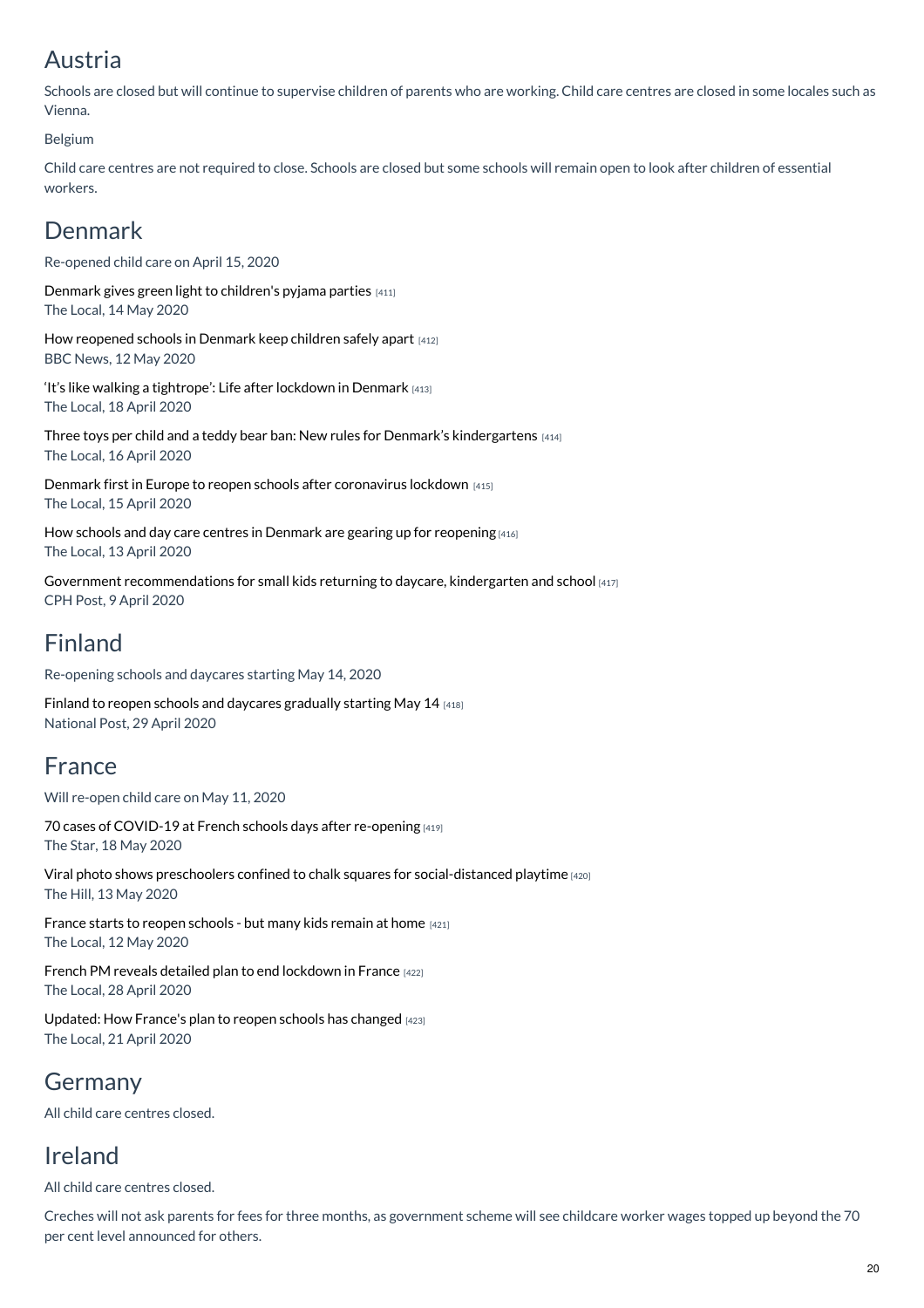## Austria

Schools are closed but will continue to supervise children of parents who are working. Child care centres are closed in some locales such as Vienna.

Belgium

Child care centres are not required to close. Schools are closed but some schools will remain open to look after children of essential workers.

## Denmark

Re-opened child care on April 15, 2020

Denmark gives green light to children's pyjama parties [411]
The Local, 14 May 2020

How reopened schools in Denmark keep children safely apart [412]
BBC News, 12 May 2020

'It's like walking a tightrope': Life after lockdown in Denmark [413]
The Local, 18 April 2020

Three toys per child and a teddy bear ban: New rules for Denmark's kindergartens [414]
The Local, 16 April 2020

Denmark first in Europe to reopen schools after coronavirus lockdown [415]
The Local, 15 April 2020

How schools and day care centres in Denmark are gearing up for reopening [416]
The Local, 13 April 2020

Government recommendations for small kids returning to daycare, kindergarten and school [417]
CPH Post, 9 April 2020

## Finland

Re-opening schools and daycares starting May 14, 2020

Finland to reopen schools and daycares gradually starting May 14 [418]
National Post, 29 April 2020

## France

Will re-open child care on May 11, 2020

70 cases of COVID-19 at French schools days after re-opening [419]
The Star, 18 May 2020

Viral photo shows preschoolers confined to chalk squares for social-distanced playtime [420]
The Hill, 13 May 2020

France starts to reopen schools - but many kids remain at home [421]
The Local, 12 May 2020

French PM reveals detailed plan to end lockdown in France [422]
The Local, 28 April 2020

Updated: How France's plan to reopen schools has changed [423]
The Local, 21 April 2020

## Germany

All child care centres closed.

## Ireland

All child care centres closed.

Creches will not ask parents for fees for three months, as government scheme will see childcare worker wages topped up beyond the 70 per cent level announced for others.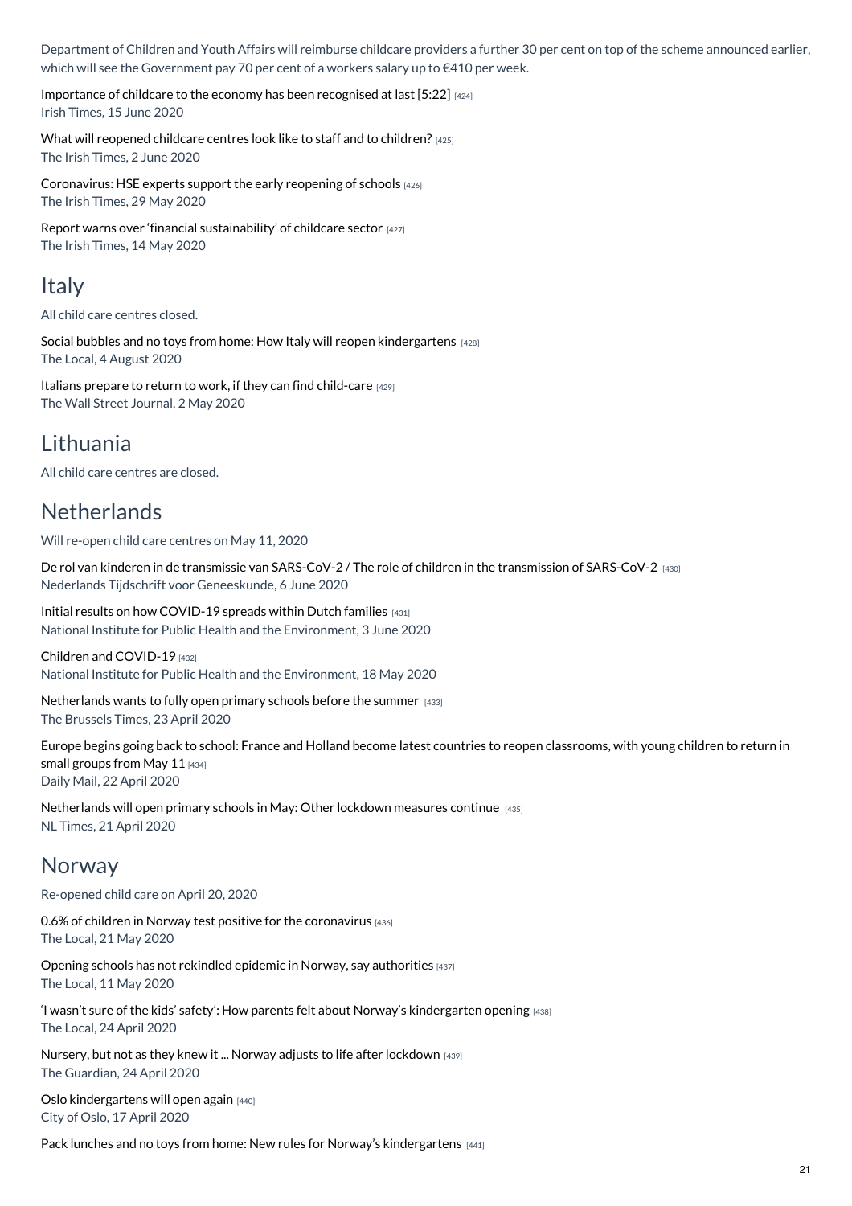Department of Children and Youth Affairs will reimburse childcare providers a further 30 per cent on top of the scheme announced earlier, which will see the Government pay 70 per cent of a workers salary up to €410 per week.

Importance of childcare to the economy has been recognised at last [5:22] [424]
Irish Times, 15 June 2020

What will reopened childcare centres look like to staff and to children? [425]
The Irish Times, 2 June 2020

Coronavirus: HSE experts support the early reopening of schools [426]
The Irish Times, 29 May 2020

Report warns over 'financial sustainability' of childcare sector [427]
The Irish Times, 14 May 2020

## Italy

All child care centres closed.

Social bubbles and no toys from home: How Italy will reopen kindergartens [428]
The Local, 4 August 2020

Italians prepare to return to work, if they can find child-care [429]
The Wall Street Journal, 2 May 2020

## Lithuania

All child care centres are closed.

## Netherlands

Will re-open child care centres on May 11, 2020

De rol van kinderen in de transmissie van SARS-CoV-2 / The role of children in the transmission of SARS-CoV-2 [430]
Nederlands Tijdschrift voor Geneeskunde, 6 June 2020

Initial results on how COVID-19 spreads within Dutch families [431]
National Institute for Public Health and the Environment, 3 June 2020

Children and COVID-19 [432]
National Institute for Public Health and the Environment, 18 May 2020

Netherlands wants to fully open primary schools before the summer [433]
The Brussels Times, 23 April 2020

Europe begins going back to school: France and Holland become latest countries to reopen classrooms, with young children to return in small groups from May 11 [434]
Daily Mail, 22 April 2020

Netherlands will open primary schools in May: Other lockdown measures continue [435]
NL Times, 21 April 2020

## Norway

Re-opened child care on April 20, 2020

0.6% of children in Norway test positive for the coronavirus [436]
The Local, 21 May 2020

Opening schools has not rekindled epidemic in Norway, say authorities [437]
The Local, 11 May 2020

'I wasn't sure of the kids' safety': How parents felt about Norway's kindergarten opening [438]
The Local, 24 April 2020

Nursery, but not as they knew it ... Norway adjusts to life after lockdown [439]
The Guardian, 24 April 2020

Oslo kindergartens will open again [440]
City of Oslo, 17 April 2020

Pack lunches and no toys from home: New rules for Norway's kindergartens [441]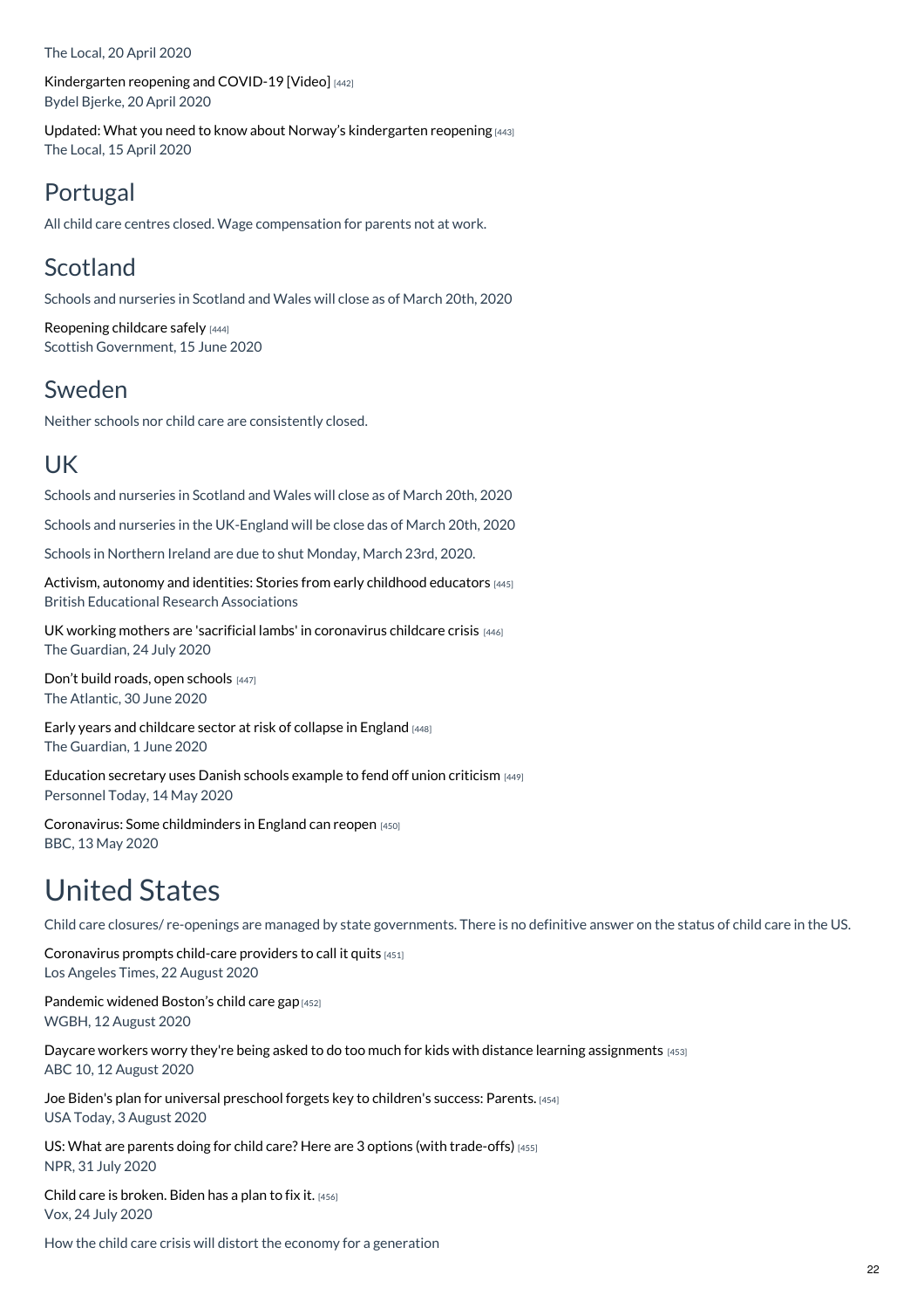The Local, 20 April 2020

Kindergarten reopening and COVID-19 [Video] [442]
Bydel Bjerke, 20 April 2020

Updated: What you need to know about Norway's kindergarten reopening [443]
The Local, 15 April 2020

## Portugal

All child care centres closed. Wage compensation for parents not at work.

## Scotland

Schools and nurseries in Scotland and Wales will close as of March 20th, 2020

Reopening childcare safely [444]
Scottish Government, 15 June 2020

## Sweden

Neither schools nor child care are consistently closed.

## UK

Schools and nurseries in Scotland and Wales will close as of March 20th, 2020

Schools and nurseries in the UK-England will be close das of March 20th, 2020

Schools in Northern Ireland are due to shut Monday, March 23rd, 2020.

Activism, autonomy and identities: Stories from early childhood educators [445]
British Educational Research Associations

UK working mothers are 'sacrificial lambs' in coronavirus childcare crisis [446]
The Guardian, 24 July 2020

Don't build roads, open schools [447]
The Atlantic, 30 June 2020

Early years and childcare sector at risk of collapse in England [448]
The Guardian, 1 June 2020

Education secretary uses Danish schools example to fend off union criticism [449]
Personnel Today, 14 May 2020

Coronavirus: Some childminders in England can reopen [450]
BBC, 13 May 2020

# United States

Child care closures/ re-openings are managed by state governments. There is no definitive answer on the status of child care in the US.

Coronavirus prompts child-care providers to call it quits [451]
Los Angeles Times, 22 August 2020

Pandemic widened Boston's child care gap [452]
WGBH, 12 August 2020

Daycare workers worry they're being asked to do too much for kids with distance learning assignments [453]
ABC 10, 12 August 2020

Joe Biden's plan for universal preschool forgets key to children's success: Parents. [454]
USA Today, 3 August 2020

US: What are parents doing for child care? Here are 3 options (with trade-offs) [455]
NPR, 31 July 2020

Child care is broken. Biden has a plan to fix it. [456]
Vox, 24 July 2020

How the child care crisis will distort the economy for a generation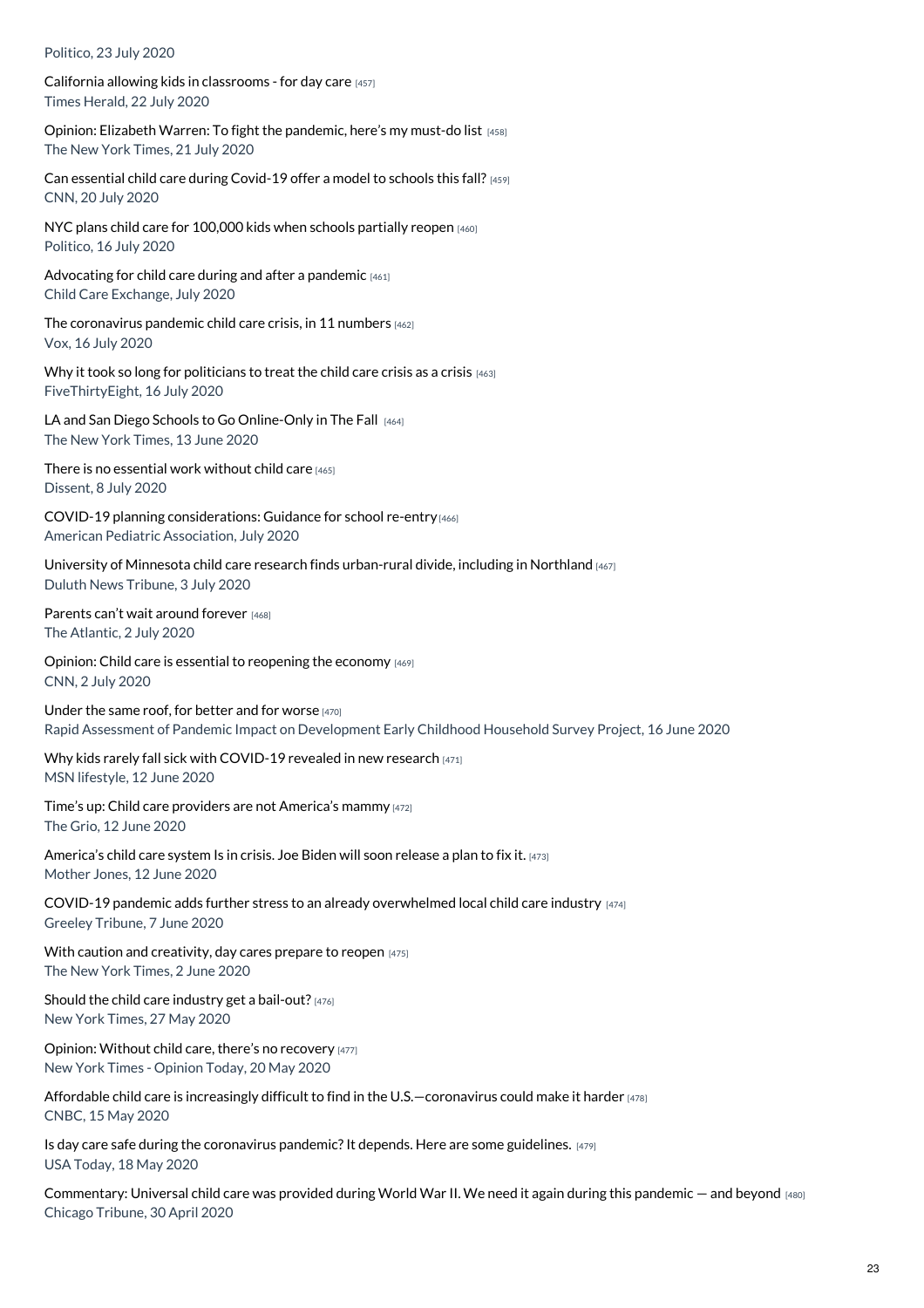Politico, 23 July 2020

California allowing kids in classrooms - for day care [457]
Times Herald, 22 July 2020

Opinion: Elizabeth Warren: To fight the pandemic, here's my must-do list [458]
The New York Times, 21 July 2020

Can essential child care during Covid-19 offer a model to schools this fall? [459]
CNN, 20 July 2020

NYC plans child care for 100,000 kids when schools partially reopen [460]
Politico, 16 July 2020

Advocating for child care during and after a pandemic [461]
Child Care Exchange, July 2020

The coronavirus pandemic child care crisis, in 11 numbers [462]
Vox, 16 July 2020

Why it took so long for politicians to treat the child care crisis as a crisis [463]
FiveThirtyEight, 16 July 2020

LA and San Diego Schools to Go Online-Only In The Fall [464]
The New York Times, 13 June 2020

There is no essential work without child care [465]
Dissent, 8 July 2020

COVID-19 planning considerations: Guidance for school re-entry [466]
American Pediatric Association, July 2020

University of Minnesota child care research finds urban-rural divide, including in Northland [467]
Duluth News Tribune, 3 July 2020

Parents can't wait around forever [468]
The Atlantic, 2 July 2020

Opinion: Child care is essential to reopening the economy [469]
CNN, 2 July 2020

Under the same roof, for better and for worse [470]
Rapid Assessment of Pandemic Impact on Development Early Childhood Household Survey Project, 16 June 2020

Why kids rarely fall sick with COVID-19 revealed in new research [471]
MSN lifestyle, 12 June 2020

Time's up: Child care providers are not America's mammy [472]
The Grio, 12 June 2020

America's child care system Is in crisis. Joe Biden will soon release a plan to fix it. [473]
Mother Jones, 12 June 2020

COVID-19 pandemic adds further stress to an already overwhelmed local child care industry [474]
Greeley Tribune, 7 June 2020

With caution and creativity, day cares prepare to reopen [475]
The New York Times, 2 June 2020

Should the child care industry get a bail-out? [476]
New York Times, 27 May 2020

Opinion: Without child care, there's no recovery [477]
New York Times - Opinion Today, 20 May 2020

Affordable child care is increasingly difficult to find in the U.S.—coronavirus could make it harder [478]
CNBC, 15 May 2020

Is day care safe during the coronavirus pandemic? It depends. Here are some guidelines. [479]
USA Today, 18 May 2020

Commentary: Universal child care was provided during World War II. We need it again during this pandemic — and beyond [480]
Chicago Tribune, 30 April 2020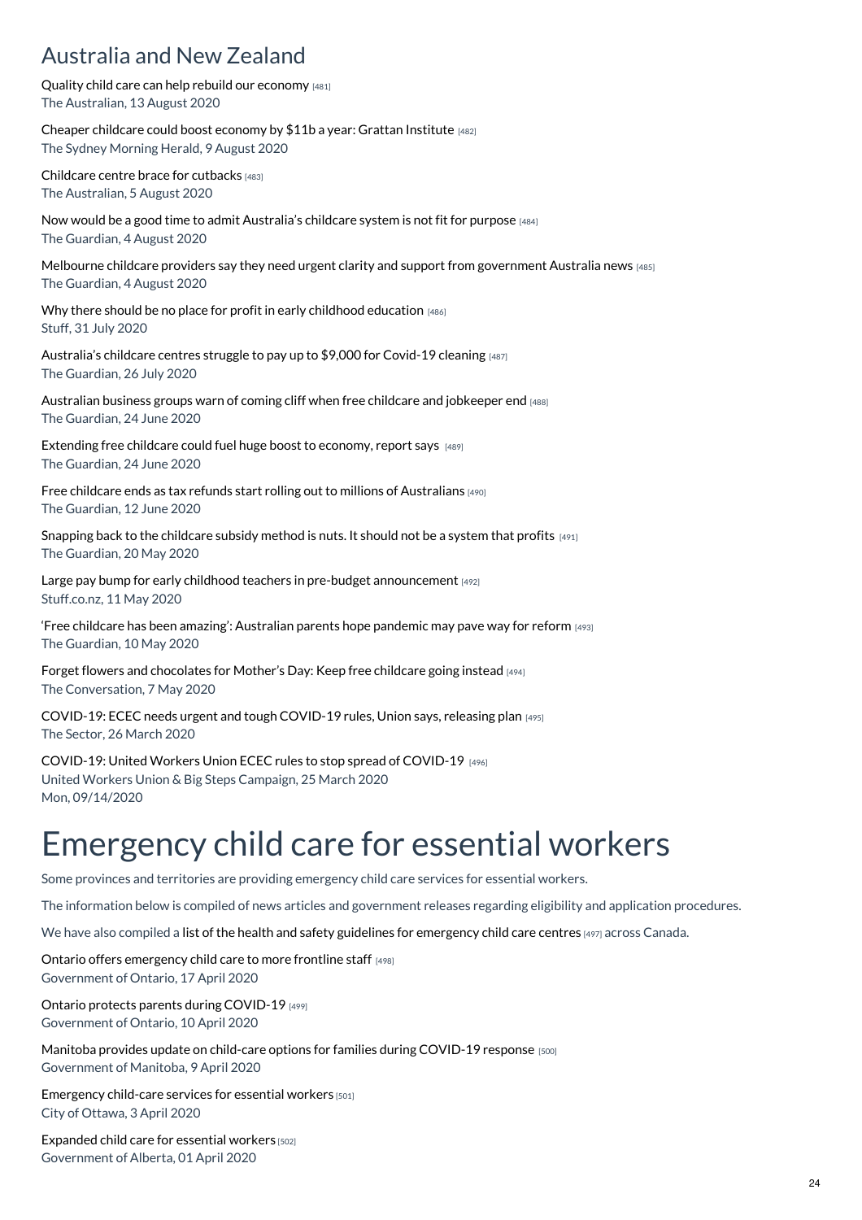## Australia and New Zealand

Quality child care can help rebuild our economy [481]
The Australian, 13 August 2020

Cheaper childcare could boost economy by $11b a year: Grattan Institute [482]
The Sydney Morning Herald, 9 August 2020

Childcare centre brace for cutbacks [483]
The Australian, 5 August 2020

Now would be a good time to admit Australia's childcare system is not fit for purpose [484]
The Guardian, 4 August 2020

Melbourne childcare providers say they need urgent clarity and support from government Australia news [485]
The Guardian, 4 August 2020

Why there should be no place for profit in early childhood education [486]
Stuff, 31 July 2020

Australia's childcare centres struggle to pay up to $9,000 for Covid-19 cleaning [487]
The Guardian, 26 July 2020

Australian business groups warn of coming cliff when free childcare and jobkeeper end [488]
The Guardian, 24 June 2020

Extending free childcare could fuel huge boost to economy, report says [489]
The Guardian, 24 June 2020

Free childcare ends as tax refunds start rolling out to millions of Australians [490]
The Guardian, 12 June 2020

Snapping back to the childcare subsidy method is nuts. It should not be a system that profits [491]
The Guardian, 20 May 2020

Large pay bump for early childhood teachers in pre-budget announcement [492]
Stuff.co.nz, 11 May 2020

'Free childcare has been amazing': Australian parents hope pandemic may pave way for reform [493]
The Guardian, 10 May 2020

Forget flowers and chocolates for Mother's Day: Keep free childcare going instead [494]
The Conversation, 7 May 2020

COVID-19: ECEC needs urgent and tough COVID-19 rules, Union says, releasing plan [495]
The Sector, 26 March 2020

COVID-19: United Workers Union ECEC rules to stop spread of COVID-19 [496]
United Workers Union & Big Steps Campaign, 25 March 2020
Mon, 09/14/2020

# Emergency child care for essential workers

Some provinces and territories are providing emergency child care services for essential workers.

The information below is compiled of news articles and government releases regarding eligibility and application procedures.

We have also compiled a list of the health and safety guidelines for emergency child care centres [497] across Canada.

Ontario offers emergency child care to more frontline staff [498]
Government of Ontario, 17 April 2020

Ontario protects parents during COVID-19 [499]
Government of Ontario, 10 April 2020

Manitoba provides update on child-care options for families during COVID-19 response [500]
Government of Manitoba, 9 April 2020

Emergency child-care services for essential workers [501]
City of Ottawa, 3 April 2020

Expanded child care for essential workers [502]
Government of Alberta, 01 April 2020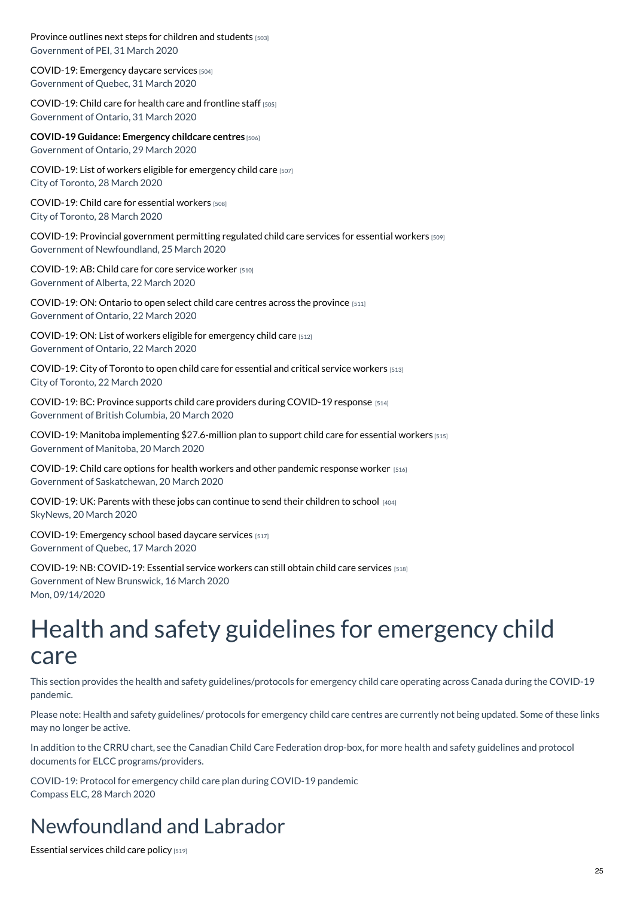Province outlines next steps for children and students [503]
Government of PEI, 31 March 2020

COVID-19: Emergency daycare services [504]
Government of Quebec, 31 March 2020

COVID-19: Child care for health care and frontline staff [505]
Government of Ontario, 31 March 2020

**COVID-19 Guidance: Emergency childcare centres** [506]
Government of Ontario, 29 March 2020

COVID-19: List of workers eligible for emergency child care [507]
City of Toronto, 28 March 2020

COVID-19: Child care for essential workers [508]
City of Toronto, 28 March 2020

COVID-19: Provincial government permitting regulated child care services for essential workers [509]
Government of Newfoundland, 25 March 2020

COVID-19: AB: Child care for core service worker [510]
Government of Alberta, 22 March 2020

COVID-19: ON: Ontario to open select child care centres across the province [511]
Government of Ontario, 22 March 2020

COVID-19: ON: List of workers eligible for emergency child care [512]
Government of Ontario, 22 March 2020

COVID-19: City of Toronto to open child care for essential and critical service workers [513]
City of Toronto, 22 March 2020

COVID-19: BC: Province supports child care providers during COVID-19 response [514]
Government of British Columbia, 20 March 2020

COVID-19: Manitoba implementing $27.6-million plan to support child care for essential workers [515]
Government of Manitoba, 20 March 2020

COVID-19: Child care options for health workers and other pandemic response worker [516]
Government of Saskatchewan, 20 March 2020

COVID-19: UK: Parents with these jobs can continue to send their children to school [404]
SkyNews, 20 March 2020

COVID-19: Emergency school based daycare services [517]
Government of Quebec, 17 March 2020

COVID-19: NB: COVID-19: Essential service workers can still obtain child care services [518]
Government of New Brunswick, 16 March 2020
Mon, 09/14/2020

# Health and safety guidelines for emergency child care

This section provides the health and safety guidelines/protocols for emergency child care operating across Canada during the COVID-19 pandemic.

Please note: Health and safety guidelines/ protocols for emergency child care centres are currently not being updated. Some of these links may no longer be active.

In addition to the CRRU chart, see the Canadian Child Care Federation drop-box, for more health and safety guidelines and protocol documents for ELCC programs/providers.

COVID-19: Protocol for emergency child care plan during COVID-19 pandemic
Compass ELC, 28 March 2020

## Newfoundland and Labrador

Essential services child care policy [519]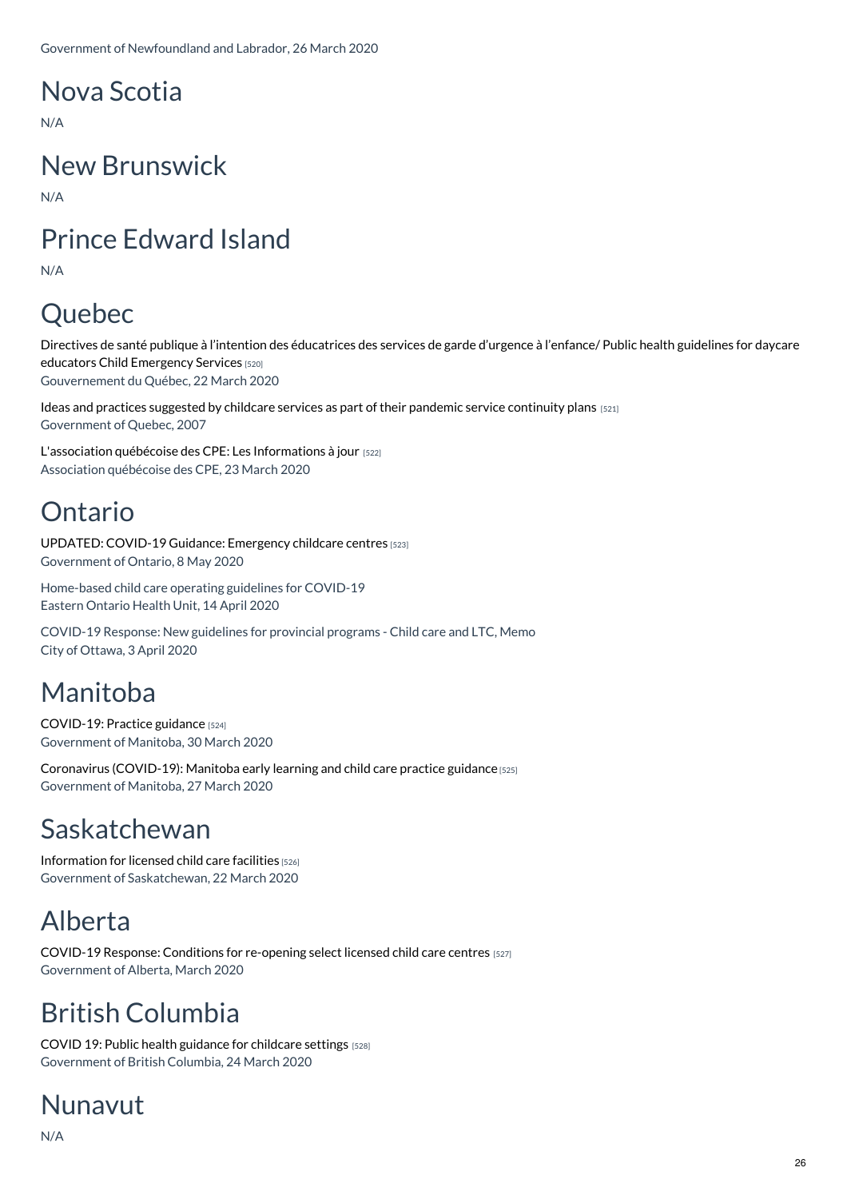Government of Newfoundland and Labrador, 26 March 2020

## Nova Scotia

N/A

## New Brunswick

N/A

## Prince Edward Island

N/A

## Quebec

Directives de santé publique à l'intention des éducatrices des services de garde d'urgence à l'enfance/ Public health guidelines for daycare educators Child Emergency Services [520]
Gouvernement du Québec, 22 March 2020

Ideas and practices suggested by childcare services as part of their pandemic service continuity plans [521]
Government of Quebec, 2007

L'association québécoise des CPE: Les Informations à jour [522]
Association québécoise des CPE, 23 March 2020

## Ontario

UPDATED: COVID-19 Guidance: Emergency childcare centres [523]
Government of Ontario, 8 May 2020

Home-based child care operating guidelines for COVID-19
Eastern Ontario Health Unit, 14 April 2020

COVID-19 Response: New guidelines for provincial programs - Child care and LTC, Memo
City of Ottawa, 3 April 2020

## Manitoba

COVID-19: Practice guidance [524]
Government of Manitoba, 30 March 2020

Coronavirus (COVID-19): Manitoba early learning and child care practice guidance [525]
Government of Manitoba, 27 March 2020

## Saskatchewan

Information for licensed child care facilities [526]
Government of Saskatchewan, 22 March 2020

## Alberta

COVID-19 Response: Conditions for re-opening select licensed child care centres [527]
Government of Alberta, March 2020

## British Columbia

COVID 19: Public health guidance for childcare settings [528]
Government of British Columbia, 24 March 2020

## Nunavut

N/A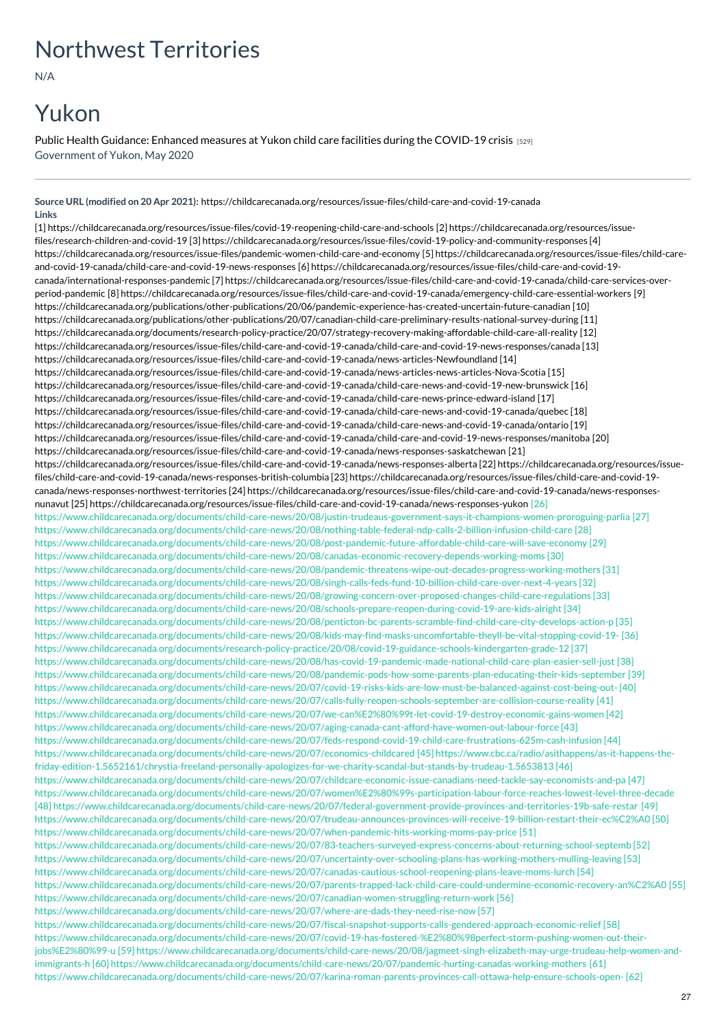# Northwest Territories

N/A

# Yukon

Public Health Guidance: Enhanced measures at Yukon child care facilities during the COVID-19 crisis [529]
Government of Yukon, May 2020

---

**Source URL (modified on 20 Apr 2021):** https://childcarecanada.org/resources/issue-files/child-care-and-covid-19-canada

**Links**

[1] https://childcarecanada.org/resources/issue-files/covid-19-reopening-child-care-and-schools [2] https://childcarecanada.org/resources/issue-files/research-children-and-covid-19 [3] https://childcarecanada.org/resources/issue-files/covid-19-policy-and-community-responses [4] https://childcarecanada.org/resources/issue-files/pandemic-women-child-care-and-economy [5] https://childcarecanada.org/resources/issue-files/child-care-and-covid-19-canada/child-care-and-covid-19-news-responses [6] https://childcarecanada.org/resources/issue-files/child-care-and-covid-19-canada/international-responses-pandemic [7] https://childcarecanada.org/resources/issue-files/child-care-and-covid-19-canada/child-care-services-over-period-pandemic [8] https://childcarecanada.org/resources/issue-files/child-care-and-covid-19-canada/emergency-child-care-essential-workers [9] https://childcarecanada.org/publications/other-publications/20/06/pandemic-experience-has-created-uncertain-future-canadian [10] https://childcarecanada.org/publications/other-publications/20/07/canadian-child-care-preliminary-results-national-survey-during [11] https://childcarecanada.org/documents/research-policy-practice/20/07/strategy-recovery-making-affordable-child-care-all-reality [12] https://childcarecanada.org/resources/issue-files/child-care-and-covid-19-canada/child-care-and-covid-19-news-responses/canada [13] https://childcarecanada.org/resources/issue-files/child-care-and-covid-19-canada/news-articles-Newfoundland [14] https://childcarecanada.org/resources/issue-files/child-care-and-covid-19-canada/news-articles-news-articles-Nova-Scotia [15] https://childcarecanada.org/resources/issue-files/child-care-and-covid-19-canada/child-care-news-and-covid-19-new-brunswick [16] https://childcarecanada.org/resources/issue-files/child-care-and-covid-19-canada/child-care-news-prince-edward-island [17] https://childcarecanada.org/resources/issue-files/child-care-and-covid-19-canada/child-care-news-and-covid-19-canada/quebec [18] https://childcarecanada.org/resources/issue-files/child-care-and-covid-19-canada/child-care-news-and-covid-19-canada/ontario [19] https://childcarecanada.org/resources/issue-files/child-care-and-covid-19-canada/child-care-and-covid-19-news-responses/manitoba [20] https://childcarecanada.org/resources/issue-files/child-care-and-covid-19-canada/news-responses-saskatchewan [21] https://childcarecanada.org/resources/issue-files/child-care-and-covid-19-canada/news-responses-alberta [22] https://childcarecanada.org/resources/issue-files/child-care-and-covid-19-canada/news-responses-british-columbia [23] https://childcarecanada.org/resources/issue-files/child-care-and-covid-19-canada/news-responses-northwest-territories [24] https://childcarecanada.org/resources/issue-files/child-care-and-covid-19-canada/news-responses-nunavut [25] https://childcarecanada.org/resources/issue-files/child-care-and-covid-19-canada/news-responses-yukon [26] https://www.childcarecanada.org/documents/child-care-news/20/08/justin-trudeaus-government-says-it-champions-women-proroguing-parlia [27] https://www.childcarecanada.org/documents/child-care-news/20/08/nothing-table-federal-ndp-calls-2-billion-infusion-child-care [28] https://www.childcarecanada.org/documents/child-care-news/20/08/post-pandemic-future-affordable-child-care-will-save-economy [29] https://www.childcarecanada.org/documents/child-care-news/20/08/canadas-economic-recovery-depends-working-moms [30] https://www.childcarecanada.org/documents/child-care-news/20/08/pandemic-threatens-wipe-out-decades-progress-working-mothers [31] https://www.childcarecanada.org/documents/child-care-news/20/08/singh-calls-feds-fund-10-billion-child-care-over-next-4-years [32] https://www.childcarecanada.org/documents/child-care-news/20/08/growing-concern-over-proposed-changes-child-care-regulations [33] https://www.childcarecanada.org/documents/child-care-news/20/08/schools-prepare-reopen-during-covid-19-are-kids-alright [34] https://www.childcarecanada.org/documents/child-care-news/20/08/penticton-bc-parents-scramble-find-child-care-city-develops-action-p [35] https://www.childcarecanada.org/documents/child-care-news/20/08/kids-may-find-masks-uncomfortable-theyll-be-vital-stopping-covid-19- [36] https://www.childcarecanada.org/documents/research-policy-practice/20/08/covid-19-guidance-schools-kindergarten-grade-12 [37] https://www.childcarecanada.org/documents/child-care-news/20/08/has-covid-19-pandemic-made-national-child-care-plan-easier-sell-just [38] https://www.childcarecanada.org/documents/child-care-news/20/08/pandemic-pods-how-some-parents-plan-educating-their-kids-september [39] https://www.childcarecanada.org/documents/child-care-news/20/07/covid-19-risks-kids-are-low-must-be-balanced-against-cost-being-out- [40] https://www.childcarecanada.org/documents/child-care-news/20/07/calls-fully-reopen-schools-september-are-collision-course-reality [41] https://www.childcarecanada.org/documents/child-care-news/20/07/we-can%E2%80%99t-let-covid-19-destroy-economic-gains-women [42] https://www.childcarecanada.org/documents/child-care-news/20/07/aging-canada-cant-afford-have-women-out-labour-force [43] https://www.childcarecanada.org/documents/child-care-news/20/07/feds-respond-covid-19-child-care-frustrations-625m-cash-infusion [44] https://www.childcarecanada.org/documents/child-care-news/20/07/economics-childcared [45] https://www.cbc.ca/radio/asithappens/as-it-happens-the-friday-edition-1.5652161/chrystia-freeland-personally-apologizes-for-we-charity-scandal-but-stands-by-trudeau-1.5653813 [46] https://www.childcarecanada.org/documents/child-care-news/20/07/childcare-economic-issue-canadians-need-tackle-say-economists-and-pa [47] https://www.childcarecanada.org/documents/child-care-news/20/07/women%E2%80%99s-participation-labour-force-reaches-lowest-level-three-decade [48] https://www.childcarecanada.org/documents/child-care-news/20/07/federal-government-provide-provinces-and-territories-19b-safe-restar [49] https://www.childcarecanada.org/documents/child-care-news/20/07/trudeau-announces-provinces-will-receive-19-billion-restart-their-ec%C2%A0 [50] https://www.childcarecanada.org/documents/child-care-news/20/07/when-pandemic-hits-working-moms-pay-price [51] https://www.childcarecanada.org/documents/child-care-news/20/07/83-teachers-surveyed-express-concerns-about-returning-school-septemb [52] https://www.childcarecanada.org/documents/child-care-news/20/07/uncertainty-over-schooling-plans-has-working-mothers-mulling-leaving [53] https://www.childcarecanada.org/documents/child-care-news/20/07/canadas-cautious-school-reopening-plans-leave-moms-lurch [54] https://www.childcarecanada.org/documents/child-care-news/20/07/parents-trapped-lack-child-care-could-undermine-economic-recovery-an%C2%A0 [55] https://www.childcarecanada.org/documents/child-care-news/20/07/canadian-women-struggling-return-work [56] https://www.childcarecanada.org/documents/child-care-news/20/07/where-are-dads-they-need-rise-now [57] https://www.childcarecanada.org/documents/child-care-news/20/07/fiscal-snapshot-supports-calls-gendered-approach-economic-relief [58] https://www.childcarecanada.org/documents/child-care-news/20/07/covid-19-has-fostered-%E2%80%98perfect-storm-pushing-women-out-their-jobs%E2%80%99-u [59] https://www.childcarecanada.org/documents/child-care-news/20/08/jagmeet-singh-elizabeth-may-urge-trudeau-help-women-and-immigrants-h [60] https://www.childcarecanada.org/documents/child-care-news/20/07/pandemic-hurting-canadas-working-mothers [61] https://www.childcarecanada.org/documents/child-care-news/20/07/karina-roman-parents-provinces-call-ottawa-help-ensure-schools-open- [62]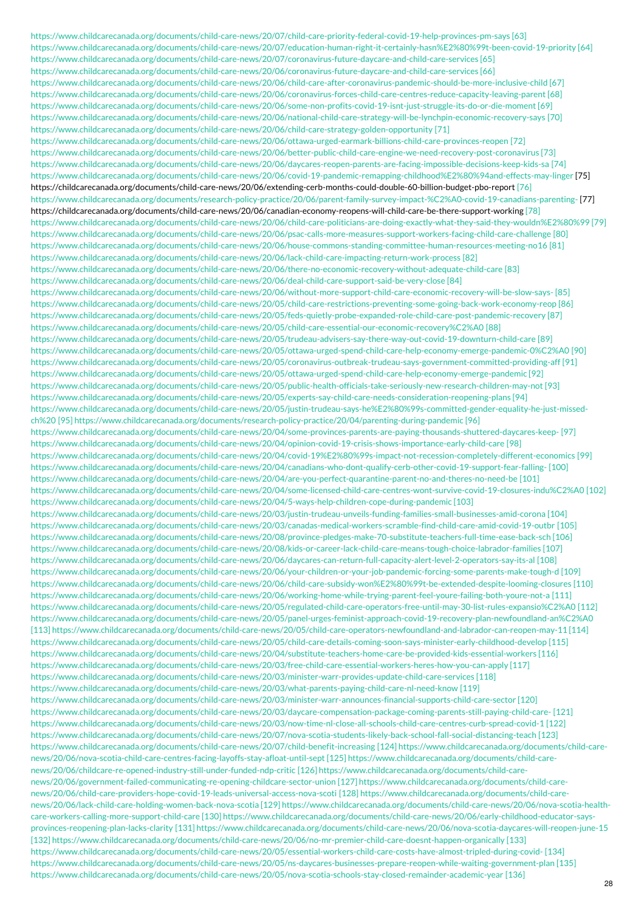https://www.childcarecanada.org/documents/child-care-news/20/07/child-care-priority-federal-covid-19-help-provinces-pm-says [63]
https://www.childcarecanada.org/documents/child-care-news/20/07/education-human-right-it-certainly-hasn%E2%80%99t-been-covid-19-priority [64]
https://www.childcarecanada.org/documents/child-care-news/20/07/coronavirus-future-daycare-and-child-care-services [65]
https://www.childcarecanada.org/documents/child-care-news/20/06/coronavirus-future-daycare-and-child-care-services [66]
https://www.childcarecanada.org/documents/child-care-news/20/06/child-care-after-coronavirus-pandemic-should-be-more-inclusive-child [67]
https://www.childcarecanada.org/documents/child-care-news/20/06/coronavirus-forces-child-care-centres-reduce-capacity-leaving-parent [68]
https://www.childcarecanada.org/documents/child-care-news/20/06/some-non-profits-covid-19-isnt-just-struggle-its-do-or-die-moment [69]
https://www.childcarecanada.org/documents/child-care-news/20/06/national-child-care-strategy-will-be-lynchpin-economic-recovery-says [70]
https://www.childcarecanada.org/documents/child-care-news/20/06/child-care-strategy-golden-opportunity [71]
https://www.childcarecanada.org/documents/child-care-news/20/06/ottawa-urged-earmark-billions-child-care-provinces-reopen [72]
https://www.childcarecanada.org/documents/child-care-news/20/06/better-public-child-care-engine-we-need-recovery-post-coronavirus [73]
https://www.childcarecanada.org/documents/child-care-news/20/06/daycares-reopen-parents-are-facing-impossible-decisions-keep-kids-sa [74]
https://www.childcarecanada.org/documents/child-care-news/20/06/covid-19-pandemic-remapping-childhood%E2%80%94and-effects-may-linger [75]
https://childcarecanada.org/documents/child-care-news/20/06/extending-cerb-months-could-double-60-billion-budget-pbo-report [76]
https://www.childcarecanada.org/documents/research-policy-practice/20/06/parent-family-survey-impact-%C2%A0-covid-19-canadians-parenting- [77]
https://childcarecanada.org/documents/child-care-news/20/06/canadian-economy-reopens-will-child-care-be-there-support-working [78]
https://www.childcarecanada.org/documents/child-care-news/20/06/child-care-politicians-are-doing-exactly-what-they-said-they-wouldn%E2%80%99 [79]
https://www.childcarecanada.org/documents/child-care-news/20/06/psac-calls-more-measures-support-workers-facing-child-care-challenge [80]
https://www.childcarecanada.org/documents/child-care-news/20/06/house-commons-standing-committee-human-resources-meeting-no16 [81]
https://www.childcarecanada.org/documents/child-care-news/20/06/lack-child-care-impacting-return-work-process [82]
https://www.childcarecanada.org/documents/child-care-news/20/06/there-no-economic-recovery-without-adequate-child-care [83]
https://www.childcarecanada.org/documents/child-care-news/20/06/deal-child-care-support-said-be-very-close [84]
https://www.childcarecanada.org/documents/child-care-news/20/06/without-more-support-child-care-economic-recovery-will-be-slow-says- [85]
https://www.childcarecanada.org/documents/child-care-news/20/05/child-care-restrictions-preventing-some-going-back-work-economy-reop [86]
https://www.childcarecanada.org/documents/child-care-news/20/05/feds-quietly-probe-expanded-role-child-care-post-pandemic-recovery [87]
https://www.childcarecanada.org/documents/child-care-news/20/05/child-care-essential-our-economic-recovery%C2%A0 [88]
https://www.childcarecanada.org/documents/child-care-news/20/05/trudeau-advisers-say-there-way-out-covid-19-downturn-child-care [89]
https://www.childcarecanada.org/documents/child-care-news/20/05/ottawa-urged-spend-child-care-help-economy-emerge-pandemic-0%C2%A0 [90]
https://www.childcarecanada.org/documents/child-care-news/20/05/coronavirus-outbreak-trudeau-says-government-committed-providing-aff [91]
https://www.childcarecanada.org/documents/child-care-news/20/05/ottawa-urged-spend-child-care-help-economy-emerge-pandemic [92]
https://www.childcarecanada.org/documents/child-care-news/20/05/public-health-officials-take-seriously-new-research-children-may-not [93]
https://www.childcarecanada.org/documents/child-care-news/20/05/experts-say-child-care-needs-consideration-reopening-plans [94]
https://www.childcarecanada.org/documents/child-care-news/20/05/justin-trudeau-says-he%E2%80%99s-committed-gender-equality-he-just-missed-ch%20 [95] https://www.childcarecanada.org/documents/research-policy-practice/20/04/parenting-during-pandemic [96]
https://www.childcarecanada.org/documents/child-care-news/20/04/some-provinces-parents-are-paying-thousands-shuttered-daycares-keep- [97]
https://www.childcarecanada.org/documents/child-care-news/20/04/opinion-covid-19-crisis-shows-importance-early-child-care [98]
https://www.childcarecanada.org/documents/child-care-news/20/04/covid-19%E2%80%99s-impact-not-recession-completely-different-economics [99]
https://www.childcarecanada.org/documents/child-care-news/20/04/canadians-who-dont-qualify-cerb-other-covid-19-support-fear-falling- [100]
https://www.childcarecanada.org/documents/child-care-news/20/04/are-you-perfect-quarantine-parent-no-and-theres-no-need-be [101]
https://www.childcarecanada.org/documents/child-care-news/20/04/some-licensed-child-care-centres-wont-survive-covid-19-closures-indu%C2%A0 [102]
https://www.childcarecanada.org/documents/child-care-news/20/04/5-ways-help-children-cope-during-pandemic [103]
https://www.childcarecanada.org/documents/child-care-news/20/03/justin-trudeau-unveils-funding-families-small-businesses-amid-corona [104]
https://www.childcarecanada.org/documents/child-care-news/20/03/canadas-medical-workers-scramble-find-child-care-amid-covid-19-outbr [105]
https://www.childcarecanada.org/documents/child-care-news/20/08/province-pledges-make-70-substitute-teachers-full-time-ease-back-sch [106]
https://www.childcarecanada.org/documents/child-care-news/20/08/kids-or-career-lack-child-care-means-tough-choice-labrador-families [107]
https://www.childcarecanada.org/documents/child-care-news/20/06/daycares-can-return-full-capacity-alert-level-2-operators-say-its-al [108]
https://www.childcarecanada.org/documents/child-care-news/20/06/your-children-or-your-job-pandemic-forcing-some-parents-make-tough-d [109]
https://www.childcarecanada.org/documents/child-care-news/20/06/child-care-subsidy-won%E2%80%99t-be-extended-despite-looming-closures [110]
https://www.childcarecanada.org/documents/child-care-news/20/06/working-home-while-trying-parent-feel-youre-failing-both-youre-not-a [111]
https://www.childcarecanada.org/documents/child-care-news/20/05/regulated-child-care-operators-free-until-may-30-list-rules-expansio%C2%A0 [112]
https://www.childcarecanada.org/documents/child-care-news/20/05/panel-urges-feminist-approach-covid-19-recovery-plan-newfoundland-an%C2%A0 [113] https://www.childcarecanada.org/documents/child-care-news/20/05/child-care-operators-newfoundland-and-labrador-can-reopen-may-11 [114]
https://www.childcarecanada.org/documents/child-care-news/20/05/child-care-details-coming-soon-says-minister-early-childhood-develop [115]
https://www.childcarecanada.org/documents/child-care-news/20/04/substitute-teachers-home-care-be-provided-kids-essential-workers [116]
https://www.childcarecanada.org/documents/child-care-news/20/03/free-child-care-essential-workers-heres-how-you-can-apply [117]
https://www.childcarecanada.org/documents/child-care-news/20/03/minister-warr-provides-update-child-care-services [118]
https://www.childcarecanada.org/documents/child-care-news/20/03/what-parents-paying-child-care-nl-need-know [119]
https://www.childcarecanada.org/documents/child-care-news/20/03/minister-warr-announces-financial-supports-child-care-sector [120]
https://www.childcarecanada.org/documents/child-care-news/20/03/daycare-compensation-package-coming-parents-still-paying-child-care- [121]
https://www.childcarecanada.org/documents/child-care-news/20/03/now-time-nl-close-all-schools-child-care-centres-curb-spread-covid-1 [122]
https://www.childcarecanada.org/documents/child-care-news/20/07/nova-scotia-students-likely-back-school-fall-social-distancing-teach [123]
https://www.childcarecanada.org/documents/child-care-news/20/07/child-benefit-increasing [124] https://www.childcarecanada.org/documents/child-care-news/20/06/nova-scotia-child-care-centres-facing-layoffs-stay-afloat-until-sept [125] https://www.childcarecanada.org/documents/child-care-news/20/06/childcare-re-opened-industry-still-under-funded-ndp-critic [126] https://www.childcarecanada.org/documents/child-care-news/20/06/government-failed-communicating-re-opening-childcare-sector-union [127] https://www.childcarecanada.org/documents/child-care-news/20/06/child-care-providers-hope-covid-19-leads-universal-access-nova-scoti [128] https://www.childcarecanada.org/documents/child-care-news/20/06/lack-child-care-holding-women-back-nova-scotia [129] https://www.childcarecanada.org/documents/child-care-news/20/06/nova-scotia-health-care-workers-calling-more-support-child-care [130] https://www.childcarecanada.org/documents/child-care-news/20/06/early-childhood-educator-says-provinces-reopening-plan-lacks-clarity [131] https://www.childcarecanada.org/documents/child-care-news/20/06/nova-scotia-daycares-will-reopen-june-15 [132] https://www.childcarecanada.org/documents/child-care-news/20/06/no-mr-premier-child-care-doesnt-happen-organically [133]
https://www.childcarecanada.org/documents/child-care-news/20/05/essential-workers-child-care-costs-have-almost-tripled-during-covid- [134]
https://www.childcarecanada.org/documents/child-care-news/20/05/ns-daycares-businesses-prepare-reopen-while-waiting-government-plan [135]
https://www.childcarecanada.org/documents/child-care-news/20/05/nova-scotia-schools-stay-closed-remainder-academic-year [136]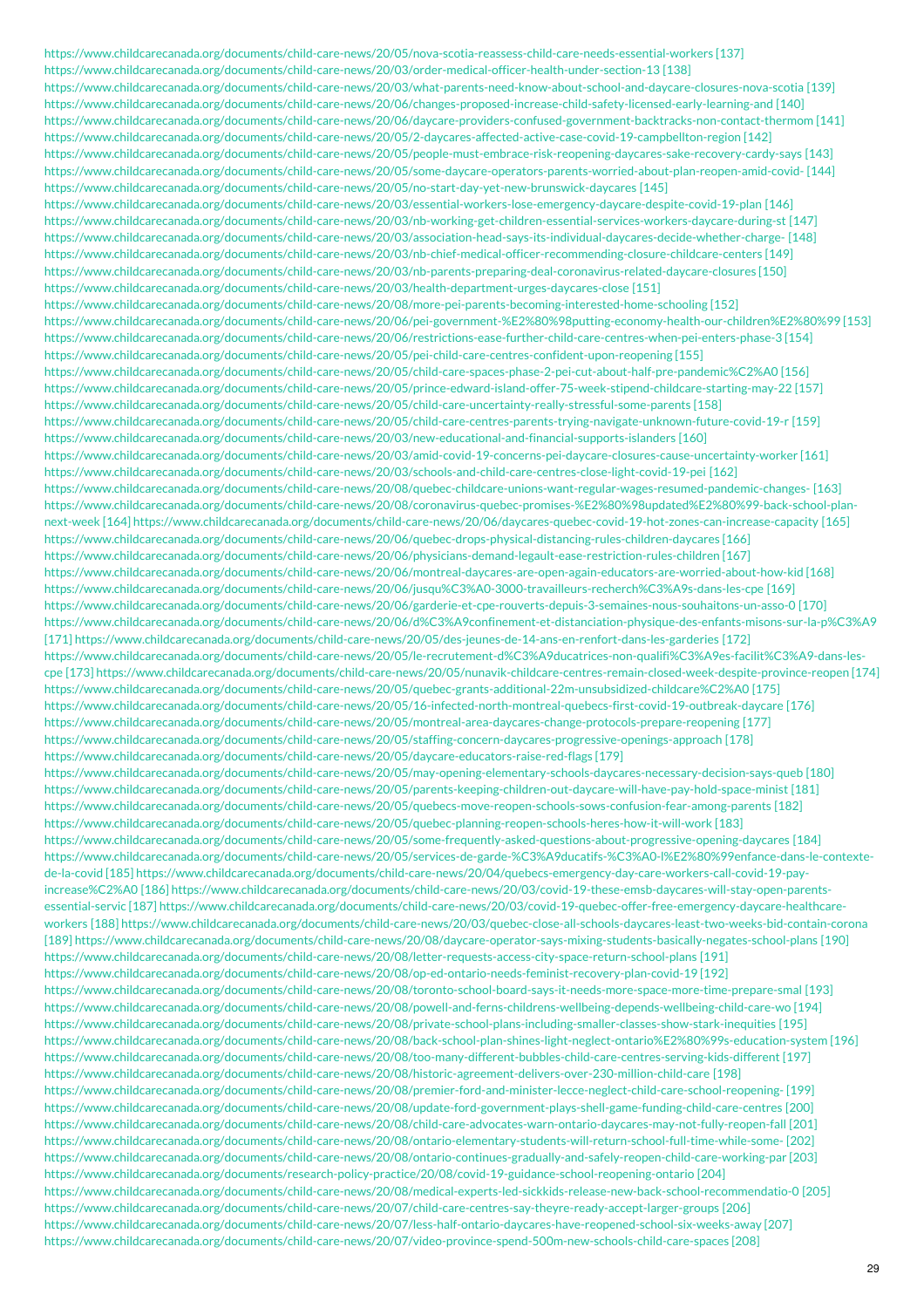https://www.childcarecanada.org/documents/child-care-news/20/05/nova-scotia-reassess-child-care-needs-essential-workers [137]
https://www.childcarecanada.org/documents/child-care-news/20/03/order-medical-officer-health-under-section-13 [138]
https://www.childcarecanada.org/documents/child-care-news/20/03/what-parents-need-know-about-school-and-daycare-closures-nova-scotia [139]
https://www.childcarecanada.org/documents/child-care-news/20/06/changes-proposed-increase-child-safety-licensed-early-learning-and [140]
https://www.childcarecanada.org/documents/child-care-news/20/06/daycare-providers-confused-government-backtracks-non-contact-thermom [141]
https://www.childcarecanada.org/documents/child-care-news/20/05/2-daycares-affected-active-case-covid-19-campbellton-region [142]
https://www.childcarecanada.org/documents/child-care-news/20/05/people-must-embrace-risk-reopening-daycares-sake-recovery-cardy-says [143]
https://www.childcarecanada.org/documents/child-care-news/20/05/some-daycare-operators-parents-worried-about-plan-reopen-amid-covid- [144]
https://www.childcarecanada.org/documents/child-care-news/20/05/no-start-day-yet-new-brunswick-daycares [145]
https://www.childcarecanada.org/documents/child-care-news/20/03/essential-workers-lose-emergency-daycare-despite-covid-19-plan [146]
https://www.childcarecanada.org/documents/child-care-news/20/03/nb-working-get-children-essential-services-workers-daycare-during-st [147]
https://www.childcarecanada.org/documents/child-care-news/20/03/association-head-says-its-individual-daycares-decide-whether-charge- [148]
https://www.childcarecanada.org/documents/child-care-news/20/03/nb-chief-medical-officer-recommending-closure-childcare-centers [149]
https://www.childcarecanada.org/documents/child-care-news/20/03/nb-parents-preparing-deal-coronavirus-related-daycare-closures [150]
https://www.childcarecanada.org/documents/child-care-news/20/03/health-department-urges-daycares-close [151]
https://www.childcarecanada.org/documents/child-care-news/20/08/more-pei-parents-becoming-interested-home-schooling [152]
https://www.childcarecanada.org/documents/child-care-news/20/06/pei-government-%E2%80%98putting-economy-health-our-children%E2%80%99 [153]
https://www.childcarecanada.org/documents/child-care-news/20/06/restrictions-ease-further-child-care-centres-when-pei-enters-phase-3 [154]
https://www.childcarecanada.org/documents/child-care-news/20/05/pei-child-care-centres-confident-upon-reopening [155]
https://www.childcarecanada.org/documents/child-care-news/20/05/child-care-spaces-phase-2-pei-cut-about-half-pre-pandemic%C2%A0 [156]
https://www.childcarecanada.org/documents/child-care-news/20/05/prince-edward-island-offer-75-week-stipend-childcare-starting-may-22 [157]
https://www.childcarecanada.org/documents/child-care-news/20/05/child-care-uncertainty-really-stressful-some-parents [158]
https://www.childcarecanada.org/documents/child-care-news/20/05/child-care-centres-parents-trying-navigate-unknown-future-covid-19-r [159]
https://www.childcarecanada.org/documents/child-care-news/20/03/new-educational-and-financial-supports-islanders [160]
https://www.childcarecanada.org/documents/child-care-news/20/03/amid-covid-19-concerns-pei-daycare-closures-cause-uncertainty-worker [161]
https://www.childcarecanada.org/documents/child-care-news/20/03/schools-and-child-care-centres-close-light-covid-19-pei [162]
https://www.childcarecanada.org/documents/child-care-news/20/08/quebec-childcare-unions-want-regular-wages-resumed-pandemic-changes- [163]
https://www.childcarecanada.org/documents/child-care-news/20/08/coronavirus-quebec-promises-%E2%80%98updated%E2%80%99-back-school-plan-next-week [164] https://www.childcarecanada.org/documents/child-care-news/20/06/daycares-quebec-covid-19-hot-zones-can-increase-capacity [165]
https://www.childcarecanada.org/documents/child-care-news/20/06/quebec-drops-physical-distancing-rules-children-daycares [166]
https://www.childcarecanada.org/documents/child-care-news/20/06/physicians-demand-legault-ease-restriction-rules-children [167]
https://www.childcarecanada.org/documents/child-care-news/20/06/montreal-daycares-are-open-again-educators-are-worried-about-how-kid [168]
https://www.childcarecanada.org/documents/child-care-news/20/06/jusqu%C3%A0-3000-travailleurs-recherch%C3%A9s-dans-les-cpe [169]
https://www.childcarecanada.org/documents/child-care-news/20/06/garderie-et-cpe-rouverts-depuis-3-semaines-nous-souhaitons-un-asso-0 [170]
https://www.childcarecanada.org/documents/child-care-news/20/06/d%C3%A9confinement-et-distanciation-physique-des-enfants-misons-sur-la-p%C3%A9 [171] https://www.childcarecanada.org/documents/child-care-news/20/05/des-jeunes-de-14-ans-en-renfort-dans-les-garderies [172]
https://www.childcarecanada.org/documents/child-care-news/20/05/le-recrutement-d%C3%A9ducatrices-non-qualifi%C3%A9es-facilit%C3%A9-dans-les-cpe [173] https://www.childcarecanada.org/documents/child-care-news/20/05/nunavik-childcare-centres-remain-closed-week-despite-province-reopen [174]
https://www.childcarecanada.org/documents/child-care-news/20/05/quebec-grants-additional-22m-unsubsidized-childcare%C2%A0 [175]
https://www.childcarecanada.org/documents/child-care-news/20/05/16-infected-north-montreal-quebecs-first-covid-19-outbreak-daycare [176]
https://www.childcarecanada.org/documents/child-care-news/20/05/montreal-area-daycares-change-protocols-prepare-reopening [177]
https://www.childcarecanada.org/documents/child-care-news/20/05/staffing-concern-daycares-progressive-openings-approach [178]
https://www.childcarecanada.org/documents/child-care-news/20/05/daycare-educators-raise-red-flags [179]
https://www.childcarecanada.org/documents/child-care-news/20/05/may-opening-elementary-schools-daycares-necessary-decision-says-queb [180]
https://www.childcarecanada.org/documents/child-care-news/20/05/parents-keeping-children-out-daycare-will-have-pay-hold-space-minist [181]
https://www.childcarecanada.org/documents/child-care-news/20/05/quebecs-move-reopen-schools-sows-confusion-fear-among-parents [182]
https://www.childcarecanada.org/documents/child-care-news/20/05/quebec-planning-reopen-schools-heres-how-it-will-work [183]
https://www.childcarecanada.org/documents/child-care-news/20/05/some-frequently-asked-questions-about-progressive-opening-daycares [184]
https://www.childcarecanada.org/documents/child-care-news/20/05/services-de-garde-%C3%A9ducatifs-%C3%A0-l%E2%80%99enfance-dans-le-contexte-de-la-covid [185] https://www.childcarecanada.org/documents/child-care-news/20/04/quebecs-emergency-day-care-workers-call-covid-19-pay-increase%C2%A0 [186] https://www.childcarecanada.org/documents/child-care-news/20/03/covid-19-these-emsb-daycares-will-stay-open-parents-essential-servic [187] https://www.childcarecanada.org/documents/child-care-news/20/03/covid-19-quebec-offer-free-emergency-daycare-healthcare-workers [188] https://www.childcarecanada.org/documents/child-care-news/20/03/quebec-close-all-schools-daycares-least-two-weeks-bid-contain-corona [189] https://www.childcarecanada.org/documents/child-care-news/20/08/daycare-operator-says-mixing-students-basically-negates-school-plans [190]
https://www.childcarecanada.org/documents/child-care-news/20/08/letter-requests-access-city-space-return-school-plans [191]
https://www.childcarecanada.org/documents/child-care-news/20/08/op-ed-ontario-needs-feminist-recovery-plan-covid-19 [192]
https://www.childcarecanada.org/documents/child-care-news/20/08/toronto-school-board-says-it-needs-more-space-more-time-prepare-smal [193]
https://www.childcarecanada.org/documents/child-care-news/20/08/powell-and-ferns-childrens-wellbeing-depends-wellbeing-child-care-wo [194]
https://www.childcarecanada.org/documents/child-care-news/20/08/private-school-plans-including-smaller-classes-show-stark-inequities [195]
https://www.childcarecanada.org/documents/child-care-news/20/08/back-school-plan-shines-light-neglect-ontario%E2%80%99s-education-system [196]
https://www.childcarecanada.org/documents/child-care-news/20/08/too-many-different-bubbles-child-care-centres-serving-kids-different [197]
https://www.childcarecanada.org/documents/child-care-news/20/08/historic-agreement-delivers-over-230-million-child-care [198]
https://www.childcarecanada.org/documents/child-care-news/20/08/premier-ford-and-minister-lecce-neglect-child-care-school-reopening- [199]
https://www.childcarecanada.org/documents/child-care-news/20/08/update-ford-government-plays-shell-game-funding-child-care-centres [200]
https://www.childcarecanada.org/documents/child-care-news/20/08/child-care-advocates-warn-ontario-daycares-may-not-fully-reopen-fall [201]
https://www.childcarecanada.org/documents/child-care-news/20/08/ontario-elementary-students-will-return-school-full-time-while-some- [202]
https://www.childcarecanada.org/documents/child-care-news/20/08/ontario-continues-gradually-and-safely-reopen-child-care-working-par [203]
https://www.childcarecanada.org/documents/research-policy-practice/20/08/covid-19-guidance-school-reopening-ontario [204]
https://www.childcarecanada.org/documents/child-care-news/20/08/medical-experts-led-sickkids-release-new-back-school-recommendatio-0 [205]
https://www.childcarecanada.org/documents/child-care-news/20/07/child-care-centres-say-theyre-ready-accept-larger-groups [206]
https://www.childcarecanada.org/documents/child-care-news/20/07/less-half-ontario-daycares-have-reopened-school-six-weeks-away [207]
https://www.childcarecanada.org/documents/child-care-news/20/07/video-province-spend-500m-new-schools-child-care-spaces [208]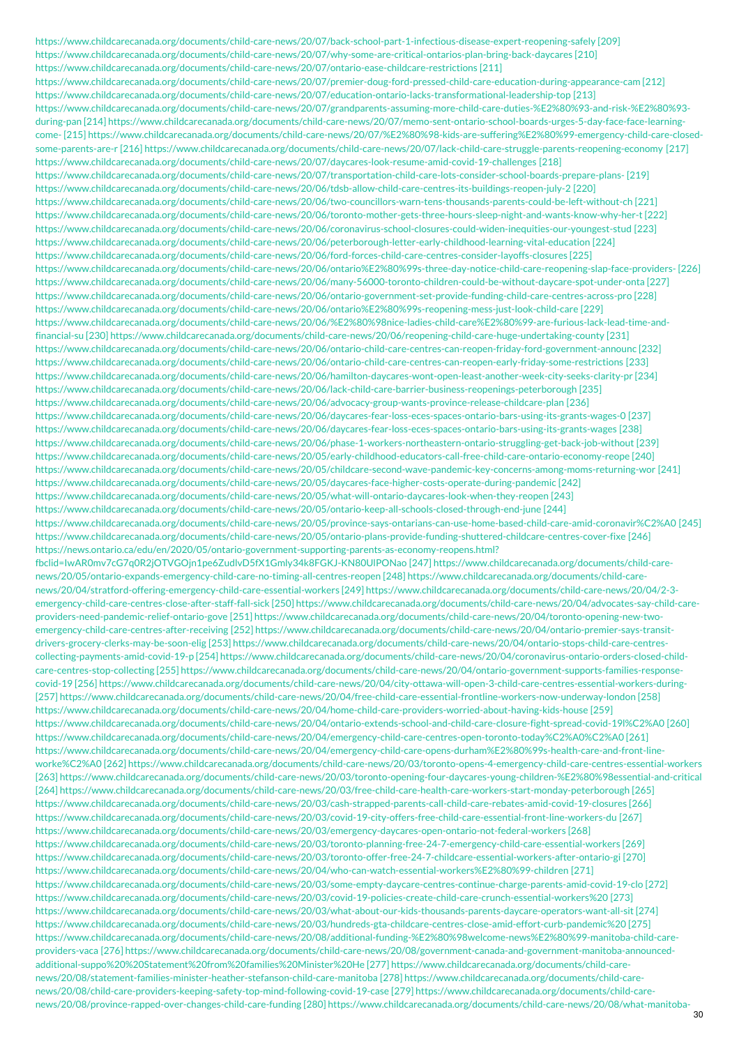https://www.childcarecanada.org/documents/child-care-news/20/07/back-school-part-1-infectious-disease-expert-reopening-safely [209]
https://www.childcarecanada.org/documents/child-care-news/20/07/why-some-are-critical-ontarios-plan-bring-back-daycares [210]
https://www.childcarecanada.org/documents/child-care-news/20/07/ontario-ease-childcare-restrictions [211]
https://www.childcarecanada.org/documents/child-care-news/20/07/premier-doug-ford-pressed-child-care-education-during-appearance-cam [212]
https://www.childcarecanada.org/documents/child-care-news/20/07/education-ontario-lacks-transformational-leadership-top [213]
https://www.childcarecanada.org/documents/child-care-news/20/07/grandparents-assuming-more-child-care-duties-%E2%80%93-and-risk-%E2%80%93-during-pan [214] https://www.childcarecanada.org/documents/child-care-news/20/07/memo-sent-ontario-school-boards-urges-5-day-face-face-learning-come- [215] https://www.childcarecanada.org/documents/child-care-news/20/07/%E2%80%98-kids-are-suffering%E2%80%99-emergency-child-care-closed-some-parents-are-r [216] https://www.childcarecanada.org/documents/child-care-news/20/07/lack-child-care-struggle-parents-reopening-economy [217]
https://www.childcarecanada.org/documents/child-care-news/20/07/daycares-look-resume-amid-covid-19-challenges [218]
https://www.childcarecanada.org/documents/child-care-news/20/07/transportation-child-care-lots-consider-school-boards-prepare-plans- [219]
https://www.childcarecanada.org/documents/child-care-news/20/06/tdsb-allow-child-care-centres-its-buildings-reopen-july-2 [220]
https://www.childcarecanada.org/documents/child-care-news/20/06/two-councillors-warn-tens-thousands-parents-could-be-left-without-ch [221]
https://www.childcarecanada.org/documents/child-care-news/20/06/toronto-mother-gets-three-hours-sleep-night-and-wants-know-why-her-t [222]
https://www.childcarecanada.org/documents/child-care-news/20/06/coronavirus-school-closures-could-widen-inequities-our-youngest-stud [223]
https://www.childcarecanada.org/documents/child-care-news/20/06/peterborough-letter-early-childhood-learning-vital-education [224]
https://www.childcarecanada.org/documents/child-care-news/20/06/ford-forces-child-care-centres-consider-layoffs-closures [225]
https://www.childcarecanada.org/documents/child-care-news/20/06/ontario%E2%80%99s-three-day-notice-child-care-reopening-slap-face-providers- [226]
https://www.childcarecanada.org/documents/child-care-news/20/06/many-56000-toronto-children-could-be-without-daycare-spot-under-onta [227]
https://www.childcarecanada.org/documents/child-care-news/20/06/ontario-government-set-provide-funding-child-care-centres-across-pro [228]
https://www.childcarecanada.org/documents/child-care-news/20/06/ontario%E2%80%99s-reopening-mess-just-look-child-care [229]
https://www.childcarecanada.org/documents/child-care-news/20/06/%E2%80%98nice-ladies-child-care%E2%80%99-are-furious-lack-lead-time-and-financial-su [230] https://www.childcarecanada.org/documents/child-care-news/20/06/reopening-child-care-huge-undertaking-county [231]
https://www.childcarecanada.org/documents/child-care-news/20/06/ontario-child-care-centres-can-reopen-friday-ford-government-announc [232]
https://www.childcarecanada.org/documents/child-care-news/20/06/ontario-child-care-centres-can-reopen-early-friday-some-restrictions [233]
https://www.childcarecanada.org/documents/child-care-news/20/06/hamilton-daycares-wont-open-least-another-week-city-seeks-clarity-pr [234]
https://www.childcarecanada.org/documents/child-care-news/20/06/lack-child-care-barrier-business-reopenings-peterborough [235]
https://www.childcarecanada.org/documents/child-care-news/20/06/advocacy-group-wants-province-release-childcare-plan [236]
https://www.childcarecanada.org/documents/child-care-news/20/06/daycares-fear-loss-eces-spaces-ontario-bars-using-its-grants-wages-0 [237]
https://www.childcarecanada.org/documents/child-care-news/20/06/daycares-fear-loss-eces-spaces-ontario-bars-using-its-grants-wages [238]
https://www.childcarecanada.org/documents/child-care-news/20/06/phase-1-workers-northeastern-ontario-struggling-get-back-job-without [239]
https://www.childcarecanada.org/documents/child-care-news/20/05/early-childhood-educators-call-free-child-care-ontario-economy-reope [240]
https://www.childcarecanada.org/documents/child-care-news/20/05/childcare-second-wave-pandemic-key-concerns-among-moms-returning-wor [241]
https://www.childcarecanada.org/documents/child-care-news/20/05/daycares-face-higher-costs-operate-during-pandemic [242]
https://www.childcarecanada.org/documents/child-care-news/20/05/what-will-ontario-daycares-look-when-they-reopen [243]
https://www.childcarecanada.org/documents/child-care-news/20/05/ontario-keep-all-schools-closed-through-end-june [244]
https://www.childcarecanada.org/documents/child-care-news/20/05/province-says-ontarians-can-use-home-based-child-care-amid-coronavir%C2%A0 [245]
https://www.childcarecanada.org/documents/child-care-news/20/05/ontario-plans-provide-funding-shuttered-childcare-centres-cover-fixe [246]
https://news.ontario.ca/edu/en/2020/05/ontario-government-supporting-parents-as-economy-reopens.html?fbclid=IwAR0mv7cG7q0R2jOTVGOjn1pe6ZudlvD5fX1Gmly34k8FGKJ-KN80UIPONao [247] https://www.childcarecanada.org/documents/child-care-news/20/05/ontario-expands-emergency-child-care-no-timing-all-centres-reopen [248] https://www.childcarecanada.org/documents/child-care-news/20/04/stratford-offering-emergency-child-care-essential-workers [249] https://www.childcarecanada.org/documents/child-care-news/20/04/2-3-emergency-child-care-centres-close-after-staff-fall-sick [250] https://www.childcarecanada.org/documents/child-care-news/20/04/advocates-say-child-care-providers-need-pandemic-relief-ontario-gove [251] https://www.childcarecanada.org/documents/child-care-news/20/04/toronto-opening-new-two-emergency-child-care-centres-after-receiving [252] https://www.childcarecanada.org/documents/child-care-news/20/04/ontario-premier-says-transit-drivers-grocery-clerks-may-be-soon-elig [253] https://www.childcarecanada.org/documents/child-care-news/20/04/ontario-stops-child-care-centres-collecting-payments-amid-covid-19-p [254] https://www.childcarecanada.org/documents/child-care-news/20/04/coronavirus-ontario-orders-closed-child-care-centres-stop-collecting [255] https://www.childcarecanada.org/documents/child-care-news/20/04/ontario-government-supports-families-response-covid-19 [256] https://www.childcarecanada.org/documents/child-care-news/20/04/city-ottawa-will-open-3-child-care-centres-essential-workers-during- [257] https://www.childcarecanada.org/documents/child-care-news/20/04/free-child-care-essential-frontline-workers-now-underway-london [258]
https://www.childcarecanada.org/documents/child-care-news/20/04/home-child-care-providers-worried-about-having-kids-house [259]
https://www.childcarecanada.org/documents/child-care-news/20/04/ontario-extends-school-and-child-care-closure-fight-spread-covid-19l%C2%A0 [260]
https://www.childcarecanada.org/documents/child-care-news/20/04/emergency-child-care-centres-open-toronto-today%C2%A0%C2%A0 [261]
https://www.childcarecanada.org/documents/child-care-news/20/04/emergency-child-care-opens-durham%E2%80%99s-health-care-and-front-line-worke%C2%A0 [262] https://www.childcarecanada.org/documents/child-care-news/20/03/toronto-opens-4-emergency-child-care-centres-essential-workers [263] https://www.childcarecanada.org/documents/child-care-news/20/03/toronto-opening-four-daycares-young-children-%E2%80%98essential-and-critical [264] https://www.childcarecanada.org/documents/child-care-news/20/03/free-child-care-health-care-workers-start-monday-peterborough [265]
https://www.childcarecanada.org/documents/child-care-news/20/03/cash-strapped-parents-call-child-care-rebates-amid-covid-19-closures [266]
https://www.childcarecanada.org/documents/child-care-news/20/03/covid-19-city-offers-free-child-care-essential-front-line-workers-du [267]
https://www.childcarecanada.org/documents/child-care-news/20/03/emergency-daycares-open-ontario-not-federal-workers [268]
https://www.childcarecanada.org/documents/child-care-news/20/03/toronto-planning-free-24-7-emergency-child-care-essential-workers [269]
https://www.childcarecanada.org/documents/child-care-news/20/03/toronto-offer-free-24-7-childcare-essential-workers-after-ontario-gi [270]
https://www.childcarecanada.org/documents/child-care-news/20/04/who-can-watch-essential-workers%E2%80%99-children [271]
https://www.childcarecanada.org/documents/child-care-news/20/03/some-empty-daycare-centres-continue-charge-parents-amid-covid-19-clo [272]
https://www.childcarecanada.org/documents/child-care-news/20/03/covid-19-policies-create-child-care-crunch-essential-workers%20 [273]
https://www.childcarecanada.org/documents/child-care-news/20/03/what-about-our-kids-thousands-parents-daycare-operators-want-all-sit [274]
https://www.childcarecanada.org/documents/child-care-news/20/03/hundreds-gta-childcare-centres-close-amid-effort-curb-pandemic%20 [275]
https://www.childcarecanada.org/documents/child-care-news/20/08/additional-funding-%E2%80%98welcome-news%E2%80%99-manitoba-child-care-providers-vaca [276] https://www.childcarecanada.org/documents/child-care-news/20/08/government-canada-and-government-manitoba-announced-additional-suppo%20%20Statement%20from%20families%20Minister%20He [277] https://www.childcarecanada.org/documents/child-care-news/20/08/statement-families-minister-heather-stefanson-child-care-manitoba [278] https://www.childcarecanada.org/documents/child-care-news/20/08/child-care-providers-keeping-safety-top-mind-following-covid-19-case [279] https://www.childcarecanada.org/documents/child-care-news/20/08/province-rapped-over-changes-child-care-funding [280] https://www.childcarecanada.org/documents/child-care-news/20/08/what-manitoba-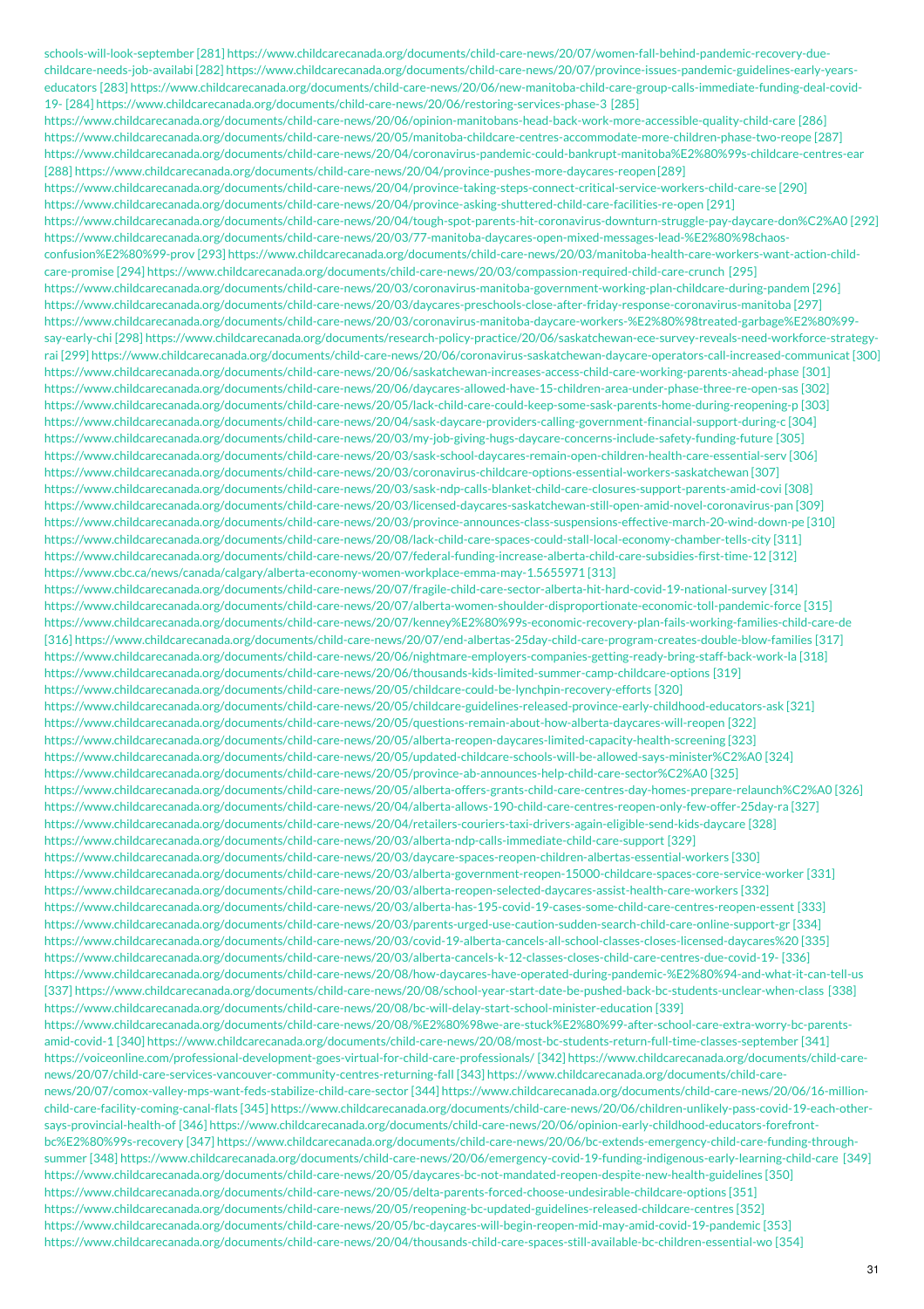schools-will-look-september [281] https://www.childcarecanada.org/documents/child-care-news/20/07/women-fall-behind-pandemic-recovery-due-childcare-needs-job-availabi [282] https://www.childcarecanada.org/documents/child-care-news/20/07/province-issues-pandemic-guidelines-early-years-educators [283] https://www.childcarecanada.org/documents/child-care-news/20/06/new-manitoba-child-care-group-calls-immediate-funding-deal-covid-19- [284] https://www.childcarecanada.org/documents/child-care-news/20/06/restoring-services-phase-3 [285] https://www.childcarecanada.org/documents/child-care-news/20/06/opinion-manitobans-head-back-work-more-accessible-quality-child-care [286] https://www.childcarecanada.org/documents/child-care-news/20/05/manitoba-childcare-centres-accommodate-more-children-phase-two-reope [287] https://www.childcarecanada.org/documents/child-care-news/20/04/coronavirus-pandemic-could-bankrupt-manitoba%E2%80%99s-childcare-centres-ear [288] https://www.childcarecanada.org/documents/child-care-news/20/04/province-pushes-more-daycares-reopen [289] https://www.childcarecanada.org/documents/child-care-news/20/04/province-taking-steps-connect-critical-service-workers-child-care-se [290] https://www.childcarecanada.org/documents/child-care-news/20/04/province-asking-shuttered-child-care-facilities-re-open [291] https://www.childcarecanada.org/documents/child-care-news/20/04/tough-spot-parents-hit-coronavirus-downturn-struggle-pay-daycare-don%C2%A0 [292] https://www.childcarecanada.org/documents/child-care-news/20/03/77-manitoba-daycares-open-mixed-messages-lead-%E2%80%98chaos-confusion%E2%80%99-prov [293] https://www.childcarecanada.org/documents/child-care-news/20/03/manitoba-health-care-workers-want-action-child-care-promise [294] https://www.childcarecanada.org/documents/child-care-news/20/03/compassion-required-child-care-crunch [295] https://www.childcarecanada.org/documents/child-care-news/20/03/coronavirus-manitoba-government-working-plan-childcare-during-pandem [296] https://www.childcarecanada.org/documents/child-care-news/20/03/daycares-preschools-close-after-friday-response-coronavirus-manitoba [297] https://www.childcarecanada.org/documents/child-care-news/20/03/coronavirus-manitoba-daycare-workers-%E2%80%98treated-garbage%E2%80%99-say-early-chi [298] https://www.childcarecanada.org/documents/research-policy-practice/20/06/saskatchewan-ece-survey-reveals-need-workforce-strategy-rai [299] https://www.childcarecanada.org/documents/child-care-news/20/06/coronavirus-saskatchewan-daycare-operators-call-increased-communicat [300] https://www.childcarecanada.org/documents/child-care-news/20/06/saskatchewan-increases-access-child-care-working-parents-ahead-phase [301] https://www.childcarecanada.org/documents/child-care-news/20/06/daycares-allowed-have-15-children-area-under-phase-three-re-open-sas [302] https://www.childcarecanada.org/documents/child-care-news/20/05/lack-child-care-could-keep-some-sask-parents-home-during-reopening-p [303] https://www.childcarecanada.org/documents/child-care-news/20/04/sask-daycare-providers-calling-government-financial-support-during-c [304] https://www.childcarecanada.org/documents/child-care-news/20/03/my-job-giving-hugs-daycare-concerns-include-safety-funding-future [305] https://www.childcarecanada.org/documents/child-care-news/20/03/sask-school-daycares-remain-open-children-health-care-essential-serv [306] https://www.childcarecanada.org/documents/child-care-news/20/03/coronavirus-childcare-options-essential-workers-saskatchewan [307] https://www.childcarecanada.org/documents/child-care-news/20/03/sask-ndp-calls-blanket-child-care-closures-support-parents-amid-covi [308] https://www.childcarecanada.org/documents/child-care-news/20/03/licensed-daycares-saskatchewan-still-open-amid-novel-coronavirus-pan [309] https://www.childcarecanada.org/documents/child-care-news/20/03/province-announces-class-suspensions-effective-march-20-wind-down-pe [310] https://www.childcarecanada.org/documents/child-care-news/20/08/lack-child-care-spaces-could-stall-local-economy-chamber-tells-city [311] https://www.childcarecanada.org/documents/child-care-news/20/07/federal-funding-increase-alberta-child-care-subsidies-first-time-12 [312] https://www.cbc.ca/news/canada/calgary/alberta-economy-women-workplace-emma-may-1.5655971 [313] https://www.childcarecanada.org/documents/child-care-news/20/07/fragile-child-care-sector-alberta-hit-hard-covid-19-national-survey [314] https://www.childcarecanada.org/documents/child-care-news/20/07/alberta-women-shoulder-disproportionate-economic-toll-pandemic-force [315] https://www.childcarecanada.org/documents/child-care-news/20/07/kenney%E2%80%99s-economic-recovery-plan-fails-working-families-child-care-de [316] https://www.childcarecanada.org/documents/child-care-news/20/07/end-albertas-25day-child-care-program-creates-double-blow-families [317] https://www.childcarecanada.org/documents/child-care-news/20/06/nightmare-employers-companies-getting-ready-bring-staff-back-work-la [318] https://www.childcarecanada.org/documents/child-care-news/20/06/thousands-kids-limited-summer-camp-childcare-options [319] https://www.childcarecanada.org/documents/child-care-news/20/05/childcare-could-be-lynchpin-recovery-efforts [320] https://www.childcarecanada.org/documents/child-care-news/20/05/childcare-guidelines-released-province-early-childhood-educators-ask [321] https://www.childcarecanada.org/documents/child-care-news/20/05/questions-remain-about-how-alberta-daycares-will-reopen [322] https://www.childcarecanada.org/documents/child-care-news/20/05/alberta-reopen-daycares-limited-capacity-health-screening [323] https://www.childcarecanada.org/documents/child-care-news/20/05/updated-childcare-schools-will-be-allowed-says-minister%C2%A0 [324] https://www.childcarecanada.org/documents/child-care-news/20/05/province-ab-announces-help-child-care-sector%C2%A0 [325] https://www.childcarecanada.org/documents/child-care-news/20/05/alberta-offers-grants-child-care-centres-day-homes-prepare-relaunch%C2%A0 [326] https://www.childcarecanada.org/documents/child-care-news/20/04/alberta-allows-190-child-care-centres-reopen-only-few-offer-25day-ra [327] https://www.childcarecanada.org/documents/child-care-news/20/04/retailers-couriers-taxi-drivers-again-eligible-send-kids-daycare [328] https://www.childcarecanada.org/documents/child-care-news/20/03/alberta-ndp-calls-immediate-child-care-support [329] https://www.childcarecanada.org/documents/child-care-news/20/03/daycare-spaces-reopen-children-albertas-essential-workers [330] https://www.childcarecanada.org/documents/child-care-news/20/03/alberta-government-reopen-15000-childcare-spaces-core-service-worker [331] https://www.childcarecanada.org/documents/child-care-news/20/03/alberta-reopen-selected-daycares-assist-health-care-workers [332] https://www.childcarecanada.org/documents/child-care-news/20/03/alberta-has-195-covid-19-cases-some-child-care-centres-reopen-essent [333] https://www.childcarecanada.org/documents/child-care-news/20/03/parents-urged-use-caution-sudden-search-child-care-online-support-gr [334] https://www.childcarecanada.org/documents/child-care-news/20/03/covid-19-alberta-cancels-all-school-classes-closes-licensed-daycares%20 [335] https://www.childcarecanada.org/documents/child-care-news/20/03/alberta-cancels-k-12-classes-closes-child-care-centres-due-covid-19- [336] https://www.childcarecanada.org/documents/child-care-news/20/08/how-daycares-have-operated-during-pandemic-%E2%80%94-and-what-it-can-tell-us [337] https://www.childcarecanada.org/documents/child-care-news/20/08/school-year-start-date-be-pushed-back-bc-students-unclear-when-class [338] https://www.childcarecanada.org/documents/child-care-news/20/08/bc-will-delay-start-school-minister-education [339] https://www.childcarecanada.org/documents/child-care-news/20/08/%E2%80%98we-are-stuck%E2%80%99-after-school-care-extra-worry-bc-parents-amid-covid-1 [340] https://www.childcarecanada.org/documents/child-care-news/20/08/most-bc-students-return-full-time-classes-september [341] https://voiceonline.com/professional-development-goes-virtual-for-child-care-professionals/ [342] https://www.childcarecanada.org/documents/child-care-news/20/07/child-care-services-vancouver-community-centres-returning-fall [343] https://www.childcarecanada.org/documents/child-care-news/20/07/comox-valley-mps-want-feds-stabilize-child-care-sector [344] https://www.childcarecanada.org/documents/child-care-news/20/06/16-million-child-care-facility-coming-canal-flats [345] https://www.childcarecanada.org/documents/child-care-news/20/06/children-unlikely-pass-covid-19-each-other-says-provincial-health-of [346] https://www.childcarecanada.org/documents/child-care-news/20/06/opinion-early-childhood-educators-forefront-bc%E2%80%99s-recovery [347] https://www.childcarecanada.org/documents/child-care-news/20/06/bc-extends-emergency-child-care-funding-through-summer [348] https://www.childcarecanada.org/documents/child-care-news/20/06/emergency-covid-19-funding-indigenous-early-learning-child-care [349] https://www.childcarecanada.org/documents/child-care-news/20/05/daycares-bc-not-mandated-reopen-despite-new-health-guidelines [350] https://www.childcarecanada.org/documents/child-care-news/20/05/delta-parents-forced-choose-undesirable-childcare-options [351] https://www.childcarecanada.org/documents/child-care-news/20/05/reopening-bc-updated-guidelines-released-childcare-centres [352] https://www.childcarecanada.org/documents/child-care-news/20/05/bc-daycares-will-begin-reopen-mid-may-amid-covid-19-pandemic [353] https://www.childcarecanada.org/documents/child-care-news/20/04/thousands-child-care-spaces-still-available-bc-children-essential-wo [354]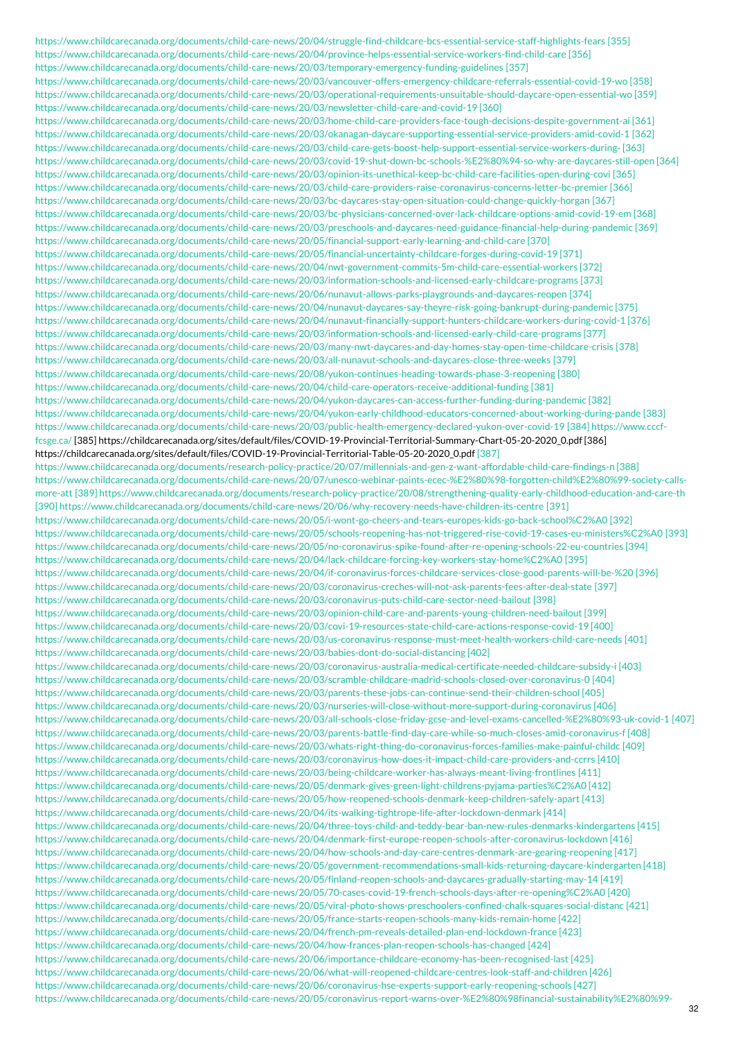https://www.childcarecanada.org/documents/child-care-news/20/04/struggle-find-childcare-bcs-essential-service-staff-highlights-fears [355]
https://www.childcarecanada.org/documents/child-care-news/20/04/province-helps-essential-service-workers-find-child-care [356]
https://www.childcarecanada.org/documents/child-care-news/20/03/temporary-emergency-funding-guidelines [357]
https://www.childcarecanada.org/documents/child-care-news/20/03/vancouver-offers-emergency-childcare-referrals-essential-covid-19-wo [358]
https://www.childcarecanada.org/documents/child-care-news/20/03/operational-requirements-unsuitable-should-daycare-open-essential-wo [359]
https://www.childcarecanada.org/documents/child-care-news/20/03/newsletter-child-care-and-covid-19 [360]
https://www.childcarecanada.org/documents/child-care-news/20/03/home-child-care-providers-face-tough-decisions-despite-government-ai [361]
https://www.childcarecanada.org/documents/child-care-news/20/03/okanagan-daycare-supporting-essential-service-providers-amid-covid-1 [362]
https://www.childcarecanada.org/documents/child-care-news/20/03/child-care-gets-boost-help-support-essential-service-workers-during- [363]
https://www.childcarecanada.org/documents/child-care-news/20/03/covid-19-shut-down-bc-schools-%E2%80%94-so-why-are-daycares-still-open [364]
https://www.childcarecanada.org/documents/child-care-news/20/03/opinion-its-unethical-keep-bc-child-care-facilities-open-during-covi [365]
https://www.childcarecanada.org/documents/child-care-news/20/03/child-care-providers-raise-coronavirus-concerns-letter-bc-premier [366]
https://www.childcarecanada.org/documents/child-care-news/20/03/bc-daycares-stay-open-situation-could-change-quickly-horgan [367]
https://www.childcarecanada.org/documents/child-care-news/20/03/bc-physicians-concerned-over-lack-childcare-options-amid-covid-19-em [368]
https://www.childcarecanada.org/documents/child-care-news/20/03/preschools-and-daycares-need-guidance-financial-help-during-pandemic [369]
https://www.childcarecanada.org/documents/child-care-news/20/05/financial-support-early-learning-and-child-care [370]
https://www.childcarecanada.org/documents/child-care-news/20/05/financial-uncertainty-childcare-forges-during-covid-19 [371]
https://www.childcarecanada.org/documents/child-care-news/20/04/nwt-government-commits-5m-child-care-essential-workers [372]
https://www.childcarecanada.org/documents/child-care-news/20/03/information-schools-and-licensed-early-childcare-programs [373]
https://www.childcarecanada.org/documents/child-care-news/20/06/nunavut-allows-parks-playgrounds-and-daycares-reopen [374]
https://www.childcarecanada.org/documents/child-care-news/20/04/nunavut-daycares-say-theyre-risk-going-bankrupt-during-pandemic [375]
https://www.childcarecanada.org/documents/child-care-news/20/04/nunavut-financially-support-hunters-childcare-workers-during-covid-1 [376]
https://www.childcarecanada.org/documents/child-care-news/20/03/information-schools-and-licensed-early-child-care-programs [377]
https://www.childcarecanada.org/documents/child-care-news/20/03/many-nwt-daycares-and-day-homes-stay-open-time-childcare-crisis [378]
https://www.childcarecanada.org/documents/child-care-news/20/03/all-nunavut-schools-and-daycares-close-three-weeks [379]
https://www.childcarecanada.org/documents/child-care-news/20/08/yukon-continues-heading-towards-phase-3-reopening [380]
https://www.childcarecanada.org/documents/child-care-news/20/04/child-care-operators-receive-additional-funding [381]
https://www.childcarecanada.org/documents/child-care-news/20/04/yukon-daycares-can-access-further-funding-during-pandemic [382]
https://www.childcarecanada.org/documents/child-care-news/20/04/yukon-early-childhood-educators-concerned-about-working-during-pande [383]
https://www.childcarecanada.org/documents/child-care-news/20/03/public-health-emergency-declared-yukon-over-covid-19 [384] https://www.cccf-fcsge.ca/ [385] https://childcarecanada.org/sites/default/files/COVID-19-Provincial-Territorial-Summary-Chart-05-20-2020_0.pdf [386]
https://childcarecanada.org/sites/default/files/COVID-19-Provincial-Territorial-Table-05-20-2020_0.pdf [387]
https://www.childcarecanada.org/documents/research-policy-practice/20/07/millennials-and-gen-z-want-affordable-child-care-findings-n [388]
https://www.childcarecanada.org/documents/child-care-news/20/07/unesco-webinar-paints-ecec-%E2%80%98-forgotten-child%E2%80%99-society-calls-more-att [389] https://www.childcarecanada.org/documents/research-policy-practice/20/08/strengthening-quality-early-childhood-education-and-care-th [390] https://www.childcarecanada.org/documents/child-care-news/20/06/why-recovery-needs-have-children-its-centre [391]
https://www.childcarecanada.org/documents/child-care-news/20/05/i-wont-go-cheers-and-tears-europes-kids-go-back-school%C2%A0 [392]
https://www.childcarecanada.org/documents/child-care-news/20/05/schools-reopening-has-not-triggered-rise-covid-19-cases-eu-ministers%C2%A0 [393]
https://www.childcarecanada.org/documents/child-care-news/20/05/no-coronavirus-spike-found-after-re-opening-schools-22-eu-countries [394]
https://www.childcarecanada.org/documents/child-care-news/20/04/lack-childcare-forcing-key-workers-stay-home%C2%A0 [395]
https://www.childcarecanada.org/documents/child-care-news/20/04/if-coronavirus-forces-childcare-services-close-good-parents-will-be-%20 [396]
https://www.childcarecanada.org/documents/child-care-news/20/03/coronavirus-creches-will-not-ask-parents-fees-after-deal-state [397]
https://www.childcarecanada.org/documents/child-care-news/20/03/coronavirus-puts-child-care-sector-need-bailout [398]
https://www.childcarecanada.org/documents/child-care-news/20/03/opinion-child-care-and-parents-young-children-need-bailout [399]
https://www.childcarecanada.org/documents/child-care-news/20/03/covi-19-resources-state-child-care-actions-response-covid-19 [400]
https://www.childcarecanada.org/documents/child-care-news/20/03/us-coronavirus-response-must-meet-health-workers-child-care-needs [401]
https://www.childcarecanada.org/documents/child-care-news/20/03/babies-dont-do-social-distancing [402]
https://www.childcarecanada.org/documents/child-care-news/20/03/coronavirus-australia-medical-certificate-needed-childcare-subsidy-i [403]
https://www.childcarecanada.org/documents/child-care-news/20/03/scramble-childcare-madrid-schools-closed-over-coronavirus-0 [404]
https://www.childcarecanada.org/documents/child-care-news/20/03/parents-these-jobs-can-continue-send-their-children-school [405]
https://www.childcarecanada.org/documents/child-care-news/20/03/nurseries-will-close-without-more-support-during-coronavirus [406]
https://www.childcarecanada.org/documents/child-care-news/20/03/all-schools-close-friday-gcse-and-level-exams-cancelled-%E2%80%93-uk-covid-1 [407]
https://www.childcarecanada.org/documents/child-care-news/20/03/parents-battle-find-day-care-while-so-much-closes-amid-coronavirus-f [408]
https://www.childcarecanada.org/documents/child-care-news/20/03/whats-right-thing-do-coronavirus-forces-families-make-painful-childc [409]
https://www.childcarecanada.org/documents/child-care-news/20/03/coronavirus-how-does-it-impact-child-care-providers-and-ccrrs [410]
https://www.childcarecanada.org/documents/child-care-news/20/03/being-childcare-worker-has-always-meant-living-frontlines [411]
https://www.childcarecanada.org/documents/child-care-news/20/05/denmark-gives-green-light-childrens-pyjama-parties%C2%A0 [412]
https://www.childcarecanada.org/documents/child-care-news/20/05/how-reopened-schools-denmark-keep-children-safely-apart [413]
https://www.childcarecanada.org/documents/child-care-news/20/04/its-walking-tightrope-life-after-lockdown-denmark [414]
https://www.childcarecanada.org/documents/child-care-news/20/04/three-toys-child-and-teddy-bear-ban-new-rules-denmarks-kindergartens [415]
https://www.childcarecanada.org/documents/child-care-news/20/04/denmark-first-europe-reopen-schools-after-coronavirus-lockdown [416]
https://www.childcarecanada.org/documents/child-care-news/20/04/how-schools-and-day-care-centres-denmark-are-gearing-reopening [417]
https://www.childcarecanada.org/documents/child-care-news/20/05/government-recommendations-small-kids-returning-daycare-kindergarten [418]
https://www.childcarecanada.org/documents/child-care-news/20/05/finland-reopen-schools-and-daycares-gradually-starting-may-14 [419]
https://www.childcarecanada.org/documents/child-care-news/20/05/70-cases-covid-19-french-schools-days-after-re-opening%C2%A0 [420]
https://www.childcarecanada.org/documents/child-care-news/20/05/viral-photo-shows-preschoolers-confined-chalk-squares-social-distanc [421]
https://www.childcarecanada.org/documents/child-care-news/20/05/france-starts-reopen-schools-many-kids-remain-home [422]
https://www.childcarecanada.org/documents/child-care-news/20/04/french-pm-reveals-detailed-plan-end-lockdown-france [423]
https://www.childcarecanada.org/documents/child-care-news/20/04/how-frances-plan-reopen-schools-has-changed [424]
https://www.childcarecanada.org/documents/child-care-news/20/06/importance-childcare-economy-has-been-recognised-last [425]
https://www.childcarecanada.org/documents/child-care-news/20/06/what-will-reopened-childcare-centres-look-staff-and-children [426]
https://www.childcarecanada.org/documents/child-care-news/20/06/coronavirus-hse-experts-support-early-reopening-schools [427]
https://www.childcarecanada.org/documents/child-care-news/20/05/coronavirus-report-warns-over-%E2%80%98financial-sustainability%E2%80%99-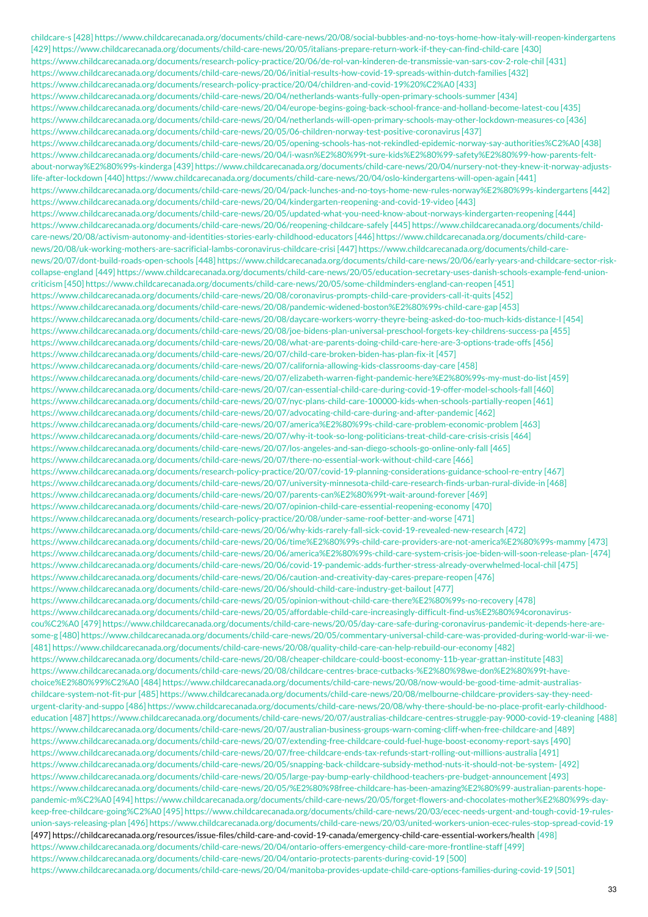childcare-s [428] https://www.childcarecanada.org/documents/child-care-news/20/08/social-bubbles-and-no-toys-home-how-italy-will-reopen-kindergartens [429] https://www.childcarecanada.org/documents/child-care-news/20/05/italians-prepare-return-work-if-they-can-find-child-care [430] https://www.childcarecanada.org/documents/research-policy-practice/20/06/de-rol-van-kinderen-de-transmissie-van-sars-cov-2-role-chil [431] https://www.childcarecanada.org/documents/child-care-news/20/06/initial-results-how-covid-19-spreads-within-dutch-families [432] https://www.childcarecanada.org/documents/research-policy-practice/20/04/children-and-covid-19%20%C2%A0 [433] https://www.childcarecanada.org/documents/child-care-news/20/04/netherlands-wants-fully-open-primary-schools-summer [434] https://www.childcarecanada.org/documents/child-care-news/20/04/europe-begins-going-back-school-france-and-holland-become-latest-cou [435] https://www.childcarecanada.org/documents/child-care-news/20/04/netherlands-will-open-primary-schools-may-other-lockdown-measures-co [436] https://www.childcarecanada.org/documents/child-care-news/20/05/06-children-norway-test-positive-coronavirus [437] https://www.childcarecanada.org/documents/child-care-news/20/05/opening-schools-has-not-rekindled-epidemic-norway-say-authorities%C2%A0 [438] https://www.childcarecanada.org/documents/child-care-news/20/04/i-wasn%E2%80%99t-sure-kids%E2%80%99-safety%E2%80%99-how-parents-felt-about-norway%E2%80%99s-kinderga [439] https://www.childcarecanada.org/documents/child-care-news/20/04/nursery-not-they-knew-it-norway-adjusts-life-after-lockdown [440] https://www.childcarecanada.org/documents/child-care-news/20/04/oslo-kindergartens-will-open-again [441] https://www.childcarecanada.org/documents/child-care-news/20/04/pack-lunches-and-no-toys-home-new-rules-norway%E2%80%99s-kindergartens [442] https://www.childcarecanada.org/documents/child-care-news/20/04/kindergarten-reopening-and-covid-19-video [443] https://www.childcarecanada.org/documents/child-care-news/20/05/updated-what-you-need-know-about-norways-kindergarten-reopening [444] https://www.childcarecanada.org/documents/child-care-news/20/06/reopening-childcare-safely [445] https://www.childcarecanada.org/documents/child-care-news/20/08/activism-autonomy-and-identities-stories-early-childhood-educators [446] https://www.childcarecanada.org/documents/child-care-news/20/08/uk-working-mothers-are-sacrificial-lambs-coronavirus-childcare-crisi [447] https://www.childcarecanada.org/documents/child-care-news/20/07/dont-build-roads-open-schools [448] https://www.childcarecanada.org/documents/child-care-news/20/06/early-years-and-childcare-sector-risk-collapse-england [449] https://www.childcarecanada.org/documents/child-care-news/20/05/education-secretary-uses-danish-schools-example-fend-union-criticism [450] https://www.childcarecanada.org/documents/child-care-news/20/05/some-childminders-england-can-reopen [451] https://www.childcarecanada.org/documents/child-care-news/20/08/coronavirus-prompts-child-care-providers-call-it-quits [452] https://www.childcarecanada.org/documents/child-care-news/20/08/pandemic-widened-boston%E2%80%99s-child-care-gap [453] https://www.childcarecanada.org/documents/child-care-news/20/08/daycare-workers-worry-theyre-being-asked-do-too-much-kids-distance-l [454] https://www.childcarecanada.org/documents/child-care-news/20/08/joe-bidens-plan-universal-preschool-forgets-key-childrens-success-pa [455] https://www.childcarecanada.org/documents/child-care-news/20/08/what-are-parents-doing-child-care-here-are-3-options-trade-offs [456] https://www.childcarecanada.org/documents/child-care-news/20/07/child-care-broken-biden-has-plan-fix-it [457] https://www.childcarecanada.org/documents/child-care-news/20/07/california-allowing-kids-classrooms-day-care [458] https://www.childcarecanada.org/documents/child-care-news/20/07/elizabeth-warren-fight-pandemic-here%E2%80%99s-my-must-do-list [459] https://www.childcarecanada.org/documents/child-care-news/20/07/can-essential-child-care-during-covid-19-offer-model-schools-fall [460] https://www.childcarecanada.org/documents/child-care-news/20/07/nyc-plans-child-care-100000-kids-when-schools-partially-reopen [461] https://www.childcarecanada.org/documents/child-care-news/20/07/advocating-child-care-during-and-after-pandemic [462] https://www.childcarecanada.org/documents/child-care-news/20/07/america%E2%80%99s-child-care-problem-economic-problem [463] https://www.childcarecanada.org/documents/child-care-news/20/07/why-it-took-so-long-politicians-treat-child-care-crisis-crisis [464] https://www.childcarecanada.org/documents/child-care-news/20/07/los-angeles-and-san-diego-schools-go-online-only-fall [465] https://www.childcarecanada.org/documents/child-care-news/20/07/there-no-essential-work-without-child-care [466] https://www.childcarecanada.org/documents/research-policy-practice/20/07/covid-19-planning-considerations-guidance-school-re-entry [467] https://www.childcarecanada.org/documents/child-care-news/20/07/university-minnesota-child-care-research-finds-urban-rural-divide-in [468] https://www.childcarecanada.org/documents/child-care-news/20/07/parents-can%E2%80%99t-wait-around-forever [469] https://www.childcarecanada.org/documents/child-care-news/20/07/opinion-child-care-essential-reopening-economy [470] https://www.childcarecanada.org/documents/research-policy-practice/20/08/under-same-roof-better-and-worse [471] https://www.childcarecanada.org/documents/child-care-news/20/06/why-kids-rarely-fall-sick-covid-19-revealed-new-research [472] https://www.childcarecanada.org/documents/child-care-news/20/06/time%E2%80%99s-child-care-providers-are-not-america%E2%80%99s-mammy [473] https://www.childcarecanada.org/documents/child-care-news/20/06/america%E2%80%99s-child-care-system-crisis-joe-biden-will-soon-release-plan- [474] https://www.childcarecanada.org/documents/child-care-news/20/06/covid-19-pandemic-adds-further-stress-already-overwhelmed-local-chil [475] https://www.childcarecanada.org/documents/child-care-news/20/06/caution-and-creativity-day-cares-prepare-reopen [476] https://www.childcarecanada.org/documents/child-care-news/20/06/should-child-care-industry-get-bailout [477] https://www.childcarecanada.org/documents/child-care-news/20/05/opinion-without-child-care-there%E2%80%99s-no-recovery [478] https://www.childcarecanada.org/documents/child-care-news/20/05/affordable-child-care-increasingly-difficult-find-us%E2%80%94coronavirus-cou%C2%A0 [479] https://www.childcarecanada.org/documents/child-care-news/20/05/day-care-safe-during-coronavirus-pandemic-it-depends-here-are-some-g [480] https://www.childcarecanada.org/documents/child-care-news/20/05/commentary-universal-child-care-was-provided-during-world-war-ii-we- [481] https://www.childcarecanada.org/documents/child-care-news/20/08/quality-child-care-can-help-rebuild-our-economy [482] https://www.childcarecanada.org/documents/child-care-news/20/08/cheaper-childcare-could-boost-economy-11b-year-grattan-institute [483] https://www.childcarecanada.org/documents/child-care-news/20/08/childcare-centres-brace-cutbacks-%E2%80%98we-don%E2%80%99t-have-choice%E2%80%99%C2%A0 [484] https://www.childcarecanada.org/documents/child-care-news/20/08/now-would-be-good-time-admit-australias-childcare-system-not-fit-pur [485] https://www.childcarecanada.org/documents/child-care-news/20/08/melbourne-childcare-providers-say-they-need-urgent-clarity-and-suppo [486] https://www.childcarecanada.org/documents/child-care-news/20/08/why-there-should-be-no-place-profit-early-childhood-education [487] https://www.childcarecanada.org/documents/child-care-news/20/07/australias-childcare-centres-struggle-pay-9000-covid-19-cleaning [488] https://www.childcarecanada.org/documents/child-care-news/20/07/australian-business-groups-warn-coming-cliff-when-free-childcare-and [489] https://www.childcarecanada.org/documents/child-care-news/20/07/extending-free-childcare-could-fuel-huge-boost-economy-report-says [490] https://www.childcarecanada.org/documents/child-care-news/20/07/free-childcare-ends-tax-refunds-start-rolling-out-millions-australia [491] https://www.childcarecanada.org/documents/child-care-news/20/05/snapping-back-childcare-subsidy-method-nuts-it-should-not-be-system- [492] https://www.childcarecanada.org/documents/child-care-news/20/05/large-pay-bump-early-childhood-teachers-pre-budget-announcement [493] https://www.childcarecanada.org/documents/child-care-news/20/05/%E2%80%98free-childcare-has-been-amazing%E2%80%99-australian-parents-hope-pandemic-m%C2%A0 [494] https://www.childcarecanada.org/documents/child-care-news/20/05/forget-flowers-and-chocolates-mother%E2%80%99s-day-keep-free-childcare-going%C2%A0 [495] https://www.childcarecanada.org/documents/child-care-news/20/03/ecec-needs-urgent-and-tough-covid-19-rules-union-says-releasing-plan [496] https://www.childcarecanada.org/documents/child-care-news/20/03/united-workers-union-ecec-rules-stop-spread-covid-19 [497] https://childcarecanada.org/resources/issue-files/child-care-and-covid-19-canada/emergency-child-care-essential-workers/health [498] https://www.childcarecanada.org/documents/child-care-news/20/04/ontario-offers-emergency-child-care-more-frontline-staff [499] https://www.childcarecanada.org/documents/child-care-news/20/04/ontario-protects-parents-during-covid-19 [500] https://www.childcarecanada.org/documents/child-care-news/20/04/manitoba-provides-update-child-care-options-families-during-covid-19 [501]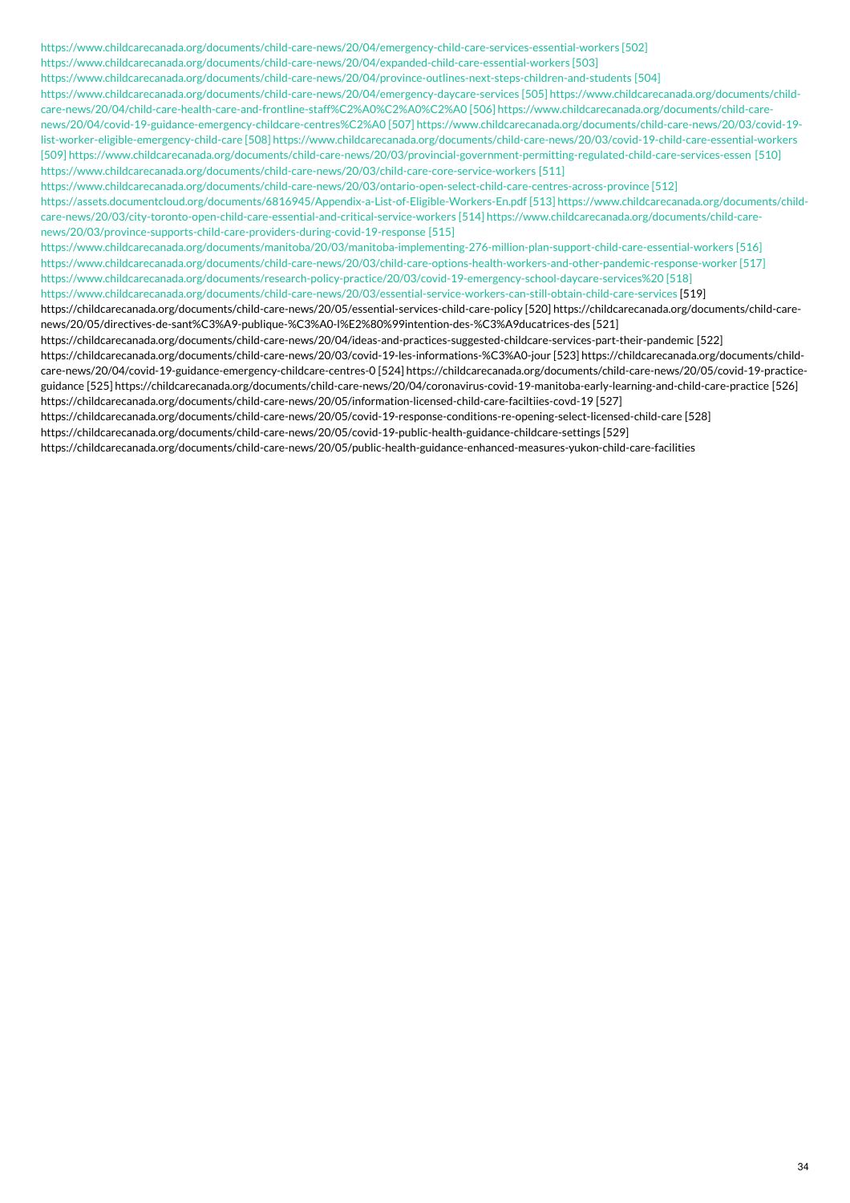https://www.childcarecanada.org/documents/child-care-news/20/04/emergency-child-care-services-essential-workers [502]
https://www.childcarecanada.org/documents/child-care-news/20/04/expanded-child-care-essential-workers [503]
https://www.childcarecanada.org/documents/child-care-news/20/04/province-outlines-next-steps-children-and-students [504]
https://www.childcarecanada.org/documents/child-care-news/20/04/emergency-daycare-services [505] https://www.childcarecanada.org/documents/child-care-news/20/04/child-care-health-care-and-frontline-staff%C2%A0%C2%A0%C2%A0 [506] https://www.childcarecanada.org/documents/child-care-news/20/04/covid-19-guidance-emergency-childcare-centres%C2%A0 [507] https://www.childcarecanada.org/documents/child-care-news/20/03/covid-19-list-worker-eligible-emergency-child-care [508] https://www.childcarecanada.org/documents/child-care-news/20/03/covid-19-child-care-essential-workers [509] https://www.childcarecanada.org/documents/child-care-news/20/03/provincial-government-permitting-regulated-child-care-services-essen [510]
https://www.childcarecanada.org/documents/child-care-news/20/03/child-care-core-service-workers [511]
https://www.childcarecanada.org/documents/child-care-news/20/03/ontario-open-select-child-care-centres-across-province [512]
https://assets.documentcloud.org/documents/6816945/Appendix-a-List-of-Eligible-Workers-En.pdf [513] https://www.childcarecanada.org/documents/child-care-news/20/03/city-toronto-open-child-care-essential-and-critical-service-workers [514] https://www.childcarecanada.org/documents/child-care-news/20/03/province-supports-child-care-providers-during-covid-19-response [515]
https://www.childcarecanada.org/documents/manitoba/20/03/manitoba-implementing-276-million-plan-support-child-care-essential-workers [516]
https://www.childcarecanada.org/documents/child-care-news/20/03/child-care-options-health-workers-and-other-pandemic-response-worker [517]
https://www.childcarecanada.org/documents/research-policy-practice/20/03/covid-19-emergency-school-daycare-services%20 [518]
https://www.childcarecanada.org/documents/child-care-news/20/03/essential-service-workers-can-still-obtain-child-care-services [519]
https://childcarecanada.org/documents/child-care-news/20/05/essential-services-child-care-policy [520] https://childcarecanada.org/documents/child-care-news/20/05/directives-de-sant%C3%A9-publique-%C3%A0-l%E2%80%99intention-des-%C3%A9ducatrices-des [521]
https://childcarecanada.org/documents/child-care-news/20/04/ideas-and-practices-suggested-childcare-services-part-their-pandemic [522]
https://childcarecanada.org/documents/child-care-news/20/03/covid-19-les-informations-%C3%A0-jour [523] https://childcarecanada.org/documents/child-care-news/20/04/covid-19-guidance-emergency-childcare-centres-0 [524] https://childcarecanada.org/documents/child-care-news/20/05/covid-19-practice-guidance [525] https://childcarecanada.org/documents/child-care-news/20/04/coronavirus-covid-19-manitoba-early-learning-and-child-care-practice [526]
https://childcarecanada.org/documents/child-care-news/20/05/information-licensed-child-care-faciltiies-covd-19 [527]
https://childcarecanada.org/documents/child-care-news/20/05/covid-19-response-conditions-re-opening-select-licensed-child-care [528]
https://childcarecanada.org/documents/child-care-news/20/05/covid-19-public-health-guidance-childcare-settings [529]
https://childcarecanada.org/documents/child-care-news/20/05/public-health-guidance-enhanced-measures-yukon-child-care-facilities